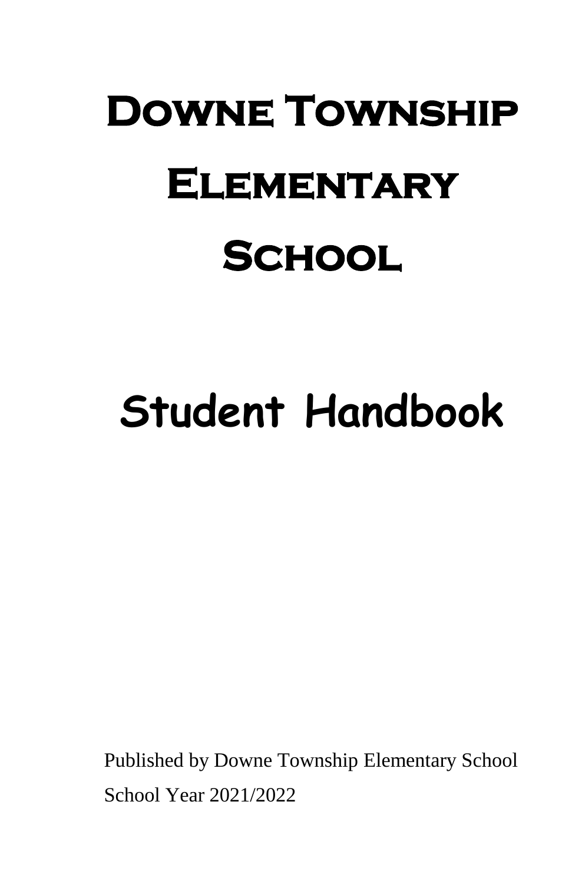# Downe Township Elementary School

# Student Handbook

Published by Downe Township Elementary School

School Year 2021/2022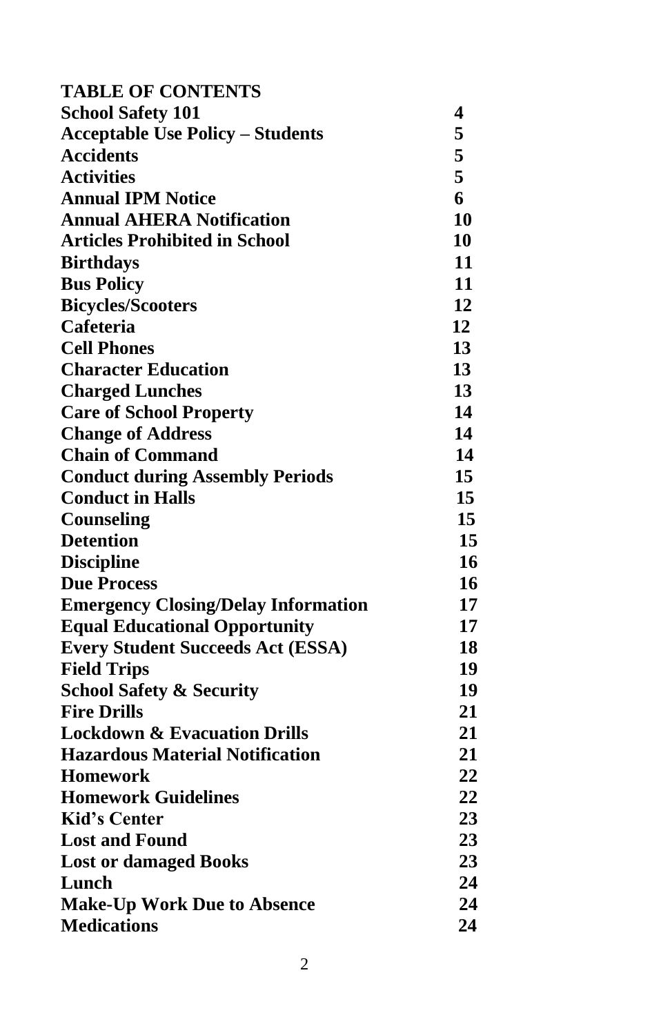# TABLE OF CONTENTS

| | |
|---|---|
| **School Safety 101** | **4** |
| **Acceptable Use Policy – Students** | **5** |
| **Accidents** | **5** |
| **Activities** | **5** |
| **Annual IPM Notice** | **6** |
| **Annual AHERA Notification** | **10** |
| **Articles Prohibited in School** | **10** |
| **Birthdays** | **11** |
| **Bus Policy** | **11** |
| **Bicycles/Scooters** | **12** |
| **Cafeteria** | **12** |
| **Cell Phones** | **13** |
| **Character Education** | **13** |
| **Charged Lunches** | **13** |
| **Care of School Property** | **14** |
| **Change of Address** | **14** |
| **Chain of Command** | **14** |
| **Conduct during Assembly Periods** | **15** |
| **Conduct in Halls** | **15** |
| **Counseling** | **15** |
| **Detention** | **15** |
| **Discipline** | **16** |
| **Due Process** | **16** |
| **Emergency Closing/Delay Information** | **17** |
| **Equal Educational Opportunity** | **17** |
| **Every Student Succeeds Act (ESSA)** | **18** |
| **Field Trips** | **19** |
| **School Safety & Security** | **19** |
| **Fire Drills** | **21** |
| **Lockdown & Evacuation Drills** | **21** |
| **Hazardous Material Notification** | **21** |
| **Homework** | **22** |
| **Homework Guidelines** | **22** |
| **Kid's Center** | **23** |
| **Lost and Found** | **23** |
| **Lost or damaged Books** | **23** |
| **Lunch** | **24** |
| **Make-Up Work Due to Absence** | **24** |
| **Medications** | **24** |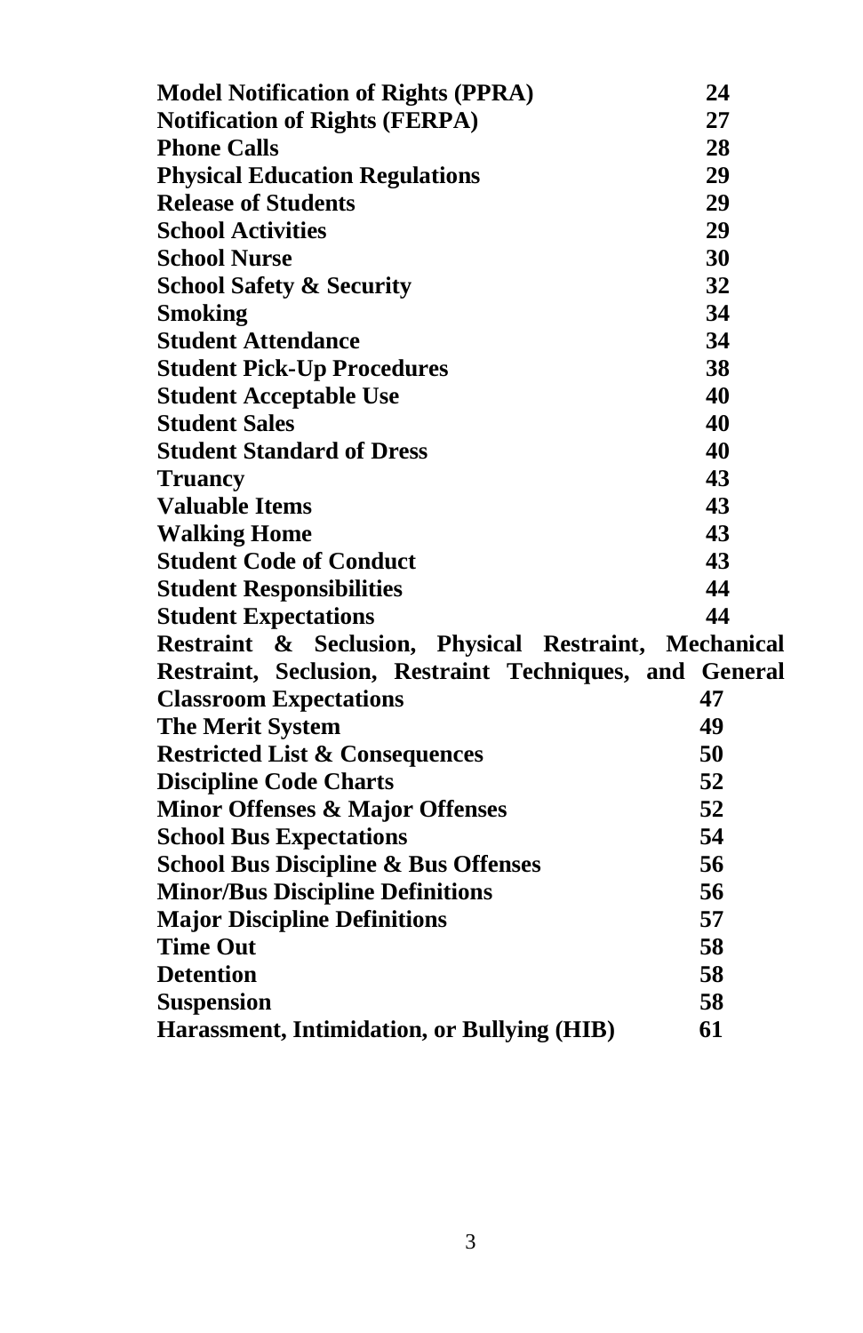| | |
|---|---|
| **Model Notification of Rights (PPRA)** | **24** |
| **Notification of Rights (FERPA)** | **27** |
| **Phone Calls** | **28** |
| **Physical Education Regulations** | **29** |
| **Release of Students** | **29** |
| **School Activities** | **29** |
| **School Nurse** | **30** |
| **School Safety & Security** | **32** |
| **Smoking** | **34** |
| **Student Attendance** | **34** |
| **Student Pick-Up Procedures** | **38** |
| **Student Acceptable Use** | **40** |
| **Student Sales** | **40** |
| **Student Standard of Dress** | **40** |
| **Truancy** | **43** |
| **Valuable Items** | **43** |
| **Walking Home** | **43** |
| **Student Code of Conduct** | **43** |
| **Student Responsibilities** | **44** |
| **Student Expectations** | **44** |
| **Restraint & Seclusion, Physical Restraint, Mechanical Restraint, Seclusion, Restraint Techniques, and General Classroom Expectations** | **47** |
| **The Merit System** | **49** |
| **Restricted List & Consequences** | **50** |
| **Discipline Code Charts** | **52** |
| **Minor Offenses & Major Offenses** | **52** |
| **School Bus Expectations** | **54** |
| **School Bus Discipline & Bus Offenses** | **56** |
| **Minor/Bus Discipline Definitions** | **56** |
| **Major Discipline Definitions** | **57** |
| **Time Out** | **58** |
| **Detention** | **58** |
| **Suspension** | **58** |
| **Harassment, Intimidation, or Bullying (HIB)** | **61** |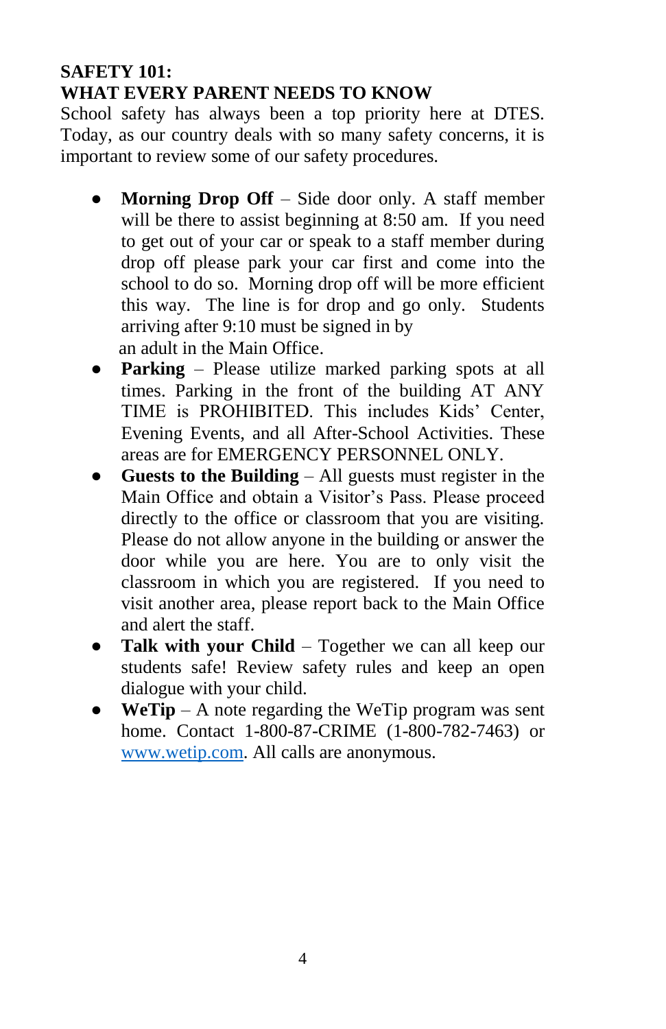## SAFETY 101:
## WHAT EVERY PARENT NEEDS TO KNOW

School safety has always been a top priority here at DTES. Today, as our country deals with so many safety concerns, it is important to review some of our safety procedures.

- **Morning Drop Off** – Side door only. A staff member will be there to assist beginning at 8:50 am. If you need to get out of your car or speak to a staff member during drop off please park your car first and come into the school to do so. Morning drop off will be more efficient this way. The line is for drop and go only. Students arriving after 9:10 must be signed in by an adult in the Main Office.
- **Parking** – Please utilize marked parking spots at all times. Parking in the front of the building AT ANY TIME is PROHIBITED. This includes Kids' Center, Evening Events, and all After-School Activities. These areas are for EMERGENCY PERSONNEL ONLY.
- **Guests to the Building** – All guests must register in the Main Office and obtain a Visitor's Pass. Please proceed directly to the office or classroom that you are visiting. Please do not allow anyone in the building or answer the door while you are here. You are to only visit the classroom in which you are registered. If you need to visit another area, please report back to the Main Office and alert the staff.
- **Talk with your Child** – Together we can all keep our students safe! Review safety rules and keep an open dialogue with your child.
- **WeTip** – A note regarding the WeTip program was sent home. Contact 1-800-87-CRIME (1-800-782-7463) or [www.wetip.com](http://www.wetip.com). All calls are anonymous.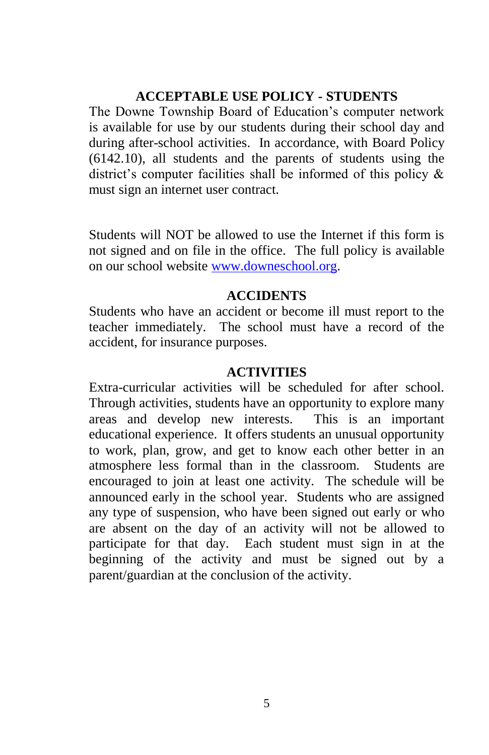## ACCEPTABLE USE POLICY - STUDENTS

The Downe Township Board of Education's computer network is available for use by our students during their school day and during after-school activities. In accordance, with Board Policy (6142.10), all students and the parents of students using the district's computer facilities shall be informed of this policy & must sign an internet user contract.

Students will NOT be allowed to use the Internet if this form is not signed and on file in the office. The full policy is available on our school website [www.downeschool.org](http://www.downeschool.org).

## ACCIDENTS

Students who have an accident or become ill must report to the teacher immediately. The school must have a record of the accident, for insurance purposes.

## ACTIVITIES

Extra-curricular activities will be scheduled for after school. Through activities, students have an opportunity to explore many areas and develop new interests. This is an important educational experience. It offers students an unusual opportunity to work, plan, grow, and get to know each other better in an atmosphere less formal than in the classroom. Students are encouraged to join at least one activity. The schedule will be announced early in the school year. Students who are assigned any type of suspension, who have been signed out early or who are absent on the day of an activity will not be allowed to participate for that day. Each student must sign in at the beginning of the activity and must be signed out by a parent/guardian at the conclusion of the activity.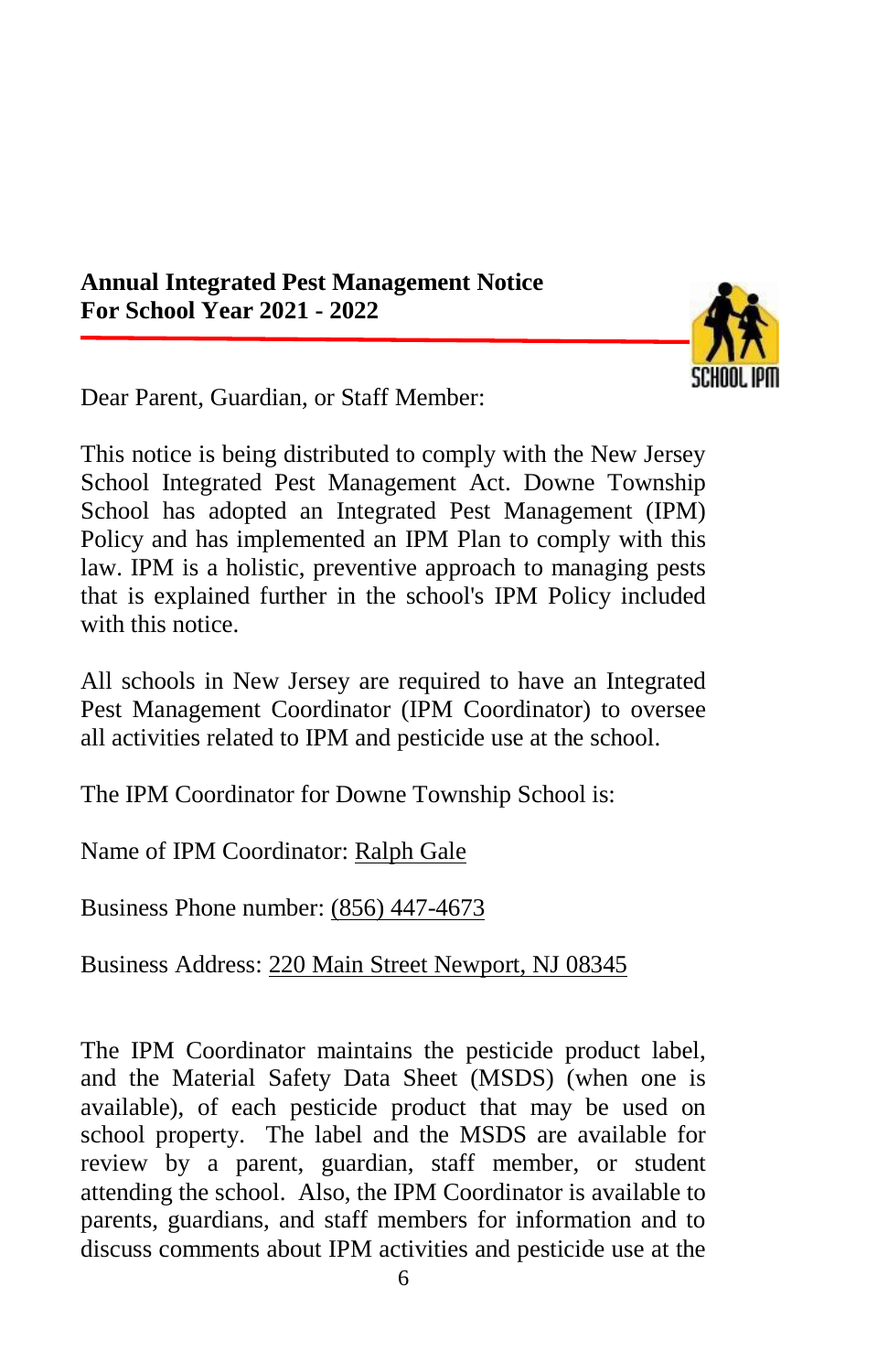**Annual Integrated Pest Management Notice**
**For School Year 2021 - 2022**

Dear Parent, Guardian, or Staff Member:

This notice is being distributed to comply with the New Jersey School Integrated Pest Management Act. Downe Township School has adopted an Integrated Pest Management (IPM) Policy and has implemented an IPM Plan to comply with this law. IPM is a holistic, preventive approach to managing pests that is explained further in the school's IPM Policy included with this notice.

All schools in New Jersey are required to have an Integrated Pest Management Coordinator (IPM Coordinator) to oversee all activities related to IPM and pesticide use at the school.

The IPM Coordinator for Downe Township School is:

Name of IPM Coordinator: Ralph Gale

Business Phone number: (856) 447-4673

Business Address: 220 Main Street Newport, NJ 08345

The IPM Coordinator maintains the pesticide product label, and the Material Safety Data Sheet (MSDS) (when one is available), of each pesticide product that may be used on school property. The label and the MSDS are available for review by a parent, guardian, staff member, or student attending the school. Also, the IPM Coordinator is available to parents, guardians, and staff members for information and to discuss comments about IPM activities and pesticide use at the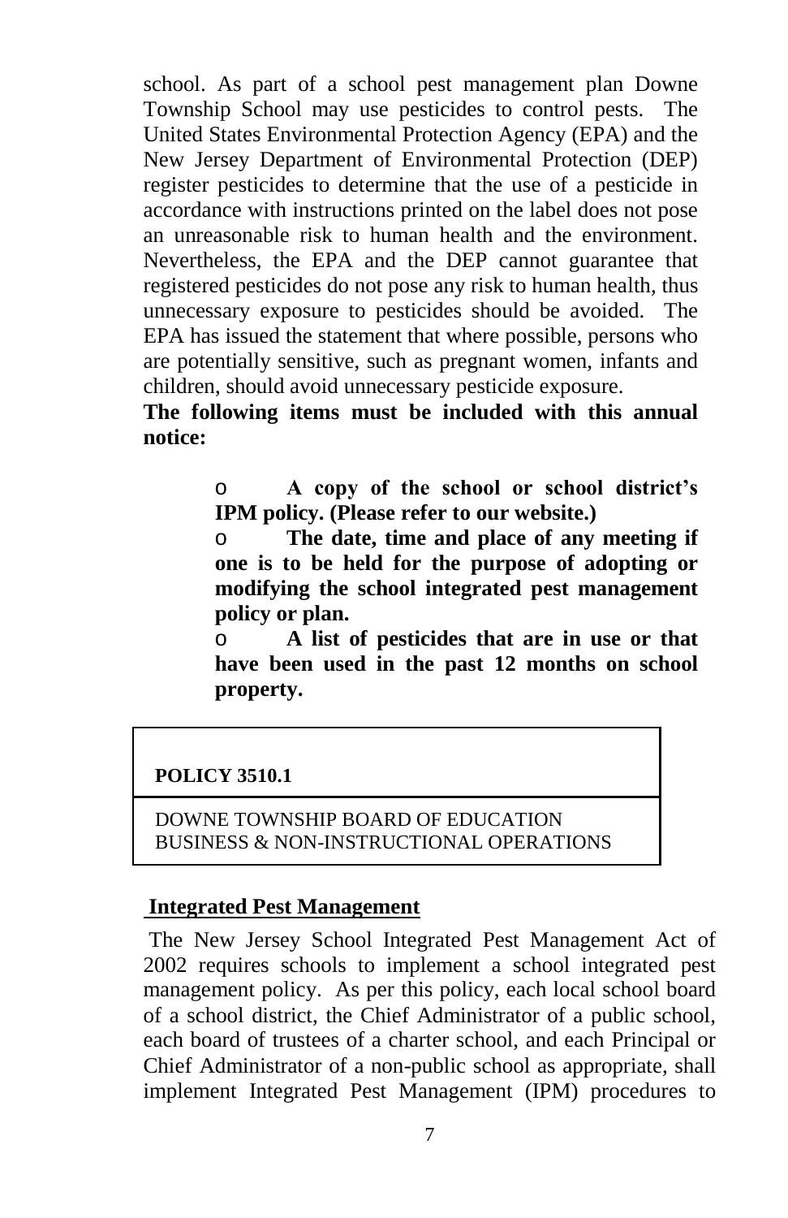school. As part of a school pest management plan Downe Township School may use pesticides to control pests. The United States Environmental Protection Agency (EPA) and the New Jersey Department of Environmental Protection (DEP) register pesticides to determine that the use of a pesticide in accordance with instructions printed on the label does not pose an unreasonable risk to human health and the environment. Nevertheless, the EPA and the DEP cannot guarantee that registered pesticides do not pose any risk to human health, thus unnecessary exposure to pesticides should be avoided. The EPA has issued the statement that where possible, persons who are potentially sensitive, such as pregnant women, infants and children, should avoid unnecessary pesticide exposure.

**The following items must be included with this annual notice:**

- **A copy of the school or school district's IPM policy. (Please refer to our website.)**
- **The date, time and place of any meeting if one is to be held for the purpose of adopting or modifying the school integrated pest management policy or plan.**
- **A list of pesticides that are in use or that have been used in the past 12 months on school property.**

**POLICY 3510.1**

DOWNE TOWNSHIP BOARD OF EDUCATION
BUSINESS & NON-INSTRUCTIONAL OPERATIONS

## Integrated Pest Management

The New Jersey School Integrated Pest Management Act of 2002 requires schools to implement a school integrated pest management policy. As per this policy, each local school board of a school district, the Chief Administrator of a public school, each board of trustees of a charter school, and each Principal or Chief Administrator of a non-public school as appropriate, shall implement Integrated Pest Management (IPM) procedures to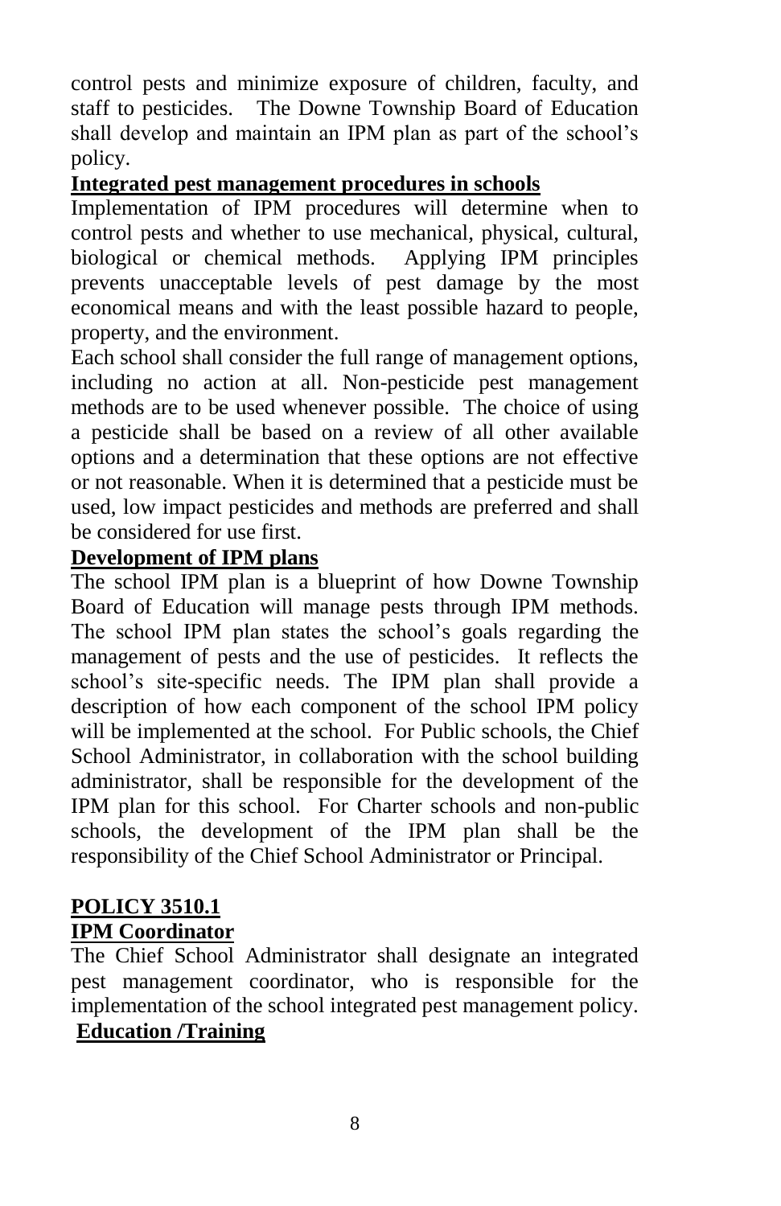control pests and minimize exposure of children, faculty, and staff to pesticides. The Downe Township Board of Education shall develop and maintain an IPM plan as part of the school's policy.

**Integrated pest management procedures in schools**

Implementation of IPM procedures will determine when to control pests and whether to use mechanical, physical, cultural, biological or chemical methods. Applying IPM principles prevents unacceptable levels of pest damage by the most economical means and with the least possible hazard to people, property, and the environment.

Each school shall consider the full range of management options, including no action at all. Non-pesticide pest management methods are to be used whenever possible. The choice of using a pesticide shall be based on a review of all other available options and a determination that these options are not effective or not reasonable. When it is determined that a pesticide must be used, low impact pesticides and methods are preferred and shall be considered for use first.

**Development of IPM plans**

The school IPM plan is a blueprint of how Downe Township Board of Education will manage pests through IPM methods. The school IPM plan states the school's goals regarding the management of pests and the use of pesticides. It reflects the school's site-specific needs. The IPM plan shall provide a description of how each component of the school IPM policy will be implemented at the school. For Public schools, the Chief School Administrator, in collaboration with the school building administrator, shall be responsible for the development of the IPM plan for this school. For Charter schools and non-public schools, the development of the IPM plan shall be the responsibility of the Chief School Administrator or Principal.

**POLICY 3510.1**

**IPM Coordinator**

The Chief School Administrator shall designate an integrated pest management coordinator, who is responsible for the implementation of the school integrated pest management policy.

**Education /Training**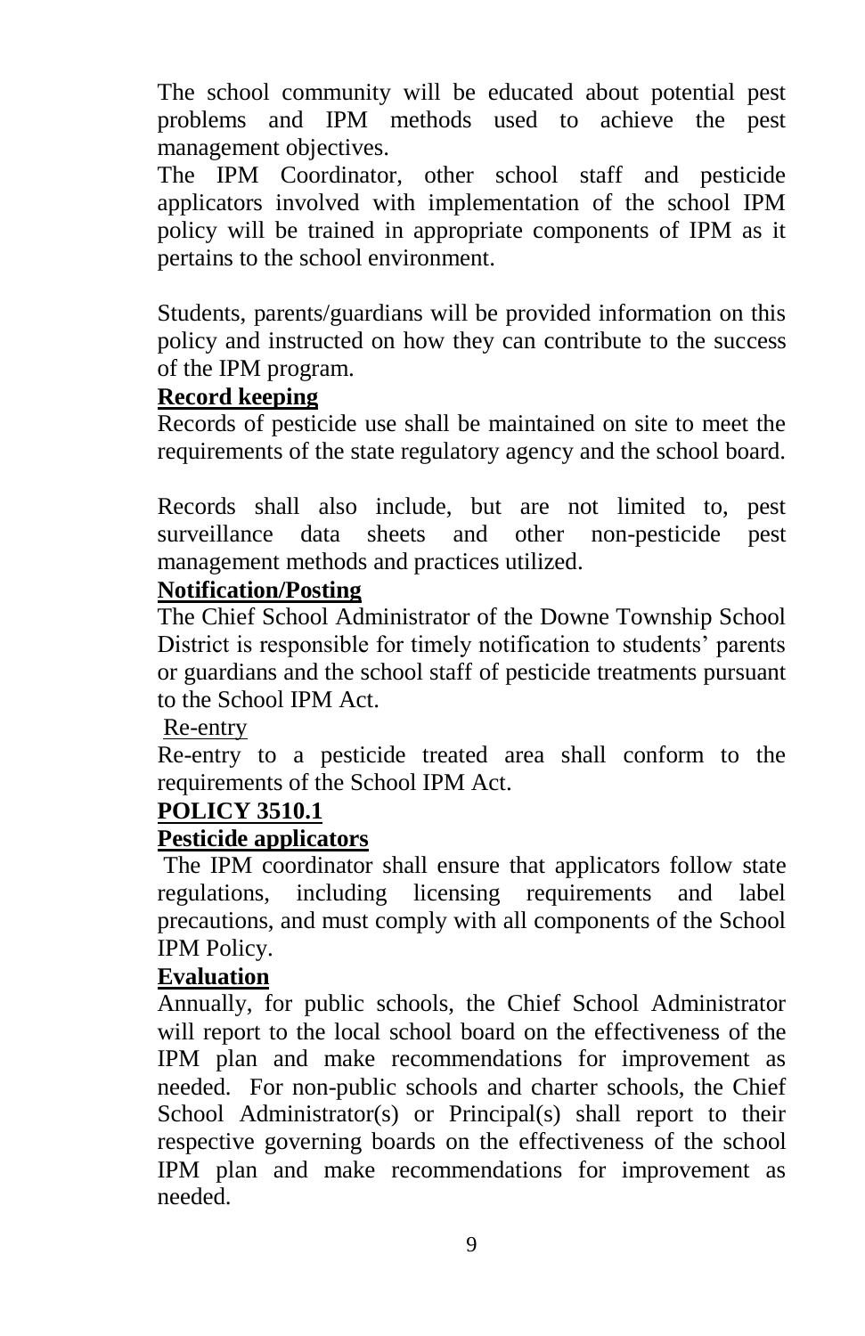The school community will be educated about potential pest problems and IPM methods used to achieve the pest management objectives.

The IPM Coordinator, other school staff and pesticide applicators involved with implementation of the school IPM policy will be trained in appropriate components of IPM as it pertains to the school environment.

Students, parents/guardians will be provided information on this policy and instructed on how they can contribute to the success of the IPM program.

**Record keeping**

Records of pesticide use shall be maintained on site to meet the requirements of the state regulatory agency and the school board.

Records shall also include, but are not limited to, pest surveillance data sheets and other non-pesticide pest management methods and practices utilized.

**Notification/Posting**

The Chief School Administrator of the Downe Township School District is responsible for timely notification to students' parents or guardians and the school staff of pesticide treatments pursuant to the School IPM Act.

Re-entry

Re-entry to a pesticide treated area shall conform to the requirements of the School IPM Act.

**POLICY 3510.1**

**Pesticide applicators**

The IPM coordinator shall ensure that applicators follow state regulations, including licensing requirements and label precautions, and must comply with all components of the School IPM Policy.

**Evaluation**

Annually, for public schools, the Chief School Administrator will report to the local school board on the effectiveness of the IPM plan and make recommendations for improvement as needed. For non-public schools and charter schools, the Chief School Administrator(s) or Principal(s) shall report to their respective governing boards on the effectiveness of the school IPM plan and make recommendations for improvement as needed.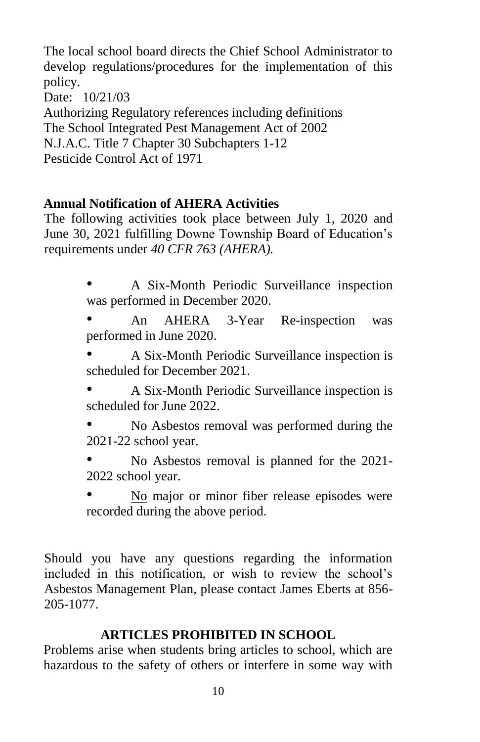The local school board directs the Chief School Administrator to develop regulations/procedures for the implementation of this policy.

Date: 10/21/03

<u>Authorizing Regulatory references including definitions</u>
The School Integrated Pest Management Act of 2002
N.J.A.C. Title 7 Chapter 30 Subchapters 1-12
Pesticide Control Act of 1971

**Annual Notification of AHERA Activities**

The following activities took place between July 1, 2020 and June 30, 2021 fulfilling Downe Township Board of Education's requirements under *40 CFR 763 (AHERA).*

- A Six-Month Periodic Surveillance inspection was performed in December 2020.
- An AHERA 3-Year Re-inspection was performed in June 2020.
- A Six-Month Periodic Surveillance inspection is scheduled for December 2021.
- A Six-Month Periodic Surveillance inspection is scheduled for June 2022.
- No Asbestos removal was performed during the 2021-22 school year.
- No Asbestos removal is planned for the 2021-2022 school year.
- <u>No</u> major or minor fiber release episodes were recorded during the above period.

Should you have any questions regarding the information included in this notification, or wish to review the school's Asbestos Management Plan, please contact James Eberts at 856-205-1077.

**ARTICLES PROHIBITED IN SCHOOL**

Problems arise when students bring articles to school, which are hazardous to the safety of others or interfere in some way with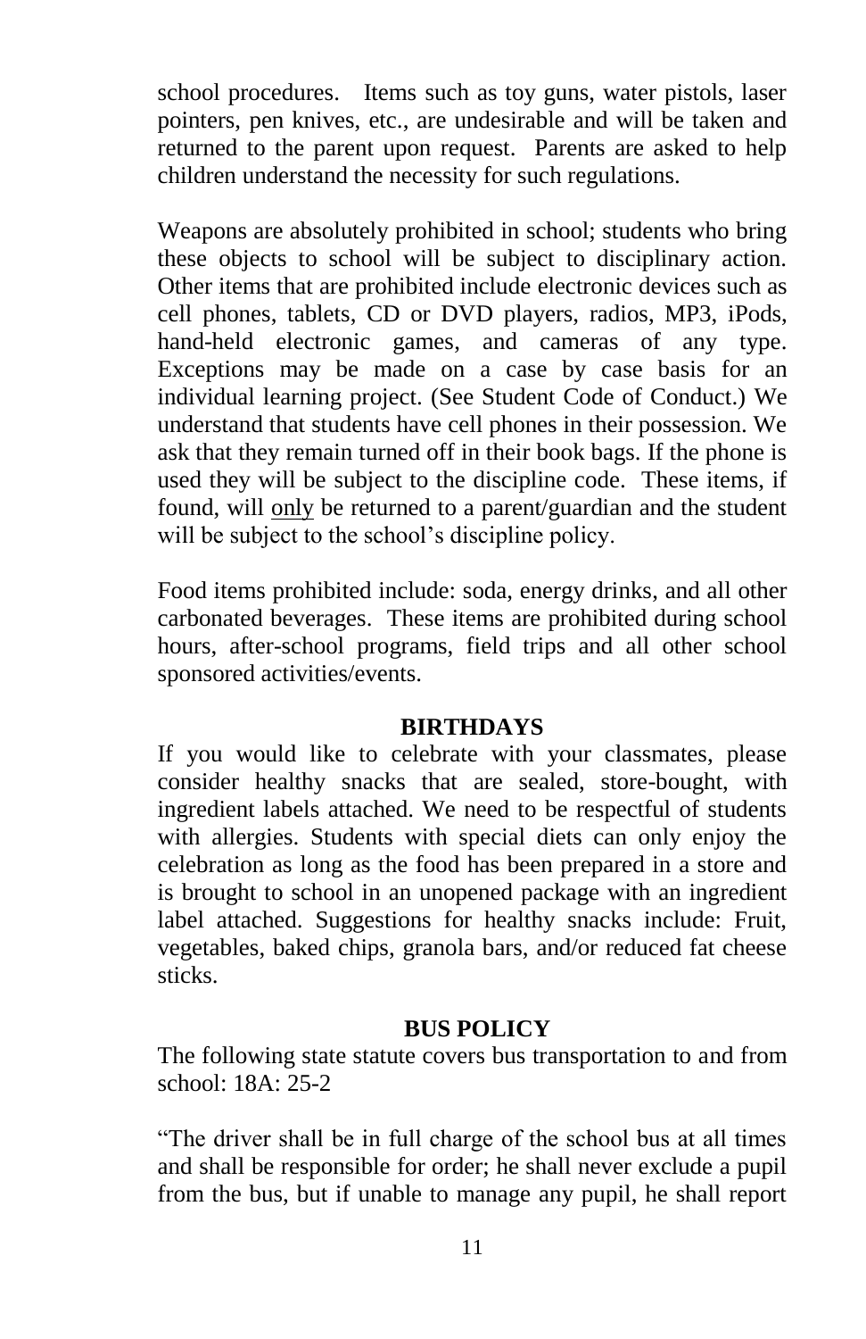school procedures. Items such as toy guns, water pistols, laser pointers, pen knives, etc., are undesirable and will be taken and returned to the parent upon request. Parents are asked to help children understand the necessity for such regulations.

Weapons are absolutely prohibited in school; students who bring these objects to school will be subject to disciplinary action. Other items that are prohibited include electronic devices such as cell phones, tablets, CD or DVD players, radios, MP3, iPods, hand-held electronic games, and cameras of any type. Exceptions may be made on a case by case basis for an individual learning project. (See Student Code of Conduct.) We understand that students have cell phones in their possession. We ask that they remain turned off in their book bags. If the phone is used they will be subject to the discipline code. These items, if found, will only be returned to a parent/guardian and the student will be subject to the school's discipline policy.

Food items prohibited include: soda, energy drinks, and all other carbonated beverages. These items are prohibited during school hours, after-school programs, field trips and all other school sponsored activities/events.

## BIRTHDAYS

If you would like to celebrate with your classmates, please consider healthy snacks that are sealed, store-bought, with ingredient labels attached. We need to be respectful of students with allergies. Students with special diets can only enjoy the celebration as long as the food has been prepared in a store and is brought to school in an unopened package with an ingredient label attached. Suggestions for healthy snacks include: Fruit, vegetables, baked chips, granola bars, and/or reduced fat cheese sticks.

## BUS POLICY

The following state statute covers bus transportation to and from school: 18A: 25-2

"The driver shall be in full charge of the school bus at all times and shall be responsible for order; he shall never exclude a pupil from the bus, but if unable to manage any pupil, he shall report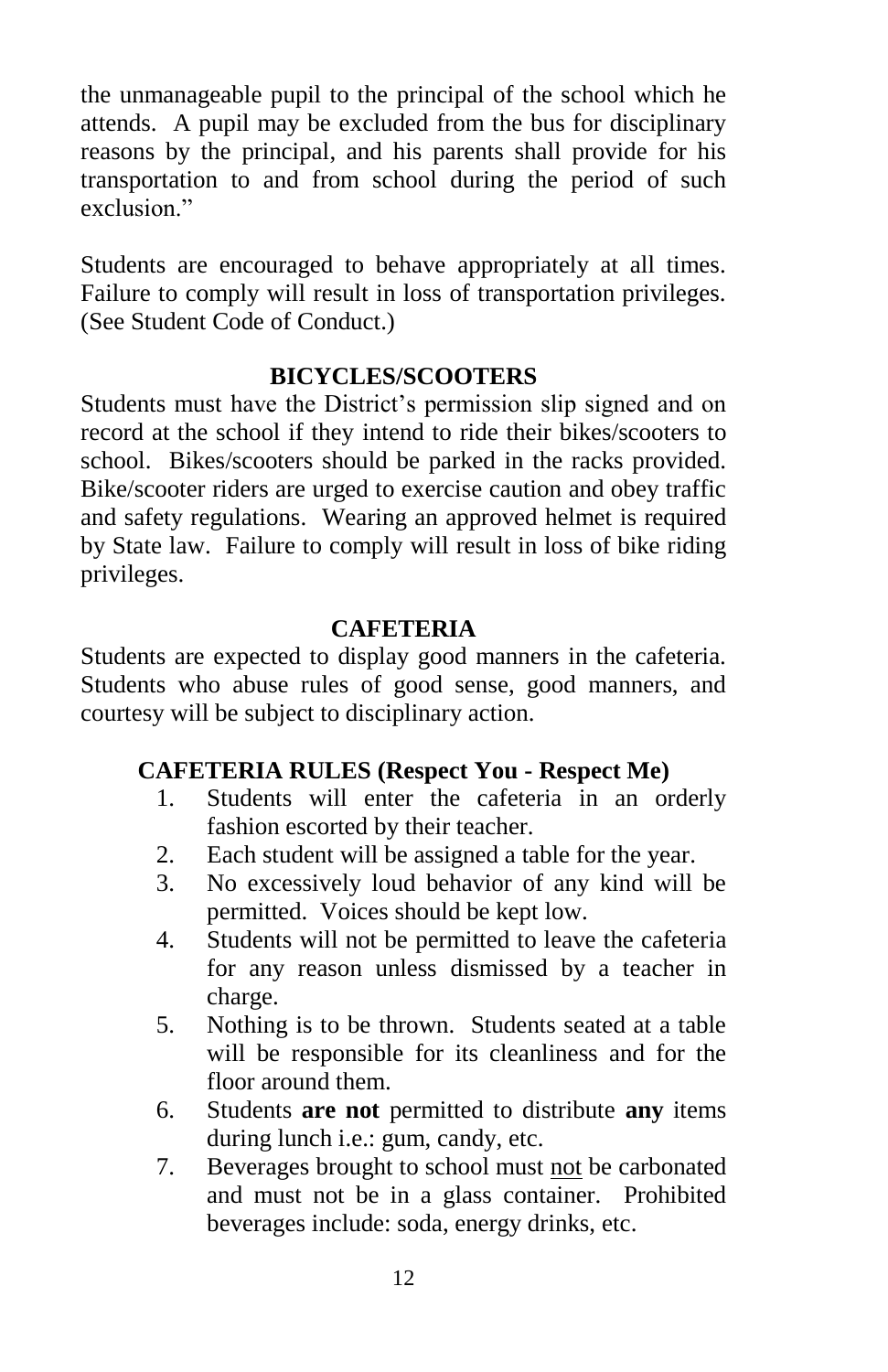the unmanageable pupil to the principal of the school which he attends. A pupil may be excluded from the bus for disciplinary reasons by the principal, and his parents shall provide for his transportation to and from school during the period of such exclusion."

Students are encouraged to behave appropriately at all times. Failure to comply will result in loss of transportation privileges. (See Student Code of Conduct.)

## BICYCLES/SCOOTERS

Students must have the District's permission slip signed and on record at the school if they intend to ride their bikes/scooters to school. Bikes/scooters should be parked in the racks provided. Bike/scooter riders are urged to exercise caution and obey traffic and safety regulations. Wearing an approved helmet is required by State law. Failure to comply will result in loss of bike riding privileges.

## CAFETERIA

Students are expected to display good manners in the cafeteria. Students who abuse rules of good sense, good manners, and courtesy will be subject to disciplinary action.

### CAFETERIA RULES (Respect You - Respect Me)

1. Students will enter the cafeteria in an orderly fashion escorted by their teacher.
2. Each student will be assigned a table for the year.
3. No excessively loud behavior of any kind will be permitted. Voices should be kept low.
4. Students will not be permitted to leave the cafeteria for any reason unless dismissed by a teacher in charge.
5. Nothing is to be thrown. Students seated at a table will be responsible for its cleanliness and for the floor around them.
6. Students **are not** permitted to distribute **any** items during lunch i.e.: gum, candy, etc.
7. Beverages brought to school must <u>not</u> be carbonated and must not be in a glass container. Prohibited beverages include: soda, energy drinks, etc.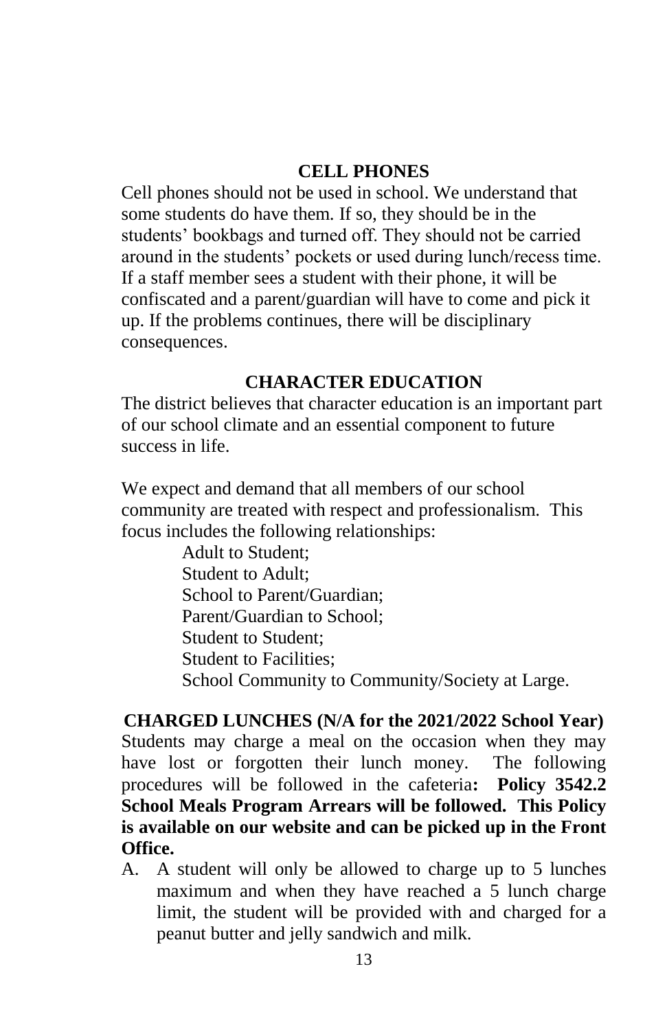## CELL PHONES

Cell phones should not be used in school. We understand that some students do have them. If so, they should be in the students' bookbags and turned off. They should not be carried around in the students' pockets or used during lunch/recess time. If a staff member sees a student with their phone, it will be confiscated and a parent/guardian will have to come and pick it up. If the problems continues, there will be disciplinary consequences.

## CHARACTER EDUCATION

The district believes that character education is an important part of our school climate and an essential component to future success in life.

We expect and demand that all members of our school community are treated with respect and professionalism. This focus includes the following relationships:

Adult to Student;
Student to Adult;
School to Parent/Guardian;
Parent/Guardian to School;
Student to Student;
Student to Facilities;
School Community to Community/Society at Large.

## CHARGED LUNCHES (N/A for the 2021/2022 School Year)

Students may charge a meal on the occasion when they may have lost or forgotten their lunch money. The following procedures will be followed in the cafeteria**: Policy 3542.2 School Meals Program Arrears will be followed. This Policy is available on our website and can be picked up in the Front Office.**

A. A student will only be allowed to charge up to 5 lunches maximum and when they have reached a 5 lunch charge limit, the student will be provided with and charged for a peanut butter and jelly sandwich and milk.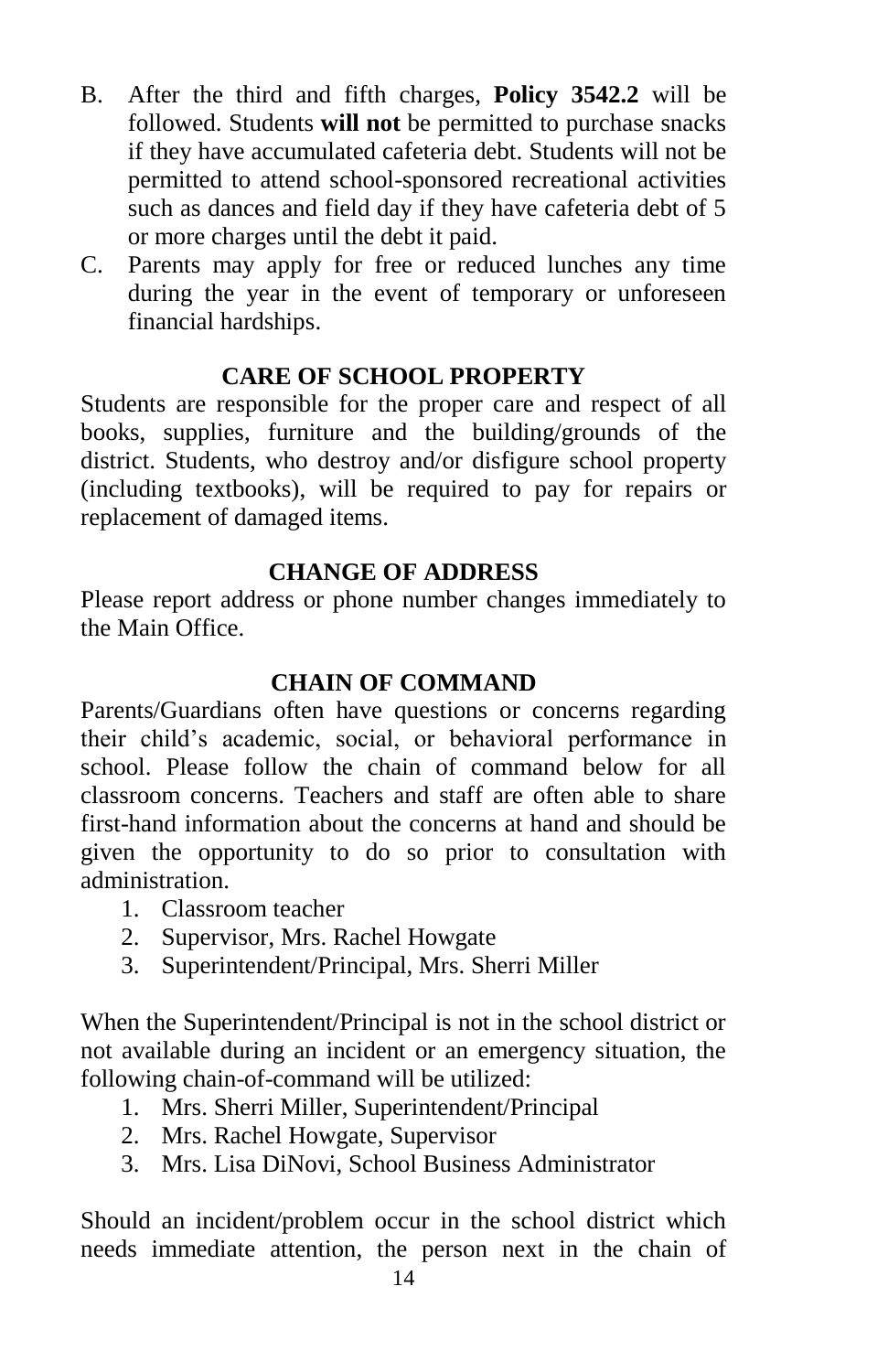B. After the third and fifth charges, **Policy 3542.2** will be followed. Students **will not** be permitted to purchase snacks if they have accumulated cafeteria debt. Students will not be permitted to attend school-sponsored recreational activities such as dances and field day if they have cafeteria debt of 5 or more charges until the debt it paid.

C. Parents may apply for free or reduced lunches any time during the year in the event of temporary or unforeseen financial hardships.

## CARE OF SCHOOL PROPERTY

Students are responsible for the proper care and respect of all books, supplies, furniture and the building/grounds of the district. Students, who destroy and/or disfigure school property (including textbooks), will be required to pay for repairs or replacement of damaged items.

## CHANGE OF ADDRESS

Please report address or phone number changes immediately to the Main Office.

## CHAIN OF COMMAND

Parents/Guardians often have questions or concerns regarding their child's academic, social, or behavioral performance in school. Please follow the chain of command below for all classroom concerns. Teachers and staff are often able to share first-hand information about the concerns at hand and should be given the opportunity to do so prior to consultation with administration.

1. Classroom teacher
2. Supervisor, Mrs. Rachel Howgate
3. Superintendent/Principal, Mrs. Sherri Miller

When the Superintendent/Principal is not in the school district or not available during an incident or an emergency situation, the following chain-of-command will be utilized:

1. Mrs. Sherri Miller, Superintendent/Principal
2. Mrs. Rachel Howgate, Supervisor
3. Mrs. Lisa DiNovi, School Business Administrator

Should an incident/problem occur in the school district which needs immediate attention, the person next in the chain of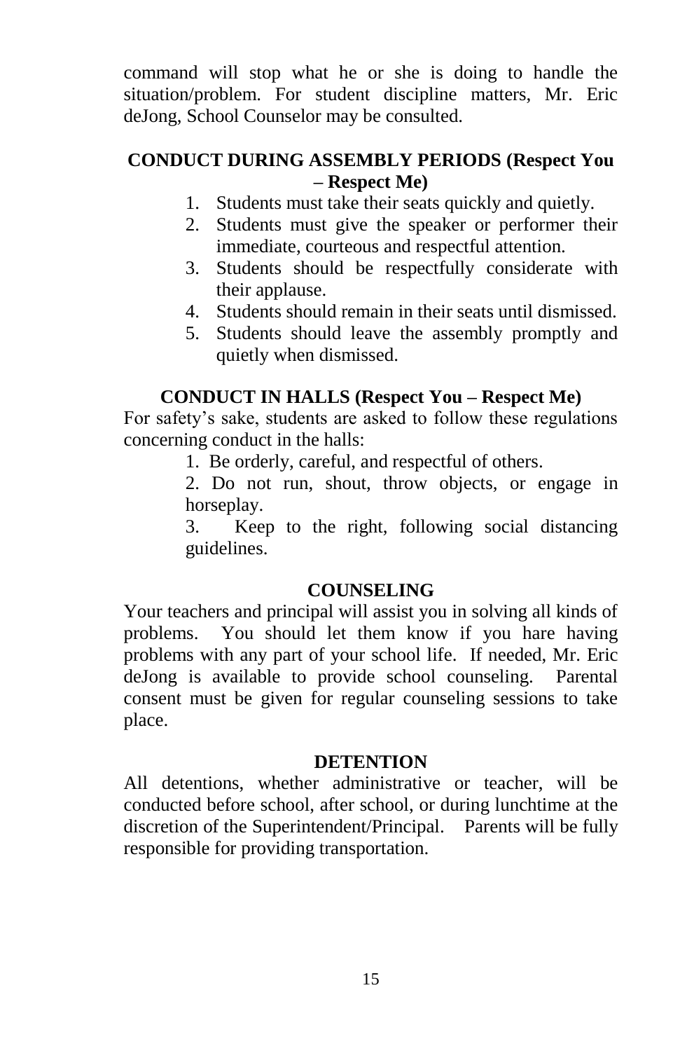command will stop what he or she is doing to handle the situation/problem. For student discipline matters, Mr. Eric deJong, School Counselor may be consulted.

## CONDUCT DURING ASSEMBLY PERIODS (Respect You – Respect Me)

1. Students must take their seats quickly and quietly.
2. Students must give the speaker or performer their immediate, courteous and respectful attention.
3. Students should be respectfully considerate with their applause.
4. Students should remain in their seats until dismissed.
5. Students should leave the assembly promptly and quietly when dismissed.

## CONDUCT IN HALLS (Respect You – Respect Me)

For safety's sake, students are asked to follow these regulations concerning conduct in the halls:

1. Be orderly, careful, and respectful of others.
2. Do not run, shout, throw objects, or engage in horseplay.
3. Keep to the right, following social distancing guidelines.

## COUNSELING

Your teachers and principal will assist you in solving all kinds of problems. You should let them know if you hare having problems with any part of your school life. If needed, Mr. Eric deJong is available to provide school counseling. Parental consent must be given for regular counseling sessions to take place.

## DETENTION

All detentions, whether administrative or teacher, will be conducted before school, after school, or during lunchtime at the discretion of the Superintendent/Principal. Parents will be fully responsible for providing transportation.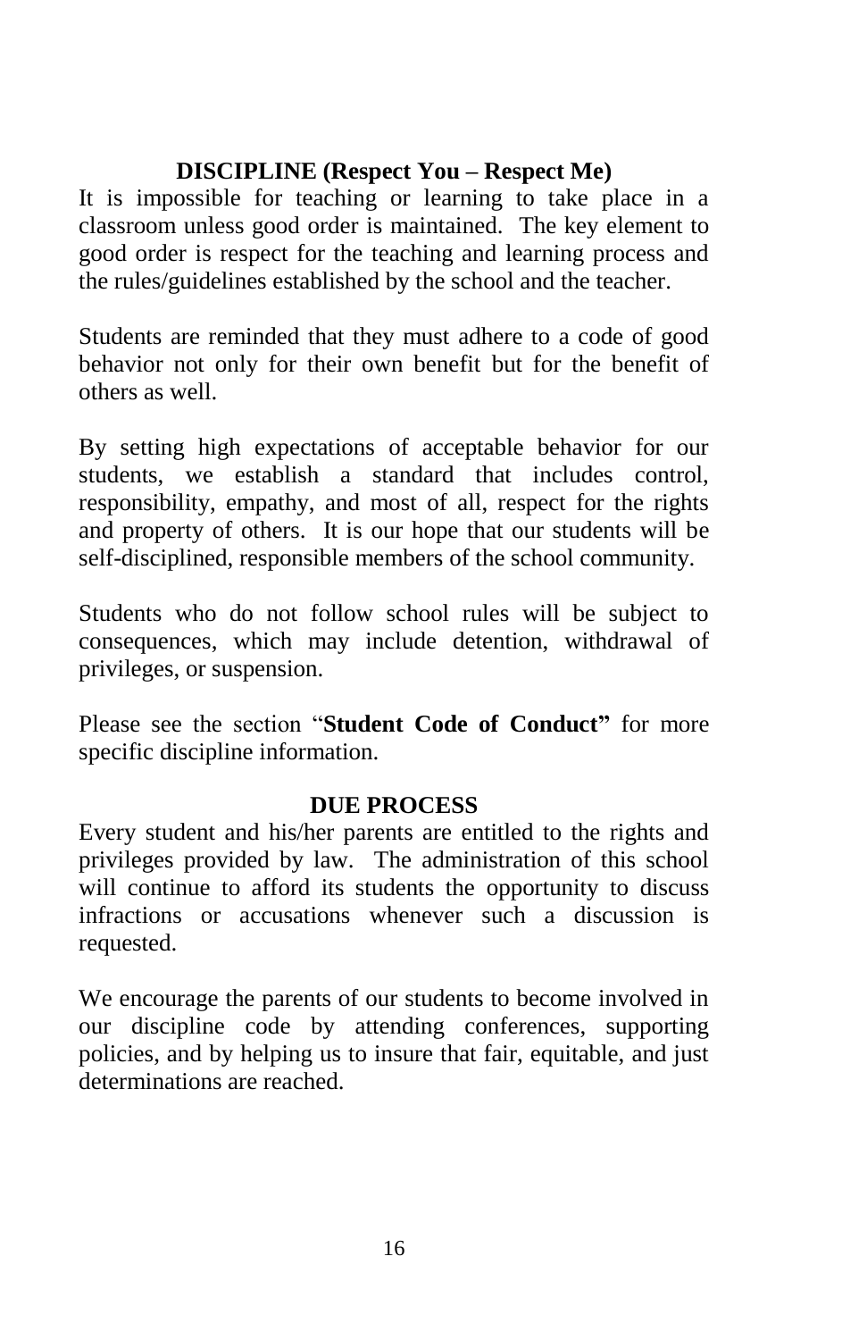## DISCIPLINE (Respect You – Respect Me)

It is impossible for teaching or learning to take place in a classroom unless good order is maintained. The key element to good order is respect for the teaching and learning process and the rules/guidelines established by the school and the teacher.

Students are reminded that they must adhere to a code of good behavior not only for their own benefit but for the benefit of others as well.

By setting high expectations of acceptable behavior for our students, we establish a standard that includes control, responsibility, empathy, and most of all, respect for the rights and property of others. It is our hope that our students will be self-disciplined, responsible members of the school community.

Students who do not follow school rules will be subject to consequences, which may include detention, withdrawal of privileges, or suspension.

Please see the section "**Student Code of Conduct"** for more specific discipline information.

## DUE PROCESS

Every student and his/her parents are entitled to the rights and privileges provided by law. The administration of this school will continue to afford its students the opportunity to discuss infractions or accusations whenever such a discussion is requested.

We encourage the parents of our students to become involved in our discipline code by attending conferences, supporting policies, and by helping us to insure that fair, equitable, and just determinations are reached.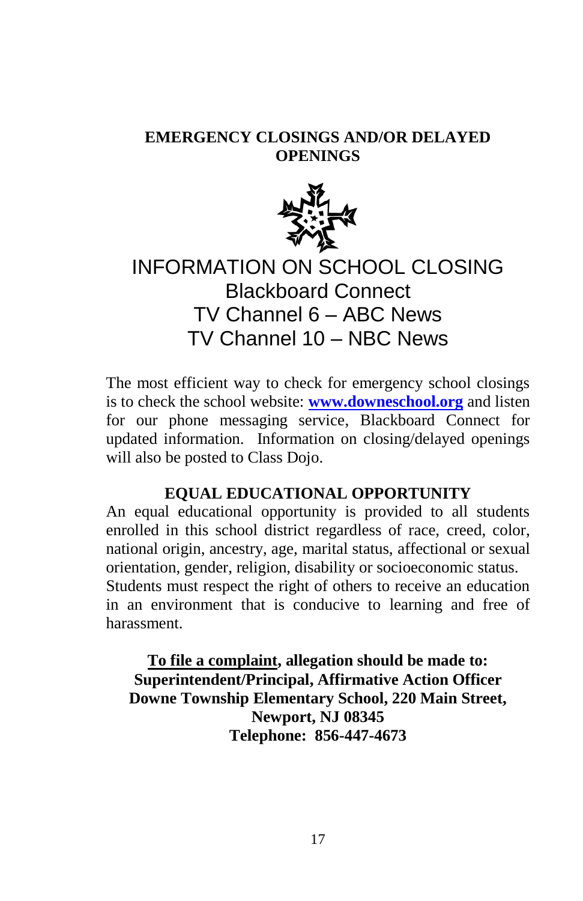## EMERGENCY CLOSINGS AND/OR DELAYED OPENINGS

INFORMATION ON SCHOOL CLOSING
Blackboard Connect
TV Channel 6 – ABC News
TV Channel 10 – NBC News

The most efficient way to check for emergency school closings is to check the school website: **www.downeschool.org** and listen for our phone messaging service, Blackboard Connect for updated information. Information on closing/delayed openings will also be posted to Class Dojo.

## EQUAL EDUCATIONAL OPPORTUNITY

An equal educational opportunity is provided to all students enrolled in this school district regardless of race, creed, color, national origin, ancestry, age, marital status, affectional or sexual orientation, gender, religion, disability or socioeconomic status. Students must respect the right of others to receive an education in an environment that is conducive to learning and free of harassment.

**To file a complaint, allegation should be made to:**
**Superintendent/Principal, Affirmative Action Officer**
**Downe Township Elementary School, 220 Main Street, Newport, NJ 08345**
**Telephone: 856-447-4673**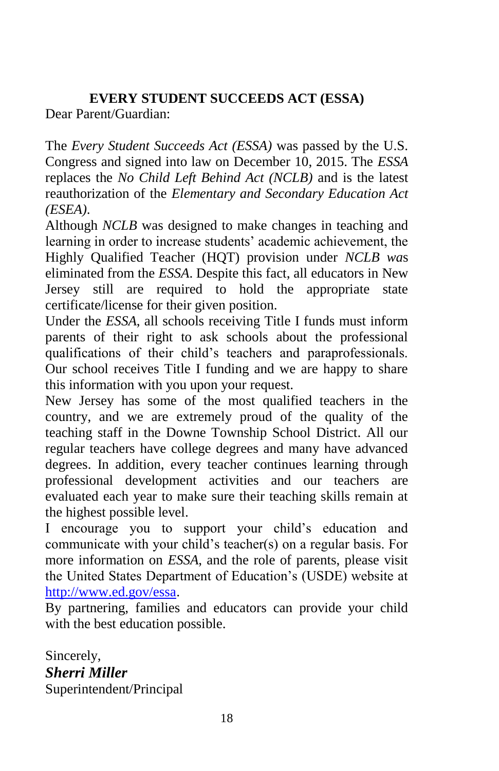## EVERY STUDENT SUCCEEDS ACT (ESSA)

Dear Parent/Guardian:

The *Every Student Succeeds Act (ESSA)* was passed by the U.S. Congress and signed into law on December 10, 2015. The *ESSA* replaces the *No Child Left Behind Act (NCLB)* and is the latest reauthorization of the *Elementary and Secondary Education Act (ESEA).*

Although *NCLB* was designed to make changes in teaching and learning in order to increase students' academic achievement, the Highly Qualified Teacher (HQT) provision under *NCLB was* eliminated from the *ESSA*. Despite this fact, all educators in New Jersey still are required to hold the appropriate state certificate/license for their given position.

Under the *ESSA*, all schools receiving Title I funds must inform parents of their right to ask schools about the professional qualifications of their child's teachers and paraprofessionals. Our school receives Title I funding and we are happy to share this information with you upon your request.

New Jersey has some of the most qualified teachers in the country, and we are extremely proud of the quality of the teaching staff in the Downe Township School District. All our regular teachers have college degrees and many have advanced degrees. In addition, every teacher continues learning through professional development activities and our teachers are evaluated each year to make sure their teaching skills remain at the highest possible level.

I encourage you to support your child's education and communicate with your child's teacher(s) on a regular basis. For more information on *ESSA*, and the role of parents, please visit the United States Department of Education's (USDE) website at [http://www.ed.gov/essa](http://www.ed.gov/essa).

By partnering, families and educators can provide your child with the best education possible.

Sincerely,
***Sherri Miller***
Superintendent/Principal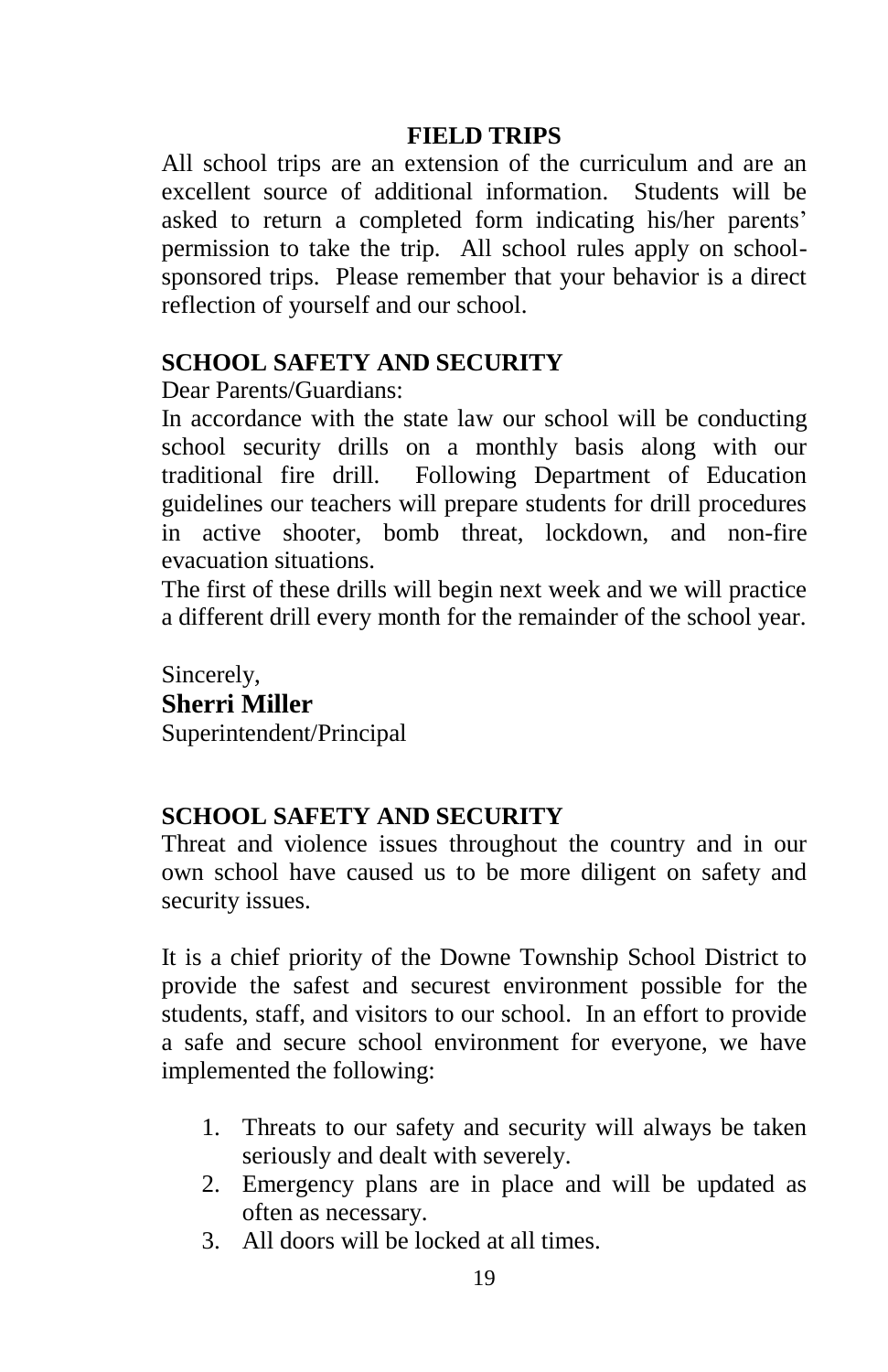## FIELD TRIPS

All school trips are an extension of the curriculum and are an excellent source of additional information. Students will be asked to return a completed form indicating his/her parents' permission to take the trip. All school rules apply on school-sponsored trips. Please remember that your behavior is a direct reflection of yourself and our school.

## SCHOOL SAFETY AND SECURITY

Dear Parents/Guardians:

In accordance with the state law our school will be conducting school security drills on a monthly basis along with our traditional fire drill. Following Department of Education guidelines our teachers will prepare students for drill procedures in active shooter, bomb threat, lockdown, and non-fire evacuation situations.

The first of these drills will begin next week and we will practice a different drill every month for the remainder of the school year.

Sincerely,

**Sherri Miller**

Superintendent/Principal

## SCHOOL SAFETY AND SECURITY

Threat and violence issues throughout the country and in our own school have caused us to be more diligent on safety and security issues.

It is a chief priority of the Downe Township School District to provide the safest and securest environment possible for the students, staff, and visitors to our school. In an effort to provide a safe and secure school environment for everyone, we have implemented the following:

1. Threats to our safety and security will always be taken seriously and dealt with severely.
2. Emergency plans are in place and will be updated as often as necessary.
3. All doors will be locked at all times.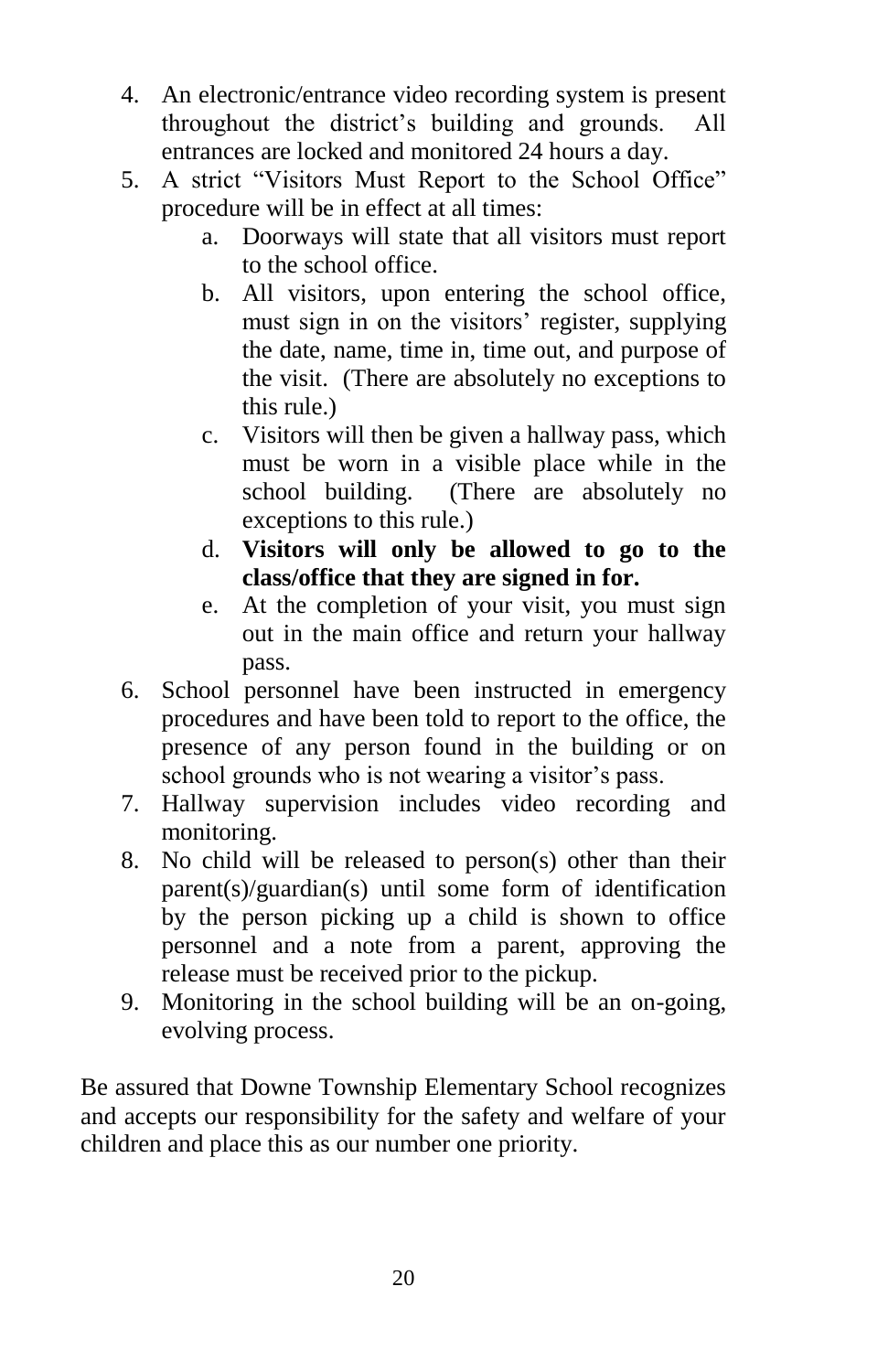4. An electronic/entrance video recording system is present throughout the district's building and grounds. All entrances are locked and monitored 24 hours a day.
5. A strict "Visitors Must Report to the School Office" procedure will be in effect at all times:
    a. Doorways will state that all visitors must report to the school office.
    b. All visitors, upon entering the school office, must sign in on the visitors' register, supplying the date, name, time in, time out, and purpose of the visit. (There are absolutely no exceptions to this rule.)
    c. Visitors will then be given a hallway pass, which must be worn in a visible place while in the school building. (There are absolutely no exceptions to this rule.)
    d. **Visitors will only be allowed to go to the class/office that they are signed in for.**
    e. At the completion of your visit, you must sign out in the main office and return your hallway pass.
6. School personnel have been instructed in emergency procedures and have been told to report to the office, the presence of any person found in the building or on school grounds who is not wearing a visitor's pass.
7. Hallway supervision includes video recording and monitoring.
8. No child will be released to person(s) other than their parent(s)/guardian(s) until some form of identification by the person picking up a child is shown to office personnel and a note from a parent, approving the release must be received prior to the pickup.
9. Monitoring in the school building will be an on-going, evolving process.

Be assured that Downe Township Elementary School recognizes and accepts our responsibility for the safety and welfare of your children and place this as our number one priority.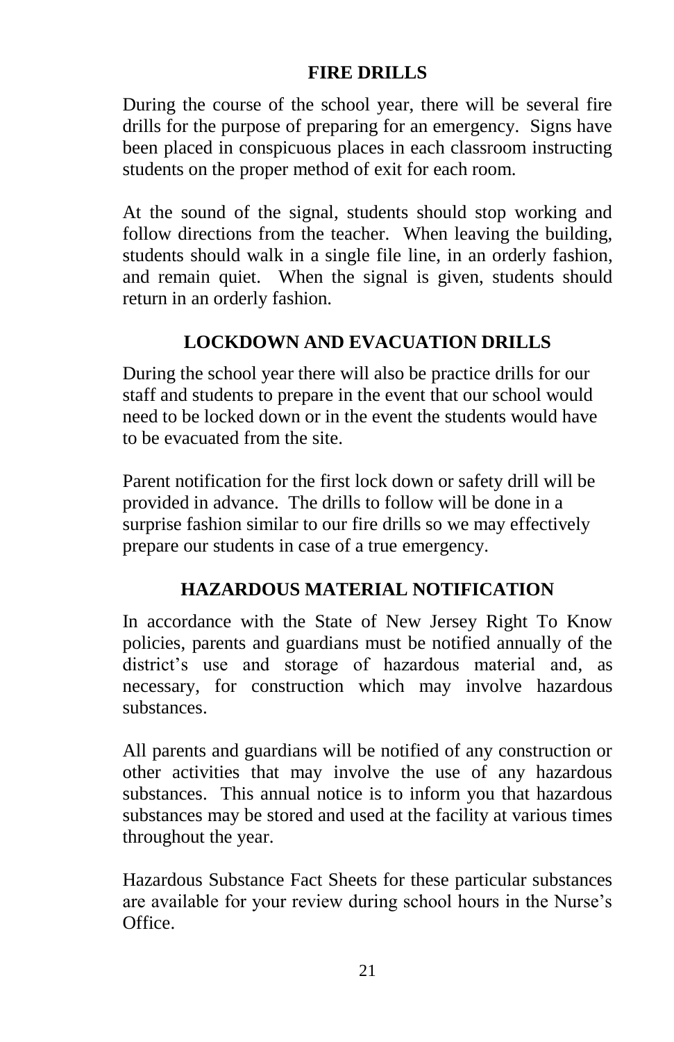## FIRE DRILLS

During the course of the school year, there will be several fire drills for the purpose of preparing for an emergency. Signs have been placed in conspicuous places in each classroom instructing students on the proper method of exit for each room.

At the sound of the signal, students should stop working and follow directions from the teacher. When leaving the building, students should walk in a single file line, in an orderly fashion, and remain quiet. When the signal is given, students should return in an orderly fashion.

## LOCKDOWN AND EVACUATION DRILLS

During the school year there will also be practice drills for our staff and students to prepare in the event that our school would need to be locked down or in the event the students would have to be evacuated from the site.

Parent notification for the first lock down or safety drill will be provided in advance. The drills to follow will be done in a surprise fashion similar to our fire drills so we may effectively prepare our students in case of a true emergency.

## HAZARDOUS MATERIAL NOTIFICATION

In accordance with the State of New Jersey Right To Know policies, parents and guardians must be notified annually of the district's use and storage of hazardous material and, as necessary, for construction which may involve hazardous substances.

All parents and guardians will be notified of any construction or other activities that may involve the use of any hazardous substances. This annual notice is to inform you that hazardous substances may be stored and used at the facility at various times throughout the year.

Hazardous Substance Fact Sheets for these particular substances are available for your review during school hours in the Nurse's Office.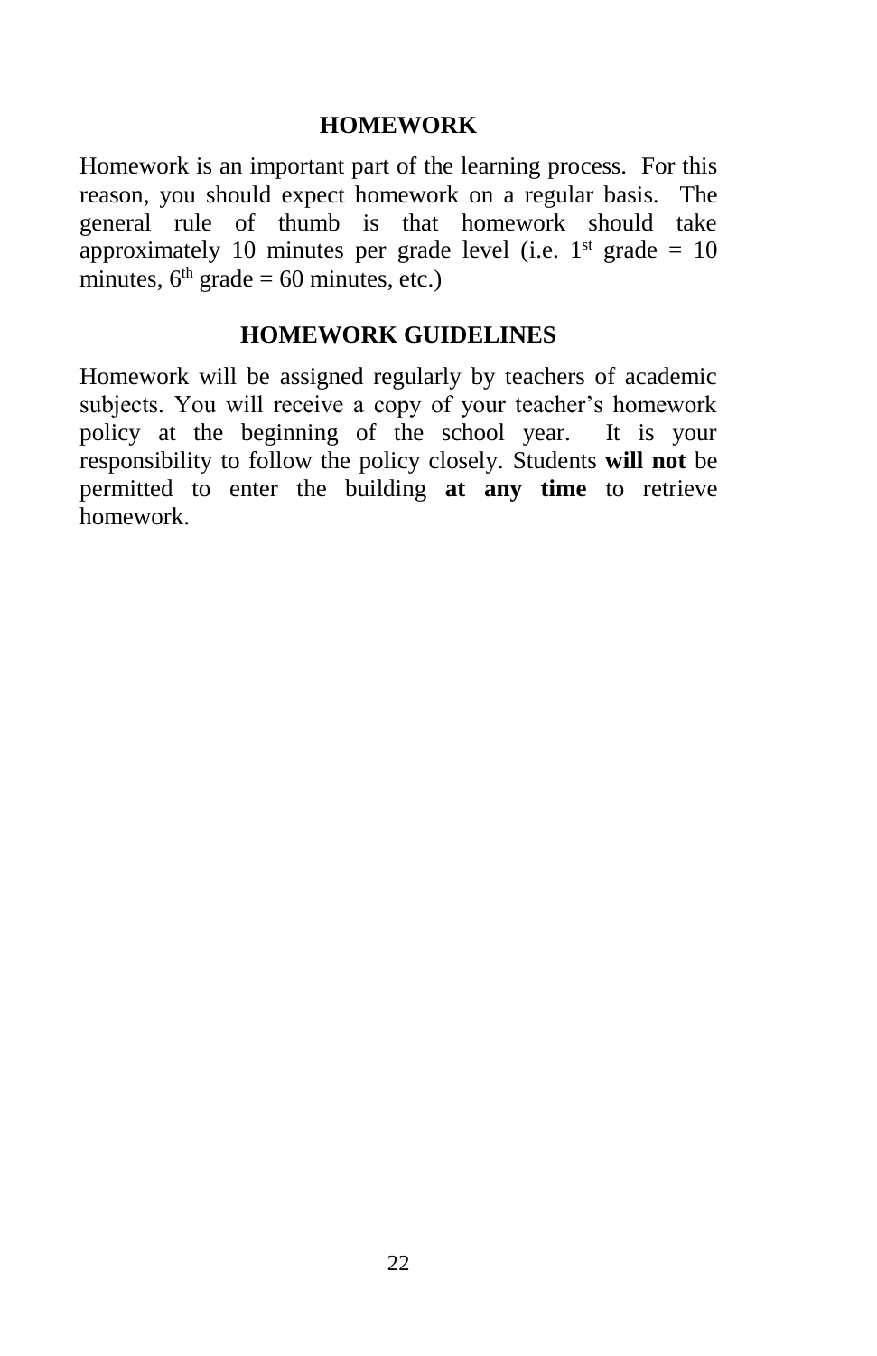## HOMEWORK

Homework is an important part of the learning process. For this reason, you should expect homework on a regular basis. The general rule of thumb is that homework should take approximately 10 minutes per grade level (i.e. 1st grade = 10 minutes, 6th grade = 60 minutes, etc.)

## HOMEWORK GUIDELINES

Homework will be assigned regularly by teachers of academic subjects. You will receive a copy of your teacher's homework policy at the beginning of the school year. It is your responsibility to follow the policy closely. Students **will not** be permitted to enter the building **at any time** to retrieve homework.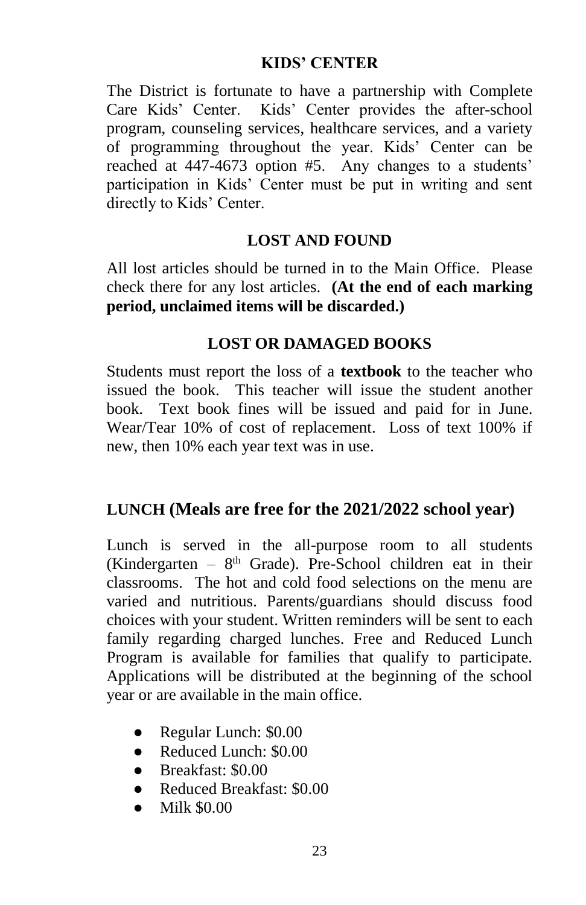## KIDS' CENTER

The District is fortunate to have a partnership with Complete Care Kids' Center. Kids' Center provides the after-school program, counseling services, healthcare services, and a variety of programming throughout the year. Kids' Center can be reached at 447-4673 option #5. Any changes to a students' participation in Kids' Center must be put in writing and sent directly to Kids' Center.

## LOST AND FOUND

All lost articles should be turned in to the Main Office. Please check there for any lost articles. **(At the end of each marking period, unclaimed items will be discarded.)**

## LOST OR DAMAGED BOOKS

Students must report the loss of a **textbook** to the teacher who issued the book. This teacher will issue the student another book. Text book fines will be issued and paid for in June. Wear/Tear 10% of cost of replacement. Loss of text 100% if new, then 10% each year text was in use.

## LUNCH (Meals are free for the 2021/2022 school year)

Lunch is served in the all-purpose room to all students (Kindergarten – 8th Grade). Pre-School children eat in their classrooms. The hot and cold food selections on the menu are varied and nutritious. Parents/guardians should discuss food choices with your student. Written reminders will be sent to each family regarding charged lunches. Free and Reduced Lunch Program is available for families that qualify to participate. Applications will be distributed at the beginning of the school year or are available in the main office.

- Regular Lunch: $0.00
- Reduced Lunch: $0.00
- Breakfast: $0.00
- Reduced Breakfast: $0.00
- Milk $0.00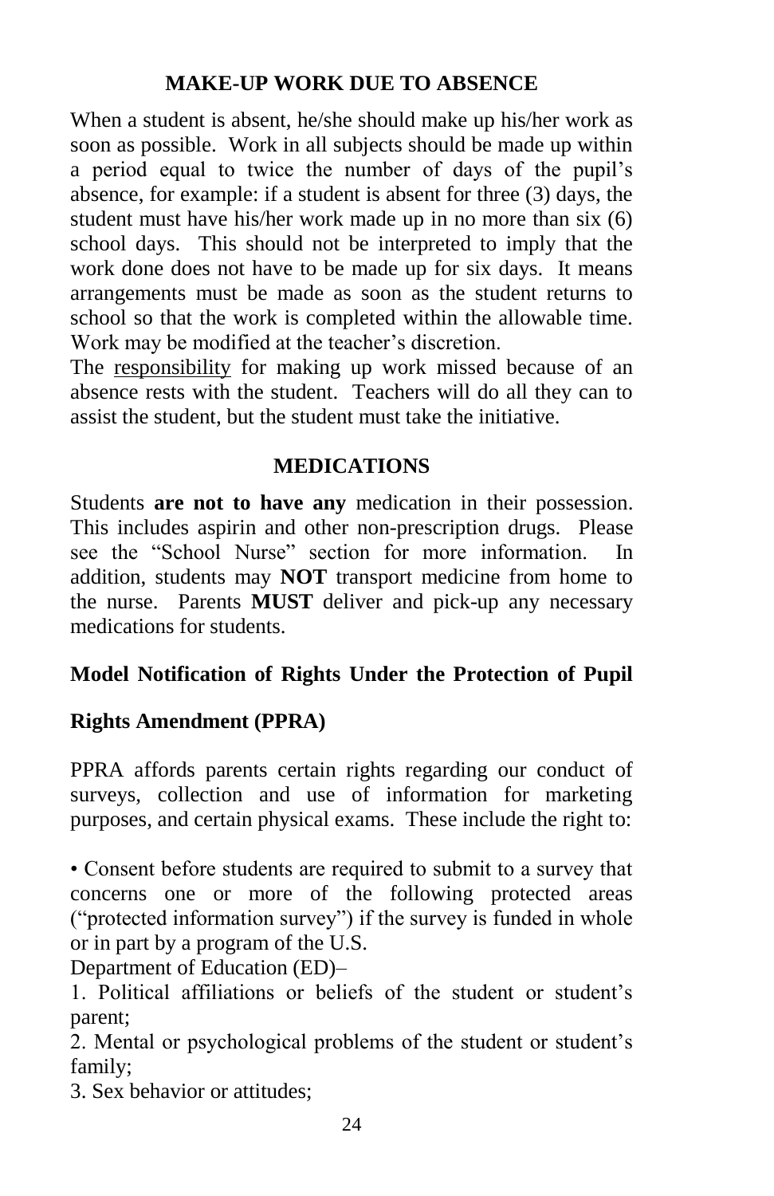## MAKE-UP WORK DUE TO ABSENCE

When a student is absent, he/she should make up his/her work as soon as possible. Work in all subjects should be made up within a period equal to twice the number of days of the pupil's absence, for example: if a student is absent for three (3) days, the student must have his/her work made up in no more than six (6) school days. This should not be interpreted to imply that the work done does not have to be made up for six days. It means arrangements must be made as soon as the student returns to school so that the work is completed within the allowable time. Work may be modified at the teacher's discretion.

The <u>responsibility</u> for making up work missed because of an absence rests with the student. Teachers will do all they can to assist the student, but the student must take the initiative.

## MEDICATIONS

Students **are not to have any** medication in their possession. This includes aspirin and other non-prescription drugs. Please see the "School Nurse" section for more information. In addition, students may **NOT** transport medicine from home to the nurse. Parents **MUST** deliver and pick-up any necessary medications for students.

### Model Notification of Rights Under the Protection of Pupil Rights Amendment (PPRA)

PPRA affords parents certain rights regarding our conduct of surveys, collection and use of information for marketing purposes, and certain physical exams. These include the right to:

• Consent before students are required to submit to a survey that concerns one or more of the following protected areas ("protected information survey") if the survey is funded in whole or in part by a program of the U.S. Department of Education (ED)–

1. Political affiliations or beliefs of the student or student's parent;
2. Mental or psychological problems of the student or student's family;
3. Sex behavior or attitudes;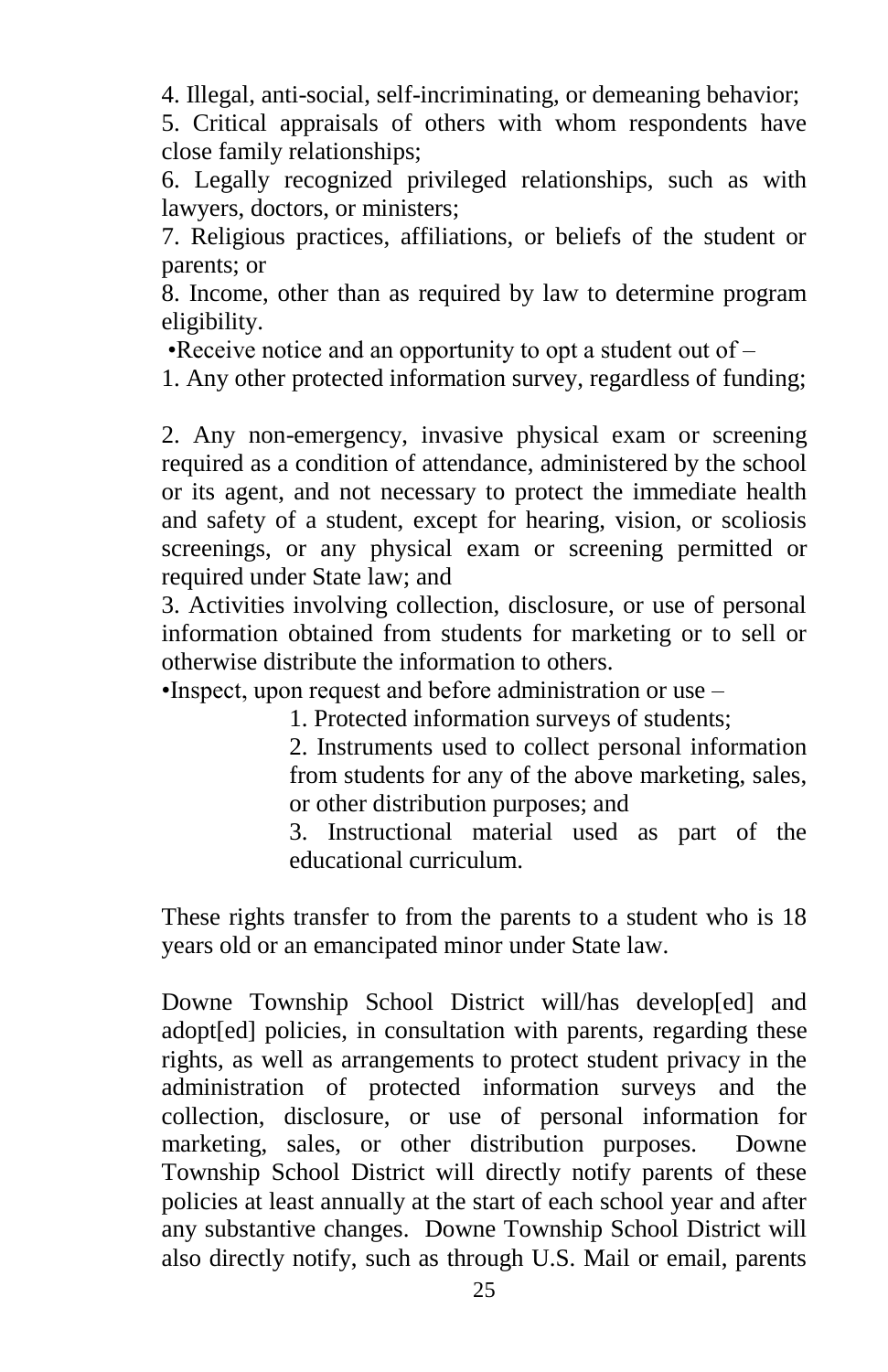4. Illegal, anti-social, self-incriminating, or demeaning behavior;
5. Critical appraisals of others with whom respondents have close family relationships;
6. Legally recognized privileged relationships, such as with lawyers, doctors, or ministers;
7. Religious practices, affiliations, or beliefs of the student or parents; or
8. Income, other than as required by law to determine program eligibility.

•Receive notice and an opportunity to opt a student out of –

1. Any other protected information survey, regardless of funding;

2. Any non-emergency, invasive physical exam or screening required as a condition of attendance, administered by the school or its agent, and not necessary to protect the immediate health and safety of a student, except for hearing, vision, or scoliosis screenings, or any physical exam or screening permitted or required under State law; and
3. Activities involving collection, disclosure, or use of personal information obtained from students for marketing or to sell or otherwise distribute the information to others.

•Inspect, upon request and before administration or use –

> 1. Protected information surveys of students;
> 2. Instruments used to collect personal information from students for any of the above marketing, sales, or other distribution purposes; and
> 3. Instructional material used as part of the educational curriculum.

These rights transfer to from the parents to a student who is 18 years old or an emancipated minor under State law.

Downe Township School District will/has develop[ed] and adopt[ed] policies, in consultation with parents, regarding these rights, as well as arrangements to protect student privacy in the administration of protected information surveys and the collection, disclosure, or use of personal information for marketing, sales, or other distribution purposes. Downe Township School District will directly notify parents of these policies at least annually at the start of each school year and after any substantive changes. Downe Township School District will also directly notify, such as through U.S. Mail or email, parents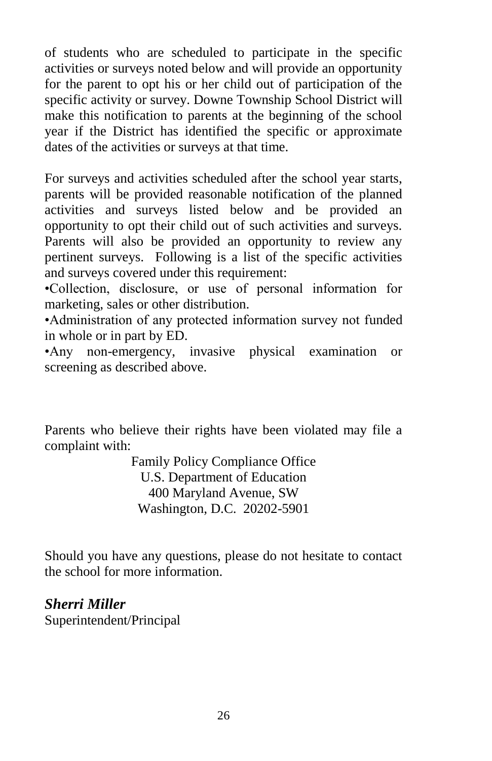of students who are scheduled to participate in the specific activities or surveys noted below and will provide an opportunity for the parent to opt his or her child out of participation of the specific activity or survey. Downe Township School District will make this notification to parents at the beginning of the school year if the District has identified the specific or approximate dates of the activities or surveys at that time.

For surveys and activities scheduled after the school year starts, parents will be provided reasonable notification of the planned activities and surveys listed below and be provided an opportunity to opt their child out of such activities and surveys. Parents will also be provided an opportunity to review any pertinent surveys. Following is a list of the specific activities and surveys covered under this requirement:

•Collection, disclosure, or use of personal information for marketing, sales or other distribution.

•Administration of any protected information survey not funded in whole or in part by ED.

•Any non-emergency, invasive physical examination or screening as described above.

Parents who believe their rights have been violated may file a complaint with:

Family Policy Compliance Office
U.S. Department of Education
400 Maryland Avenue, SW
Washington, D.C. 20202-5901

Should you have any questions, please do not hesitate to contact the school for more information.

***Sherri Miller***
Superintendent/Principal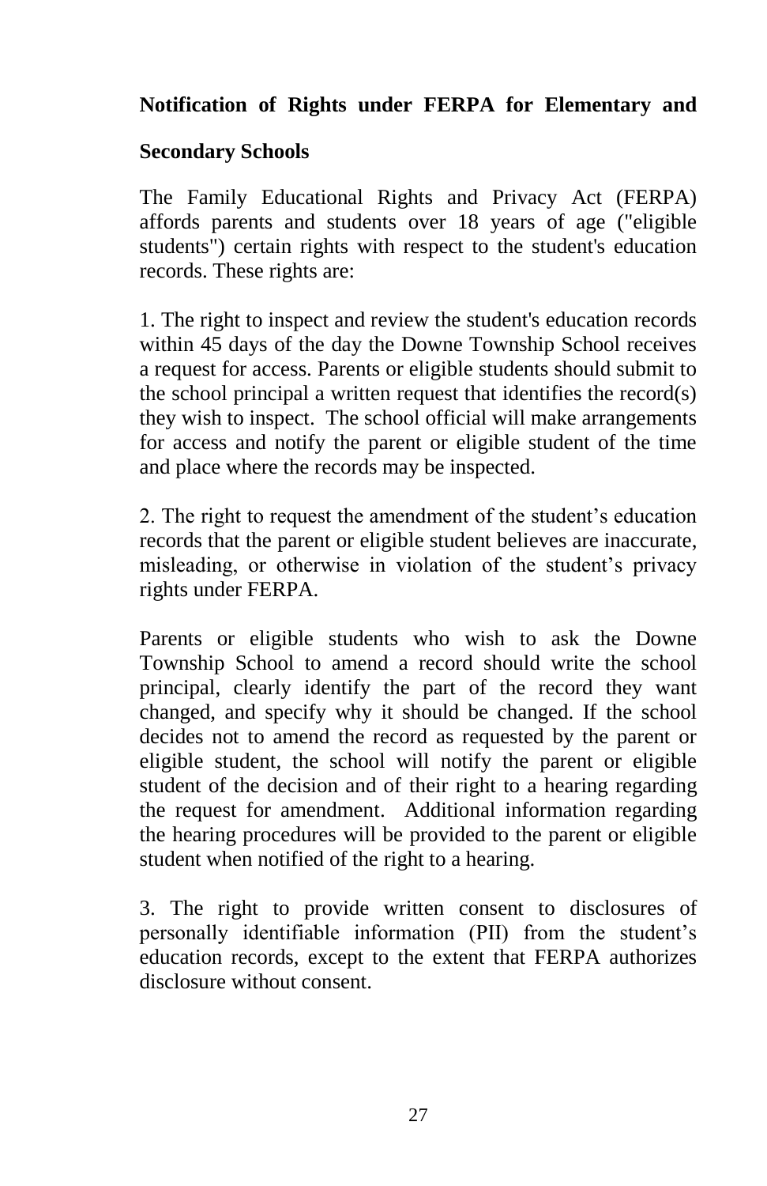## Notification of Rights under FERPA for Elementary and Secondary Schools

The Family Educational Rights and Privacy Act (FERPA) affords parents and students over 18 years of age ("eligible students") certain rights with respect to the student's education records. These rights are:

1. The right to inspect and review the student's education records within 45 days of the day the Downe Township School receives a request for access. Parents or eligible students should submit to the school principal a written request that identifies the record(s) they wish to inspect. The school official will make arrangements for access and notify the parent or eligible student of the time and place where the records may be inspected.

2. The right to request the amendment of the student's education records that the parent or eligible student believes are inaccurate, misleading, or otherwise in violation of the student's privacy rights under FERPA.

Parents or eligible students who wish to ask the Downe Township School to amend a record should write the school principal, clearly identify the part of the record they want changed, and specify why it should be changed. If the school decides not to amend the record as requested by the parent or eligible student, the school will notify the parent or eligible student of the decision and of their right to a hearing regarding the request for amendment. Additional information regarding the hearing procedures will be provided to the parent or eligible student when notified of the right to a hearing.

3. The right to provide written consent to disclosures of personally identifiable information (PII) from the student's education records, except to the extent that FERPA authorizes disclosure without consent.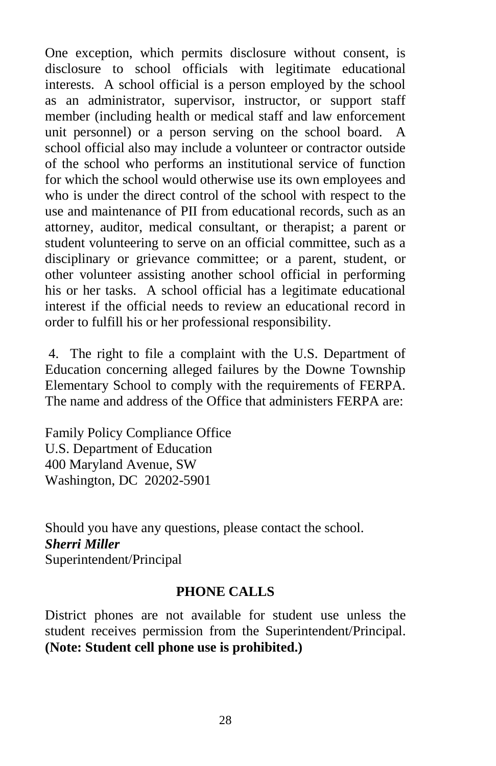One exception, which permits disclosure without consent, is disclosure to school officials with legitimate educational interests. A school official is a person employed by the school as an administrator, supervisor, instructor, or support staff member (including health or medical staff and law enforcement unit personnel) or a person serving on the school board. A school official also may include a volunteer or contractor outside of the school who performs an institutional service of function for which the school would otherwise use its own employees and who is under the direct control of the school with respect to the use and maintenance of PII from educational records, such as an attorney, auditor, medical consultant, or therapist; a parent or student volunteering to serve on an official committee, such as a disciplinary or grievance committee; or a parent, student, or other volunteer assisting another school official in performing his or her tasks. A school official has a legitimate educational interest if the official needs to review an educational record in order to fulfill his or her professional responsibility.

4. The right to file a complaint with the U.S. Department of Education concerning alleged failures by the Downe Township Elementary School to comply with the requirements of FERPA. The name and address of the Office that administers FERPA are:

Family Policy Compliance Office
U.S. Department of Education
400 Maryland Avenue, SW
Washington, DC 20202-5901

Should you have any questions, please contact the school.
***Sherri Miller***
Superintendent/Principal

## PHONE CALLS

District phones are not available for student use unless the student receives permission from the Superintendent/Principal. **(Note: Student cell phone use is prohibited.)**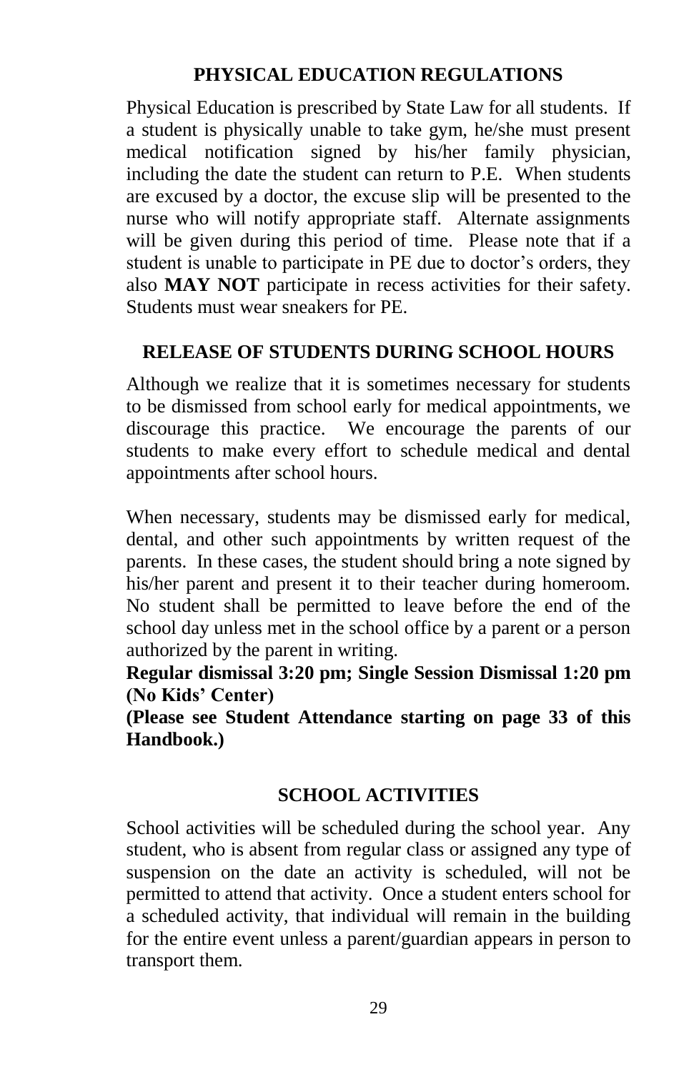## PHYSICAL EDUCATION REGULATIONS

Physical Education is prescribed by State Law for all students. If a student is physically unable to take gym, he/she must present medical notification signed by his/her family physician, including the date the student can return to P.E. When students are excused by a doctor, the excuse slip will be presented to the nurse who will notify appropriate staff. Alternate assignments will be given during this period of time. Please note that if a student is unable to participate in PE due to doctor's orders, they also **MAY NOT** participate in recess activities for their safety. Students must wear sneakers for PE.

## RELEASE OF STUDENTS DURING SCHOOL HOURS

Although we realize that it is sometimes necessary for students to be dismissed from school early for medical appointments, we discourage this practice. We encourage the parents of our students to make every effort to schedule medical and dental appointments after school hours.

When necessary, students may be dismissed early for medical, dental, and other such appointments by written request of the parents. In these cases, the student should bring a note signed by his/her parent and present it to their teacher during homeroom. No student shall be permitted to leave before the end of the school day unless met in the school office by a parent or a person authorized by the parent in writing.

**Regular dismissal 3:20 pm; Single Session Dismissal 1:20 pm (No Kids' Center)**

**(Please see Student Attendance starting on page 33 of this Handbook.)**

## SCHOOL ACTIVITIES

School activities will be scheduled during the school year. Any student, who is absent from regular class or assigned any type of suspension on the date an activity is scheduled, will not be permitted to attend that activity. Once a student enters school for a scheduled activity, that individual will remain in the building for the entire event unless a parent/guardian appears in person to transport them.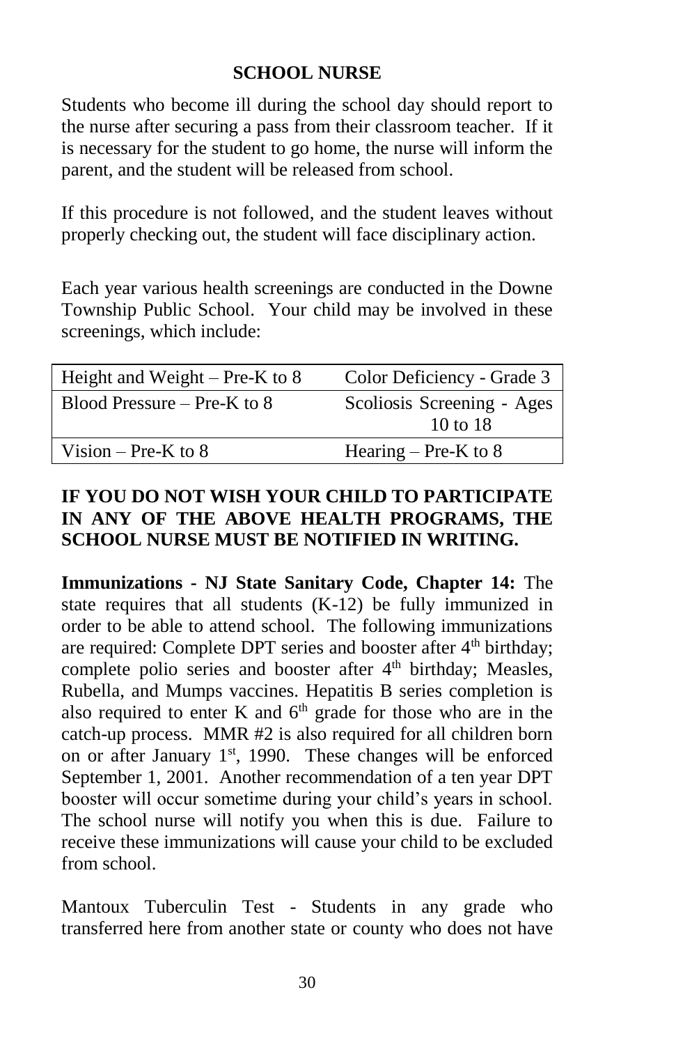## SCHOOL NURSE

Students who become ill during the school day should report to the nurse after securing a pass from their classroom teacher. If it is necessary for the student to go home, the nurse will inform the parent, and the student will be released from school.

If this procedure is not followed, and the student leaves without properly checking out, the student will face disciplinary action.

Each year various health screenings are conducted in the Downe Township Public School. Your child may be involved in these screenings, which include:

| | |
|---|---|
| Height and Weight – Pre-K to 8 | Color Deficiency - Grade 3 |
| Blood Pressure – Pre-K to 8 | Scoliosis Screening - Ages 10 to 18 |
| Vision – Pre-K to 8 | Hearing – Pre-K to 8 |

**IF YOU DO NOT WISH YOUR CHILD TO PARTICIPATE IN ANY OF THE ABOVE HEALTH PROGRAMS, THE SCHOOL NURSE MUST BE NOTIFIED IN WRITING.**

**Immunizations - NJ State Sanitary Code, Chapter 14:** The state requires that all students (K-12) be fully immunized in order to be able to attend school. The following immunizations are required: Complete DPT series and booster after 4th birthday; complete polio series and booster after 4th birthday; Measles, Rubella, and Mumps vaccines. Hepatitis B series completion is also required to enter K and 6th grade for those who are in the catch-up process. MMR #2 is also required for all children born on or after January 1st, 1990. These changes will be enforced September 1, 2001. Another recommendation of a ten year DPT booster will occur sometime during your child's years in school. The school nurse will notify you when this is due. Failure to receive these immunizations will cause your child to be excluded from school.

Mantoux Tuberculin Test - Students in any grade who transferred here from another state or county who does not have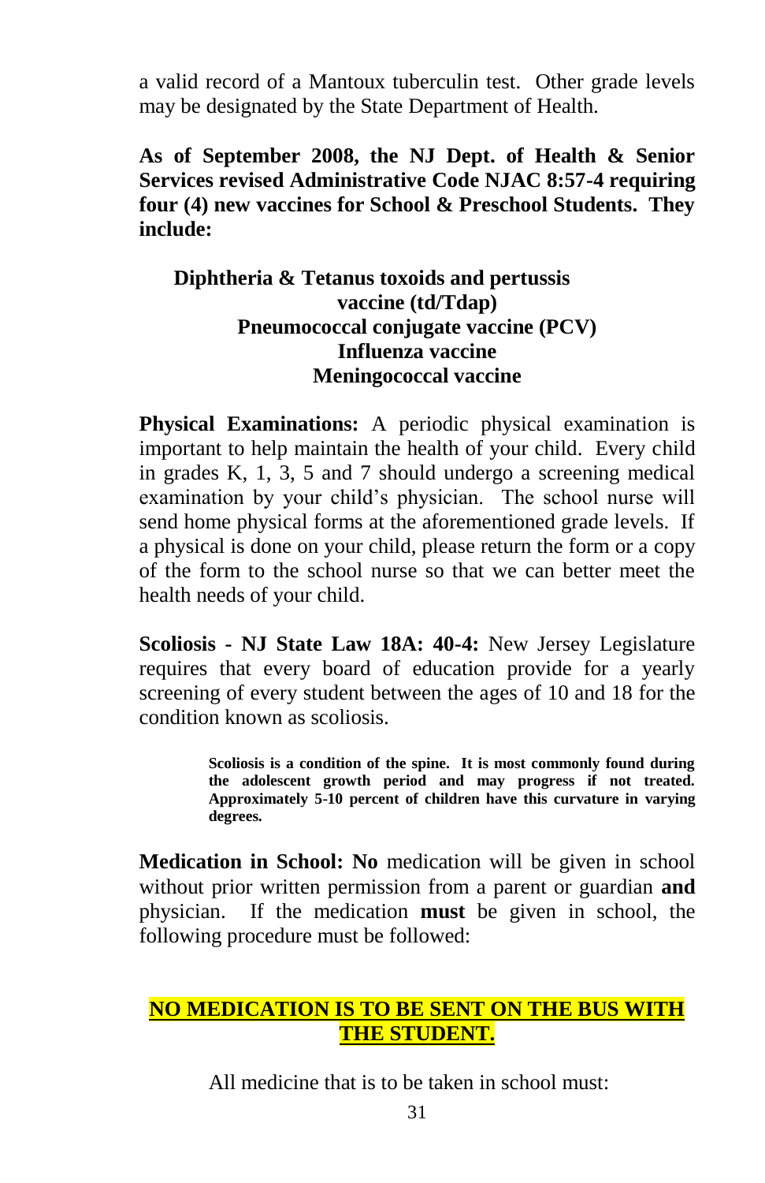a valid record of a Mantoux tuberculin test. Other grade levels may be designated by the State Department of Health.

**As of September 2008, the NJ Dept. of Health & Senior Services revised Administrative Code NJAC 8:57-4 requiring four (4) new vaccines for School & Preschool Students. They include:**

**Diphtheria & Tetanus toxoids and pertussis vaccine (td/Tdap)**
**Pneumococcal conjugate vaccine (PCV)**
**Influenza vaccine**
**Meningococcal vaccine**

**Physical Examinations:** A periodic physical examination is important to help maintain the health of your child. Every child in grades K, 1, 3, 5 and 7 should undergo a screening medical examination by your child's physician. The school nurse will send home physical forms at the aforementioned grade levels. If a physical is done on your child, please return the form or a copy of the form to the school nurse so that we can better meet the health needs of your child.

**Scoliosis - NJ State Law 18A: 40-4:** New Jersey Legislature requires that every board of education provide for a yearly screening of every student between the ages of 10 and 18 for the condition known as scoliosis.

> **Scoliosis is a condition of the spine. It is most commonly found during the adolescent growth period and may progress if not treated. Approximately 5-10 percent of children have this curvature in varying degrees.**

**Medication in School: No** medication will be given in school without prior written permission from a parent or guardian **and** physician. If the medication **must** be given in school, the following procedure must be followed:

**NO MEDICATION IS TO BE SENT ON THE BUS WITH THE STUDENT.**

All medicine that is to be taken in school must: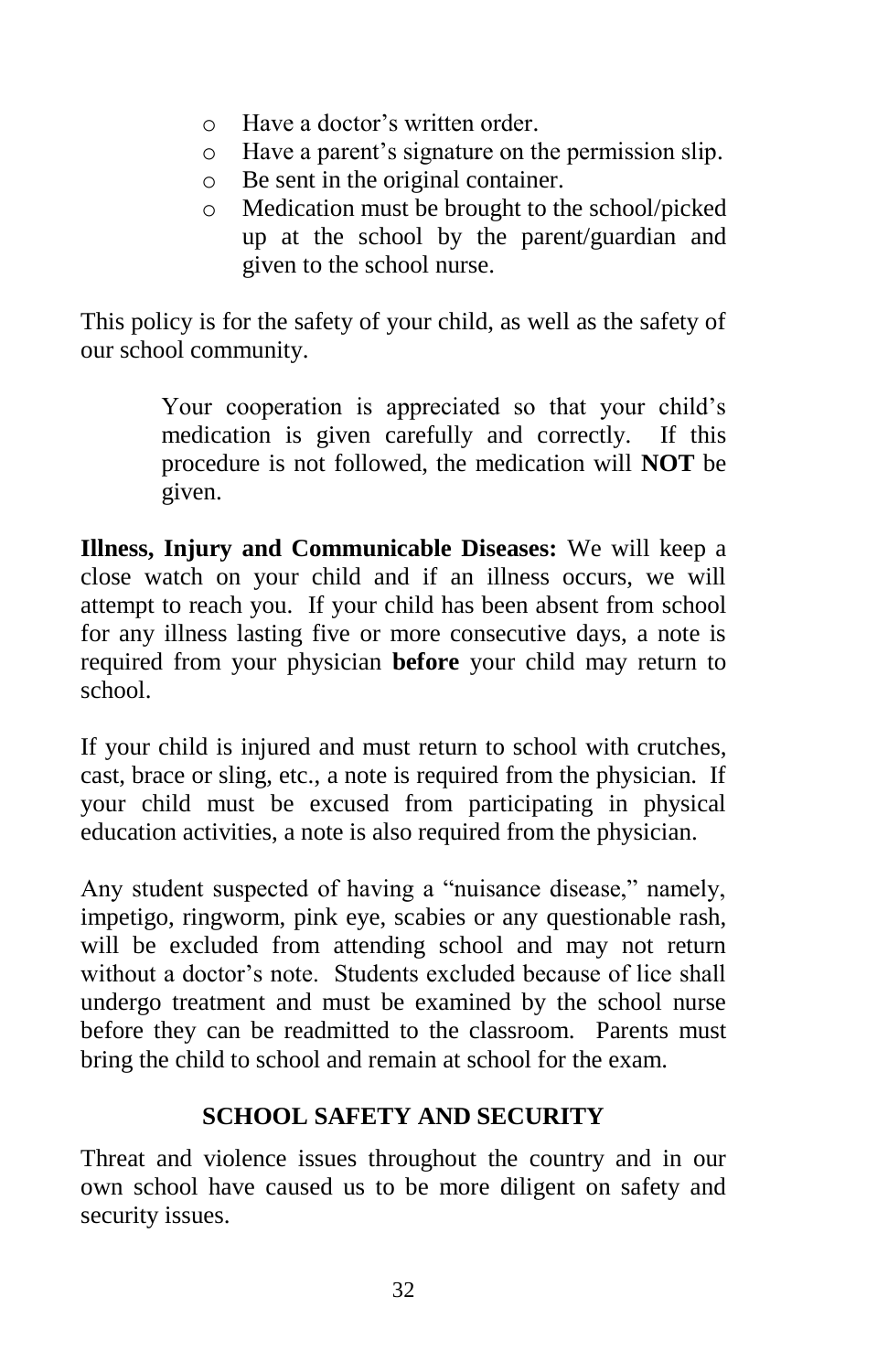- Have a doctor's written order.
- Have a parent's signature on the permission slip.
- Be sent in the original container.
- Medication must be brought to the school/picked up at the school by the parent/guardian and given to the school nurse.

This policy is for the safety of your child, as well as the safety of our school community.

> Your cooperation is appreciated so that your child's medication is given carefully and correctly. If this procedure is not followed, the medication will **NOT** be given.

**Illness, Injury and Communicable Diseases:** We will keep a close watch on your child and if an illness occurs, we will attempt to reach you. If your child has been absent from school for any illness lasting five or more consecutive days, a note is required from your physician **before** your child may return to school.

If your child is injured and must return to school with crutches, cast, brace or sling, etc., a note is required from the physician. If your child must be excused from participating in physical education activities, a note is also required from the physician.

Any student suspected of having a "nuisance disease," namely, impetigo, ringworm, pink eye, scabies or any questionable rash, will be excluded from attending school and may not return without a doctor's note. Students excluded because of lice shall undergo treatment and must be examined by the school nurse before they can be readmitted to the classroom. Parents must bring the child to school and remain at school for the exam.

## SCHOOL SAFETY AND SECURITY

Threat and violence issues throughout the country and in our own school have caused us to be more diligent on safety and security issues.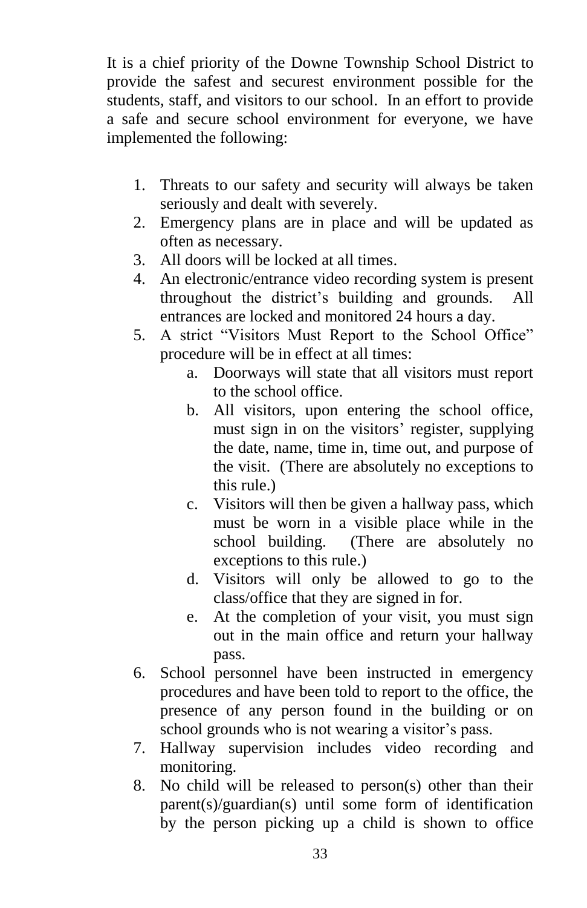It is a chief priority of the Downe Township School District to provide the safest and securest environment possible for the students, staff, and visitors to our school. In an effort to provide a safe and secure school environment for everyone, we have implemented the following:

1. Threats to our safety and security will always be taken seriously and dealt with severely.
2. Emergency plans are in place and will be updated as often as necessary.
3. All doors will be locked at all times.
4. An electronic/entrance video recording system is present throughout the district's building and grounds. All entrances are locked and monitored 24 hours a day.
5. A strict "Visitors Must Report to the School Office" procedure will be in effect at all times:
    a. Doorways will state that all visitors must report to the school office.
    b. All visitors, upon entering the school office, must sign in on the visitors' register, supplying the date, name, time in, time out, and purpose of the visit. (There are absolutely no exceptions to this rule.)
    c. Visitors will then be given a hallway pass, which must be worn in a visible place while in the school building. (There are absolutely no exceptions to this rule.)
    d. Visitors will only be allowed to go to the class/office that they are signed in for.
    e. At the completion of your visit, you must sign out in the main office and return your hallway pass.
6. School personnel have been instructed in emergency procedures and have been told to report to the office, the presence of any person found in the building or on school grounds who is not wearing a visitor's pass.
7. Hallway supervision includes video recording and monitoring.
8. No child will be released to person(s) other than their parent(s)/guardian(s) until some form of identification by the person picking up a child is shown to office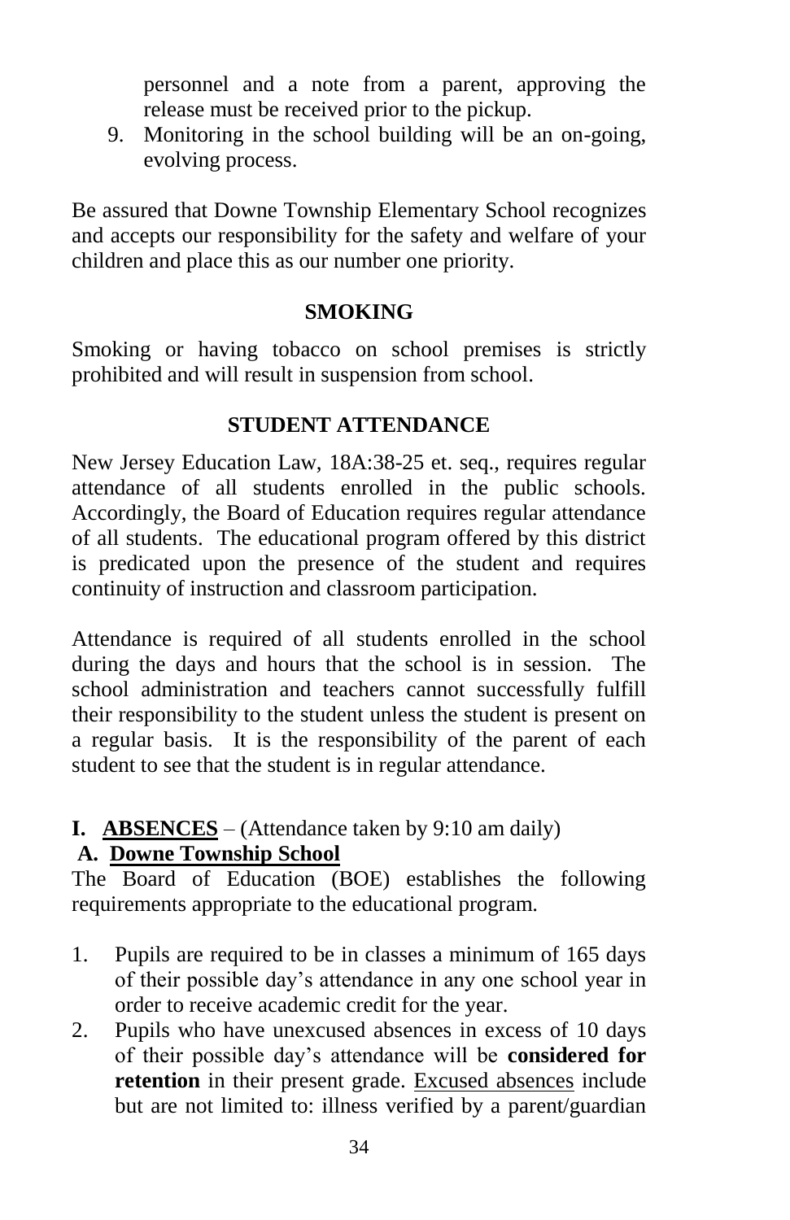personnel and a note from a parent, approving the release must be received prior to the pickup.

9. Monitoring in the school building will be an on-going, evolving process.

Be assured that Downe Township Elementary School recognizes and accepts our responsibility for the safety and welfare of your children and place this as our number one priority.

## SMOKING

Smoking or having tobacco on school premises is strictly prohibited and will result in suspension from school.

## STUDENT ATTENDANCE

New Jersey Education Law, 18A:38-25 et. seq., requires regular attendance of all students enrolled in the public schools. Accordingly, the Board of Education requires regular attendance of all students. The educational program offered by this district is predicated upon the presence of the student and requires continuity of instruction and classroom participation.

Attendance is required of all students enrolled in the school during the days and hours that the school is in session. The school administration and teachers cannot successfully fulfill their responsibility to the student unless the student is present on a regular basis. It is the responsibility of the parent of each student to see that the student is in regular attendance.

### I. <u>ABSENCES</u> – (Attendance taken by 9:10 am daily)

#### A. <u>Downe Township School</u>

The Board of Education (BOE) establishes the following requirements appropriate to the educational program.

1. Pupils are required to be in classes a minimum of 165 days of their possible day's attendance in any one school year in order to receive academic credit for the year.
2. Pupils who have unexcused absences in excess of 10 days of their possible day's attendance will be **considered for retention** in their present grade. <u>Excused absences</u> include but are not limited to: illness verified by a parent/guardian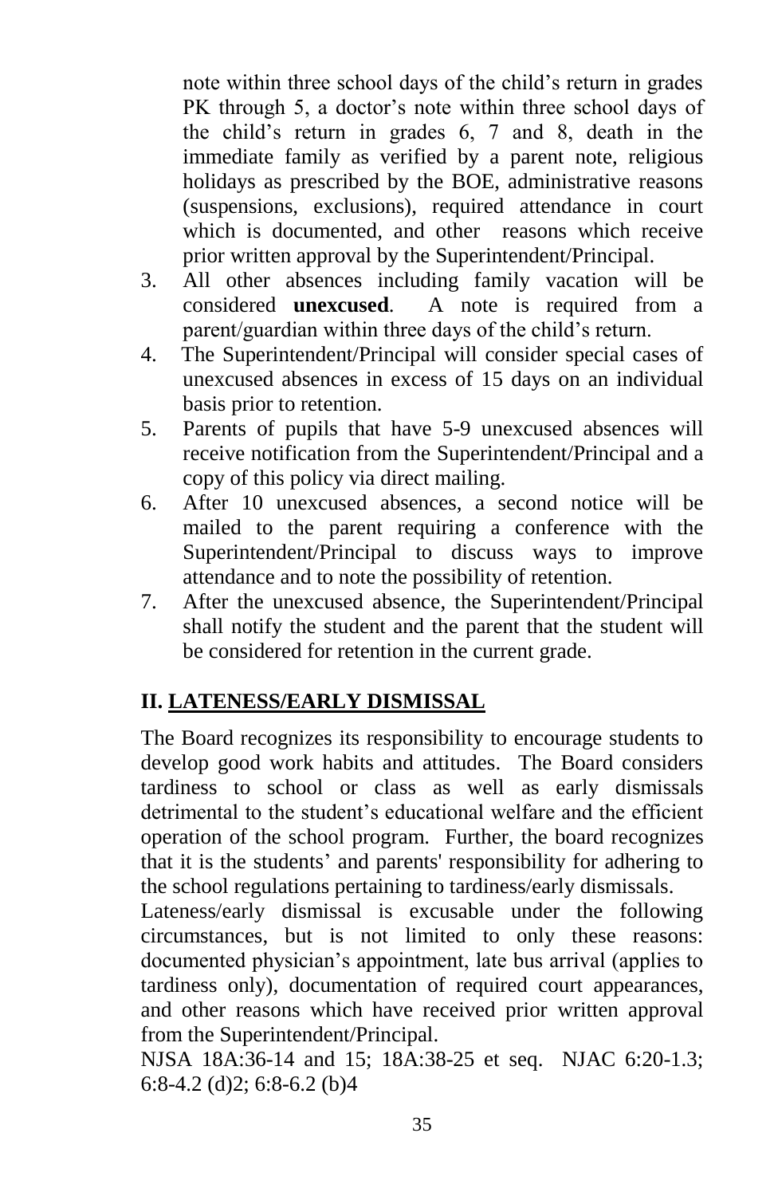note within three school days of the child's return in grades PK through 5, a doctor's note within three school days of the child's return in grades 6, 7 and 8, death in the immediate family as verified by a parent note, religious holidays as prescribed by the BOE, administrative reasons (suspensions, exclusions), required attendance in court which is documented, and other reasons which receive prior written approval by the Superintendent/Principal.

3. All other absences including family vacation will be considered **unexcused**. A note is required from a parent/guardian within three days of the child's return.
4. The Superintendent/Principal will consider special cases of unexcused absences in excess of 15 days on an individual basis prior to retention.
5. Parents of pupils that have 5-9 unexcused absences will receive notification from the Superintendent/Principal and a copy of this policy via direct mailing.
6. After 10 unexcused absences, a second notice will be mailed to the parent requiring a conference with the Superintendent/Principal to discuss ways to improve attendance and to note the possibility of retention.
7. After the unexcused absence, the Superintendent/Principal shall notify the student and the parent that the student will be considered for retention in the current grade.

## II. LATENESS/EARLY DISMISSAL

The Board recognizes its responsibility to encourage students to develop good work habits and attitudes. The Board considers tardiness to school or class as well as early dismissals detrimental to the student's educational welfare and the efficient operation of the school program. Further, the board recognizes that it is the students' and parents' responsibility for adhering to the school regulations pertaining to tardiness/early dismissals.

Lateness/early dismissal is excusable under the following circumstances, but is not limited to only these reasons: documented physician's appointment, late bus arrival (applies to tardiness only), documentation of required court appearances, and other reasons which have received prior written approval from the Superintendent/Principal.

NJSA 18A:36-14 and 15; 18A:38-25 et seq. NJAC 6:20-1.3; 6:8-4.2 (d)2; 6:8-6.2 (b)4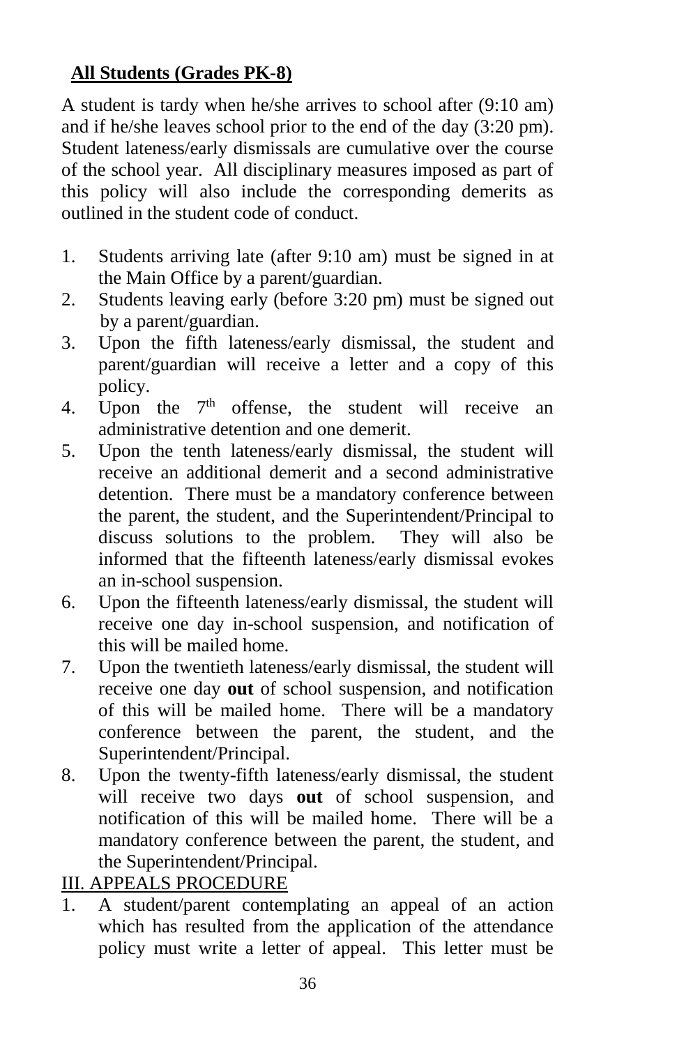## All Students (Grades PK-8)

A student is tardy when he/she arrives to school after (9:10 am) and if he/she leaves school prior to the end of the day (3:20 pm). Student lateness/early dismissals are cumulative over the course of the school year. All disciplinary measures imposed as part of this policy will also include the corresponding demerits as outlined in the student code of conduct.

1. Students arriving late (after 9:10 am) must be signed in at the Main Office by a parent/guardian.
2. Students leaving early (before 3:20 pm) must be signed out by a parent/guardian.
3. Upon the fifth lateness/early dismissal, the student and parent/guardian will receive a letter and a copy of this policy.
4. Upon the 7th offense, the student will receive an administrative detention and one demerit.
5. Upon the tenth lateness/early dismissal, the student will receive an additional demerit and a second administrative detention. There must be a mandatory conference between the parent, the student, and the Superintendent/Principal to discuss solutions to the problem. They will also be informed that the fifteenth lateness/early dismissal evokes an in-school suspension.
6. Upon the fifteenth lateness/early dismissal, the student will receive one day in-school suspension, and notification of this will be mailed home.
7. Upon the twentieth lateness/early dismissal, the student will receive one day **out** of school suspension, and notification of this will be mailed home. There will be a mandatory conference between the parent, the student, and the Superintendent/Principal.
8. Upon the twenty-fifth lateness/early dismissal, the student will receive two days **out** of school suspension, and notification of this will be mailed home. There will be a mandatory conference between the parent, the student, and the Superintendent/Principal.

## III. APPEALS PROCEDURE

1. A student/parent contemplating an appeal of an action which has resulted from the application of the attendance policy must write a letter of appeal. This letter must be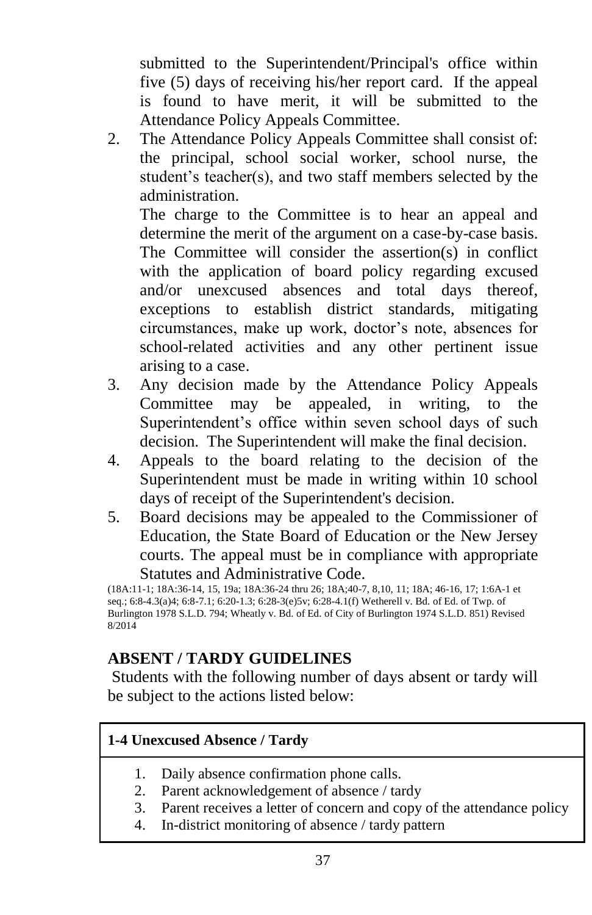submitted to the Superintendent/Principal's office within five (5) days of receiving his/her report card. If the appeal is found to have merit, it will be submitted to the Attendance Policy Appeals Committee.

2. The Attendance Policy Appeals Committee shall consist of: the principal, school social worker, school nurse, the student's teacher(s), and two staff members selected by the administration.

   The charge to the Committee is to hear an appeal and determine the merit of the argument on a case-by-case basis. The Committee will consider the assertion(s) in conflict with the application of board policy regarding excused and/or unexcused absences and total days thereof, exceptions to establish district standards, mitigating circumstances, make up work, doctor's note, absences for school-related activities and any other pertinent issue arising to a case.
3. Any decision made by the Attendance Policy Appeals Committee may be appealed, in writing, to the Superintendent's office within seven school days of such decision. The Superintendent will make the final decision.
4. Appeals to the board relating to the decision of the Superintendent must be made in writing within 10 school days of receipt of the Superintendent's decision.
5. Board decisions may be appealed to the Commissioner of Education, the State Board of Education or the New Jersey courts. The appeal must be in compliance with appropriate Statutes and Administrative Code.

(18A:11-1; 18A:36-14, 15, 19a; 18A:36-24 thru 26; 18A;40-7, 8,10, 11; 18A; 46-16, 17; 1:6A-1 et seq.; 6:8-4.3(a)4; 6:8-7.1; 6:20-1.3; 6:28-3(e)5v; 6:28-4.1(f) Wetherell v. Bd. of Ed. of Twp. of Burlington 1978 S.L.D. 794; Wheatly v. Bd. of Ed. of City of Burlington 1974 S.L.D. 851) Revised 8/2014

## ABSENT / TARDY GUIDELINES

Students with the following number of days absent or tardy will be subject to the actions listed below:

| **1-4 Unexcused Absence / Tardy** |
|---|
| 1. Daily absence confirmation phone calls.<br>2. Parent acknowledgement of absence / tardy<br>3. Parent receives a letter of concern and copy of the attendance policy<br>4. In-district monitoring of absence / tardy pattern |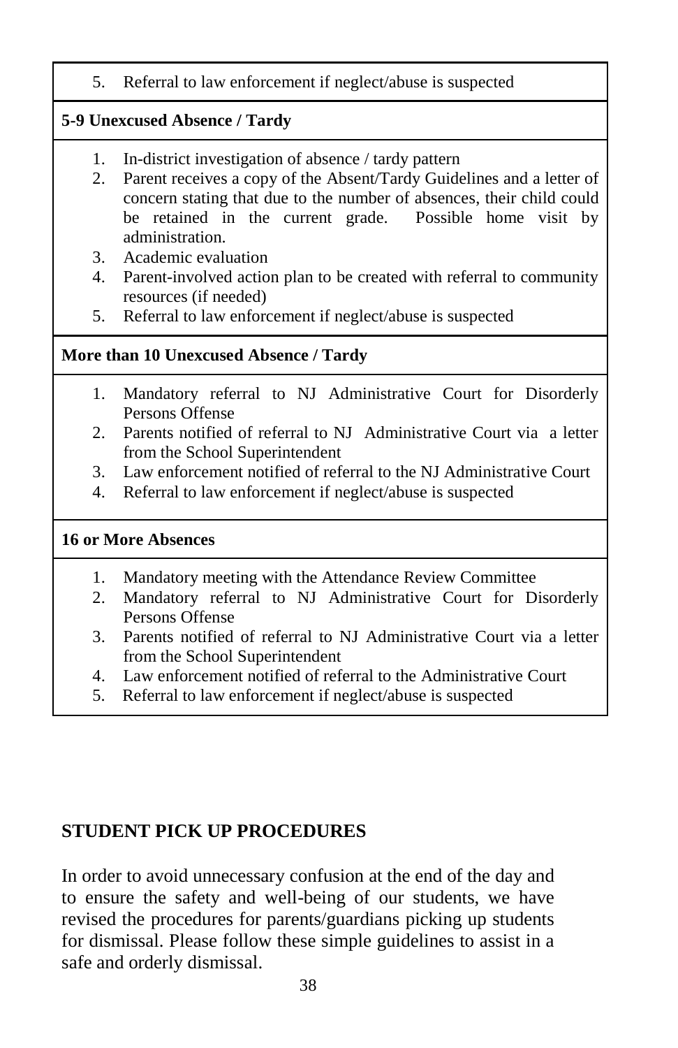5. Referral to law enforcement if neglect/abuse is suspected

**5-9 Unexcused Absence / Tardy**

1. In-district investigation of absence / tardy pattern
2. Parent receives a copy of the Absent/Tardy Guidelines and a letter of concern stating that due to the number of absences, their child could be retained in the current grade. Possible home visit by administration.
3. Academic evaluation
4. Parent-involved action plan to be created with referral to community resources (if needed)
5. Referral to law enforcement if neglect/abuse is suspected

**More than 10 Unexcused Absence / Tardy**

1. Mandatory referral to NJ Administrative Court for Disorderly Persons Offense
2. Parents notified of referral to NJ Administrative Court via a letter from the School Superintendent
3. Law enforcement notified of referral to the NJ Administrative Court
4. Referral to law enforcement if neglect/abuse is suspected

**16 or More Absences**

1. Mandatory meeting with the Attendance Review Committee
2. Mandatory referral to NJ Administrative Court for Disorderly Persons Offense
3. Parents notified of referral to NJ Administrative Court via a letter from the School Superintendent
4. Law enforcement notified of referral to the Administrative Court
5. Referral to law enforcement if neglect/abuse is suspected

## STUDENT PICK UP PROCEDURES

In order to avoid unnecessary confusion at the end of the day and to ensure the safety and well-being of our students, we have revised the procedures for parents/guardians picking up students for dismissal. Please follow these simple guidelines to assist in a safe and orderly dismissal.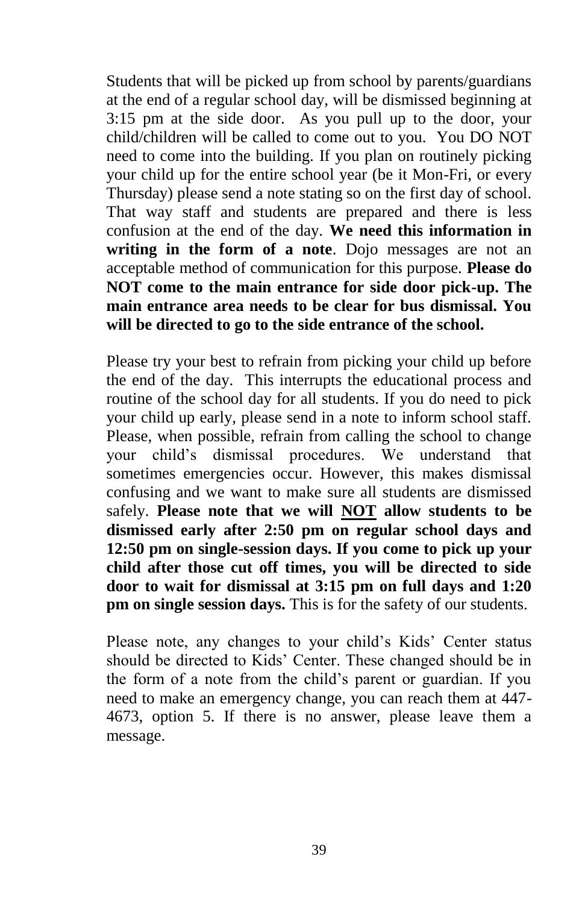Students that will be picked up from school by parents/guardians at the end of a regular school day, will be dismissed beginning at 3:15 pm at the side door. As you pull up to the door, your child/children will be called to come out to you. You DO NOT need to come into the building. If you plan on routinely picking your child up for the entire school year (be it Mon-Fri, or every Thursday) please send a note stating so on the first day of school. That way staff and students are prepared and there is less confusion at the end of the day. **We need this information in writing in the form of a note**. Dojo messages are not an acceptable method of communication for this purpose. **Please do NOT come to the main entrance for side door pick-up. The main entrance area needs to be clear for bus dismissal. You will be directed to go to the side entrance of the school.**

Please try your best to refrain from picking your child up before the end of the day. This interrupts the educational process and routine of the school day for all students. If you do need to pick your child up early, please send in a note to inform school staff. Please, when possible, refrain from calling the school to change your child's dismissal procedures. We understand that sometimes emergencies occur. However, this makes dismissal confusing and we want to make sure all students are dismissed safely. **Please note that we will <u>NOT</u> allow students to be dismissed early after 2:50 pm on regular school days and 12:50 pm on single-session days. If you come to pick up your child after those cut off times, you will be directed to side door to wait for dismissal at 3:15 pm on full days and 1:20 pm on single session days.** This is for the safety of our students.

Please note, any changes to your child's Kids' Center status should be directed to Kids' Center. These changed should be in the form of a note from the child's parent or guardian. If you need to make an emergency change, you can reach them at 447-4673, option 5. If there is no answer, please leave them a message.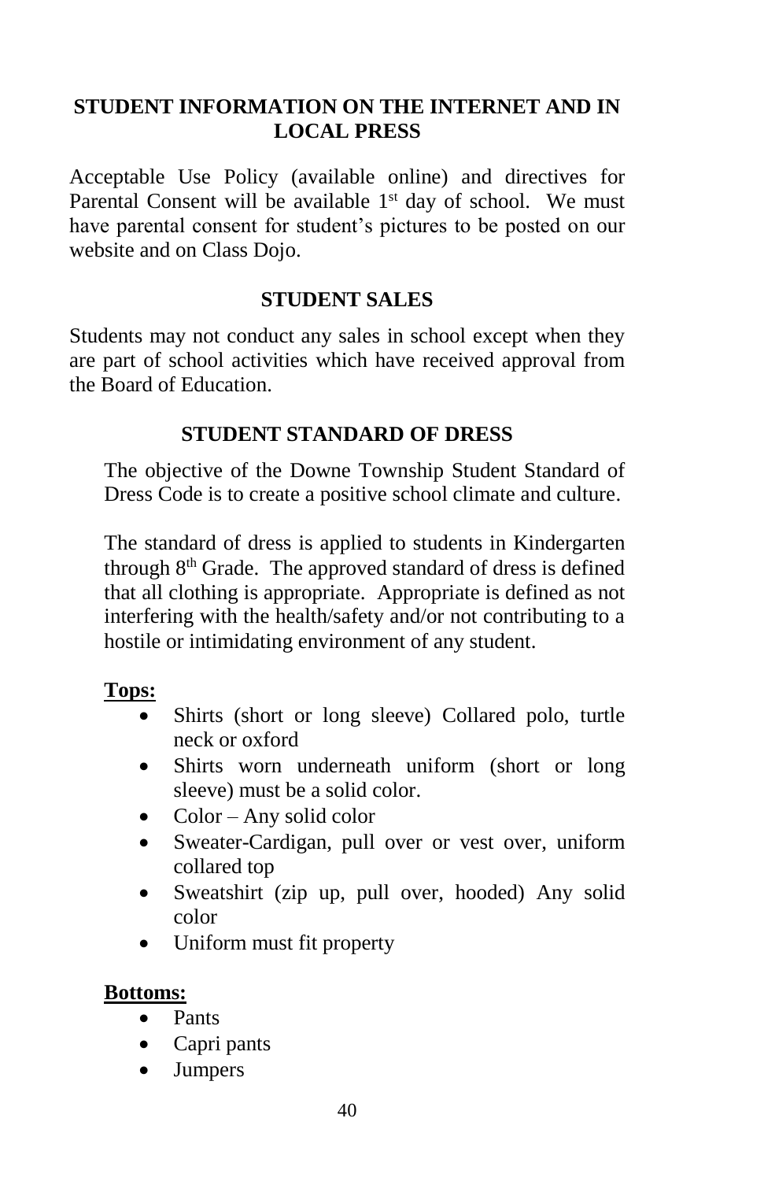## STUDENT INFORMATION ON THE INTERNET AND IN LOCAL PRESS

Acceptable Use Policy (available online) and directives for Parental Consent will be available 1st day of school. We must have parental consent for student's pictures to be posted on our website and on Class Dojo.

## STUDENT SALES

Students may not conduct any sales in school except when they are part of school activities which have received approval from the Board of Education.

## STUDENT STANDARD OF DRESS

The objective of the Downe Township Student Standard of Dress Code is to create a positive school climate and culture.

The standard of dress is applied to students in Kindergarten through 8th Grade. The approved standard of dress is defined that all clothing is appropriate. Appropriate is defined as not interfering with the health/safety and/or not contributing to a hostile or intimidating environment of any student.

**Tops:**

- Shirts (short or long sleeve) Collared polo, turtle neck or oxford
- Shirts worn underneath uniform (short or long sleeve) must be a solid color.
- Color – Any solid color
- Sweater-Cardigan, pull over or vest over, uniform collared top
- Sweatshirt (zip up, pull over, hooded) Any solid color
- Uniform must fit property

**Bottoms:**

- Pants
- Capri pants
- Jumpers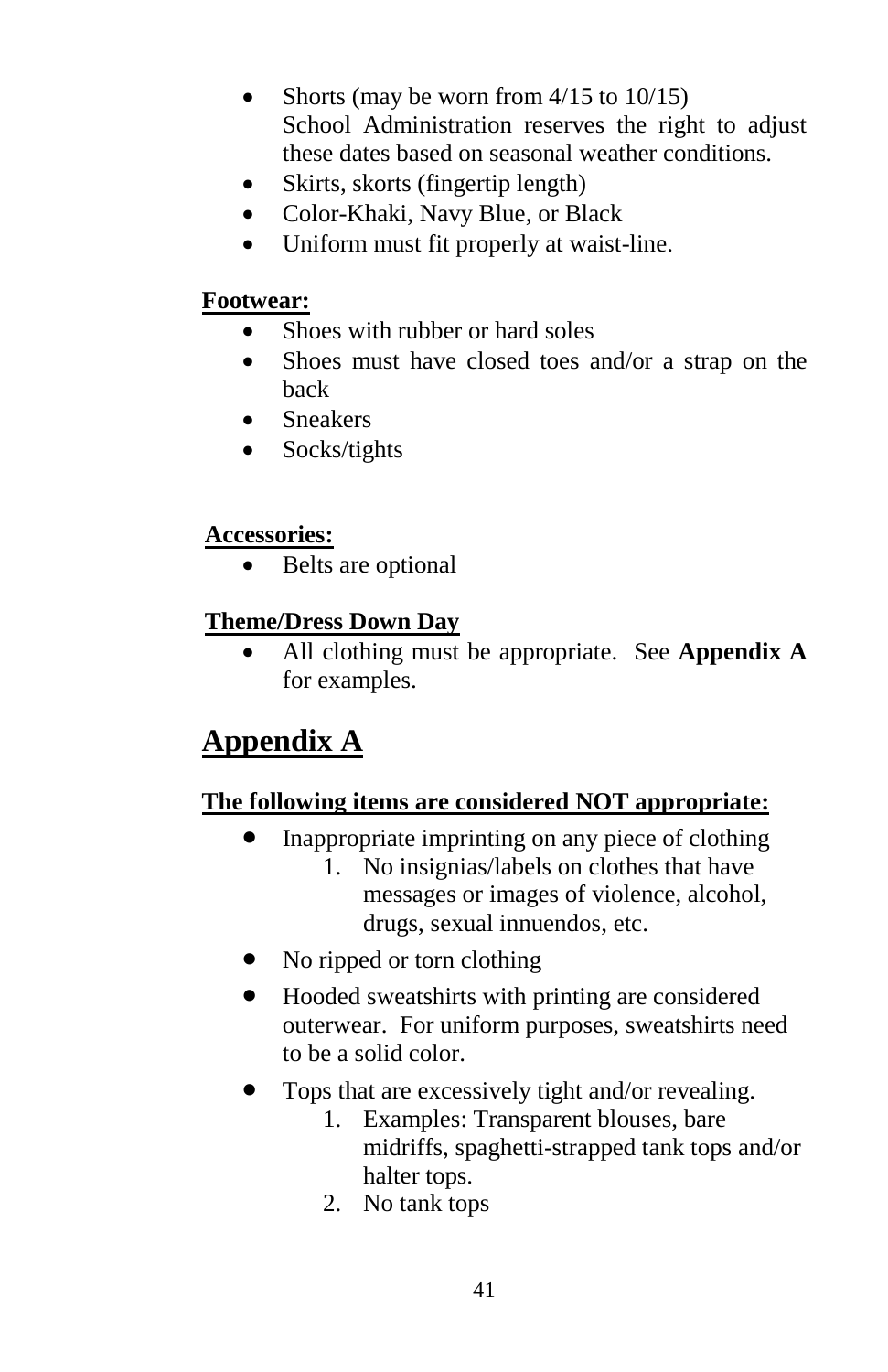- Shorts (may be worn from 4/15 to 10/15)
  School Administration reserves the right to adjust these dates based on seasonal weather conditions.
- Skirts, skorts (fingertip length)
- Color-Khaki, Navy Blue, or Black
- Uniform must fit properly at waist-line.

**Footwear:**

- Shoes with rubber or hard soles
- Shoes must have closed toes and/or a strap on the back
- Sneakers
- Socks/tights

**Accessories:**

- Belts are optional

**Theme/Dress Down Day**

- All clothing must be appropriate. See **Appendix A** for examples.

# Appendix A

**The following items are considered NOT appropriate:**

- Inappropriate imprinting on any piece of clothing
  1. No insignias/labels on clothes that have messages or images of violence, alcohol, drugs, sexual innuendos, etc.
- No ripped or torn clothing
- Hooded sweatshirts with printing are considered outerwear. For uniform purposes, sweatshirts need to be a solid color.
- Tops that are excessively tight and/or revealing.
  1. Examples: Transparent blouses, bare midriffs, spaghetti-strapped tank tops and/or halter tops.
  2. No tank tops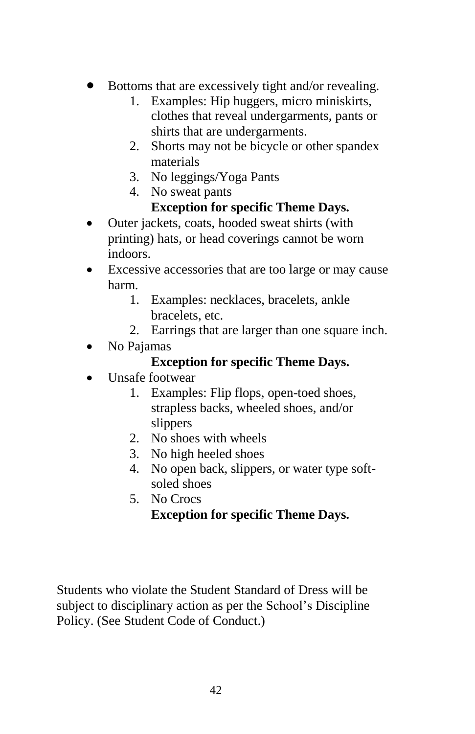- Bottoms that are excessively tight and/or revealing.
    1. Examples: Hip huggers, micro miniskirts, clothes that reveal undergarments, pants or shirts that are undergarments.
    2. Shorts may not be bicycle or other spandex materials
    3. No leggings/Yoga Pants
    4. No sweat pants

    **Exception for specific Theme Days.**
- Outer jackets, coats, hooded sweat shirts (with printing) hats, or head coverings cannot be worn indoors.
- Excessive accessories that are too large or may cause harm.
    1. Examples: necklaces, bracelets, ankle bracelets, etc.
    2. Earrings that are larger than one square inch.
- No Pajamas

    **Exception for specific Theme Days.**
- Unsafe footwear
    1. Examples: Flip flops, open-toed shoes, strapless backs, wheeled shoes, and/or slippers
    2. No shoes with wheels
    3. No high heeled shoes
    4. No open back, slippers, or water type soft-soled shoes
    5. No Crocs

    **Exception for specific Theme Days.**

Students who violate the Student Standard of Dress will be subject to disciplinary action as per the School's Discipline Policy. (See Student Code of Conduct.)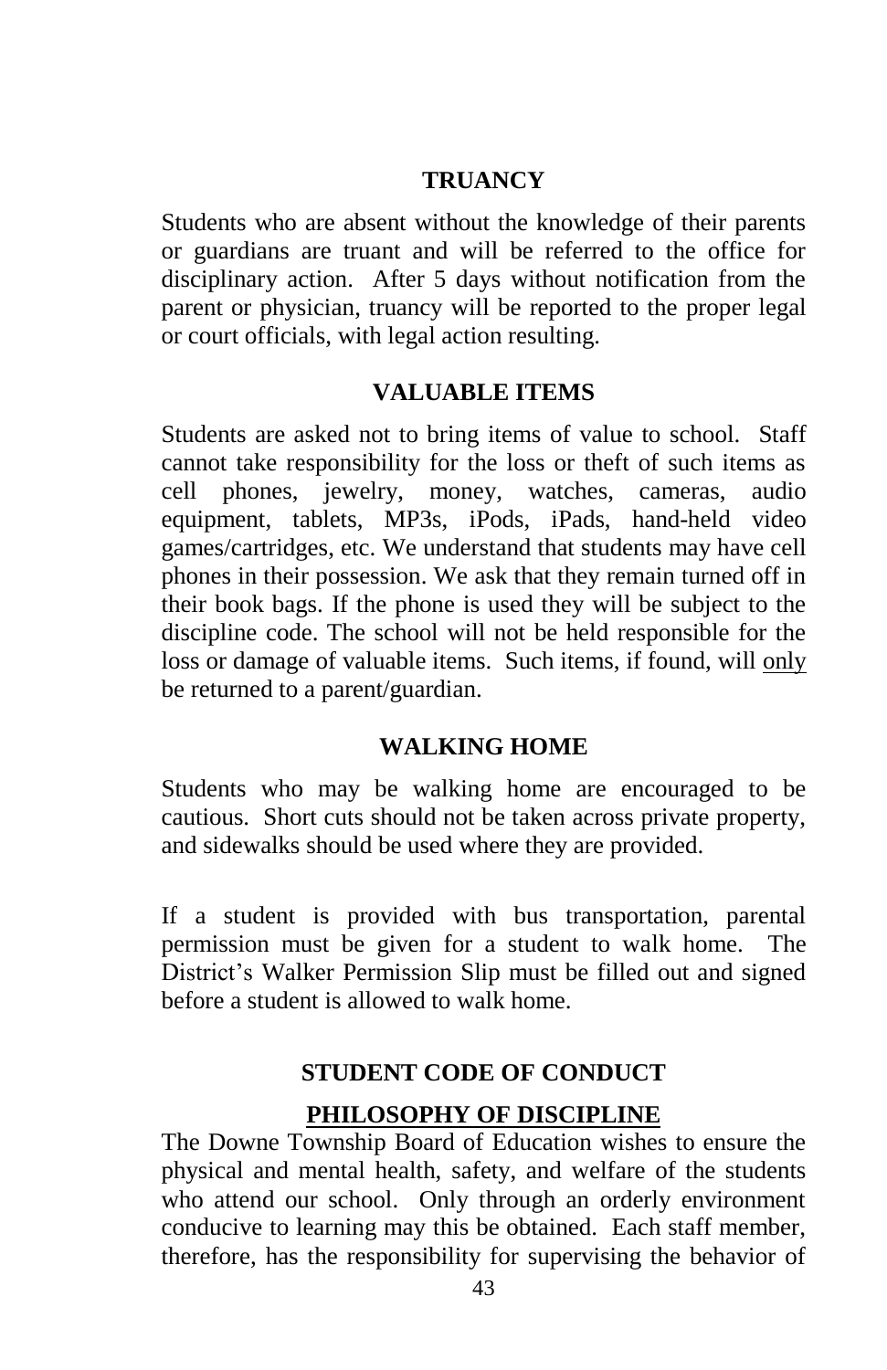## TRUANCY

Students who are absent without the knowledge of their parents or guardians are truant and will be referred to the office for disciplinary action. After 5 days without notification from the parent or physician, truancy will be reported to the proper legal or court officials, with legal action resulting.

## VALUABLE ITEMS

Students are asked not to bring items of value to school. Staff cannot take responsibility for the loss or theft of such items as cell phones, jewelry, money, watches, cameras, audio equipment, tablets, MP3s, iPods, iPads, hand-held video games/cartridges, etc. We understand that students may have cell phones in their possession. We ask that they remain turned off in their book bags. If the phone is used they will be subject to the discipline code. The school will not be held responsible for the loss or damage of valuable items. Such items, if found, will <u>only</u> be returned to a parent/guardian.

## WALKING HOME

Students who may be walking home are encouraged to be cautious. Short cuts should not be taken across private property, and sidewalks should be used where they are provided.

If a student is provided with bus transportation, parental permission must be given for a student to walk home. The District's Walker Permission Slip must be filled out and signed before a student is allowed to walk home.

## STUDENT CODE OF CONDUCT

### <u>PHILOSOPHY OF DISCIPLINE</u>

The Downe Township Board of Education wishes to ensure the physical and mental health, safety, and welfare of the students who attend our school. Only through an orderly environment conducive to learning may this be obtained. Each staff member, therefore, has the responsibility for supervising the behavior of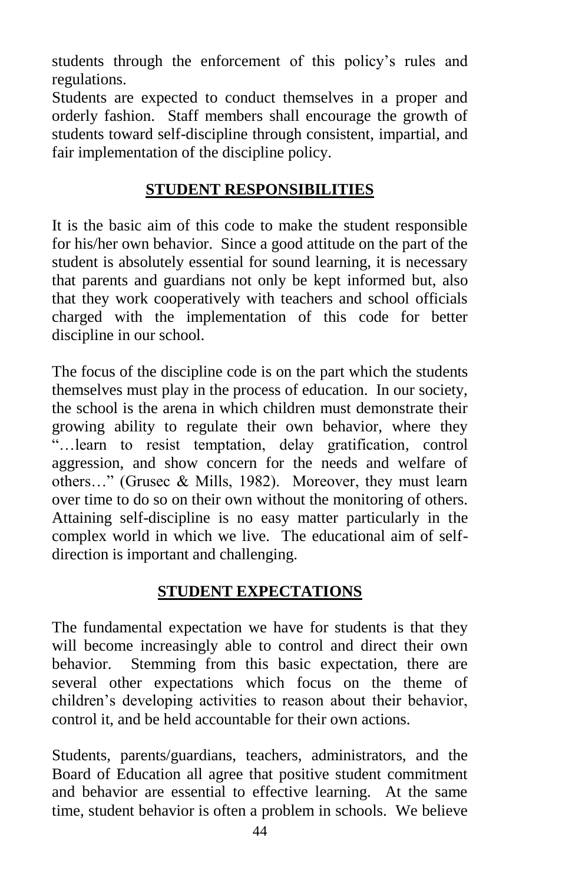students through the enforcement of this policy's rules and regulations.

Students are expected to conduct themselves in a proper and orderly fashion. Staff members shall encourage the growth of students toward self-discipline through consistent, impartial, and fair implementation of the discipline policy.

## STUDENT RESPONSIBILITIES

It is the basic aim of this code to make the student responsible for his/her own behavior. Since a good attitude on the part of the student is absolutely essential for sound learning, it is necessary that parents and guardians not only be kept informed but, also that they work cooperatively with teachers and school officials charged with the implementation of this code for better discipline in our school.

The focus of the discipline code is on the part which the students themselves must play in the process of education. In our society, the school is the arena in which children must demonstrate their growing ability to regulate their own behavior, where they "…learn to resist temptation, delay gratification, control aggression, and show concern for the needs and welfare of others…" (Grusec & Mills, 1982). Moreover, they must learn over time to do so on their own without the monitoring of others. Attaining self-discipline is no easy matter particularly in the complex world in which we live. The educational aim of self-direction is important and challenging.

## STUDENT EXPECTATIONS

The fundamental expectation we have for students is that they will become increasingly able to control and direct their own behavior. Stemming from this basic expectation, there are several other expectations which focus on the theme of children's developing activities to reason about their behavior, control it, and be held accountable for their own actions.

Students, parents/guardians, teachers, administrators, and the Board of Education all agree that positive student commitment and behavior are essential to effective learning. At the same time, student behavior is often a problem in schools. We believe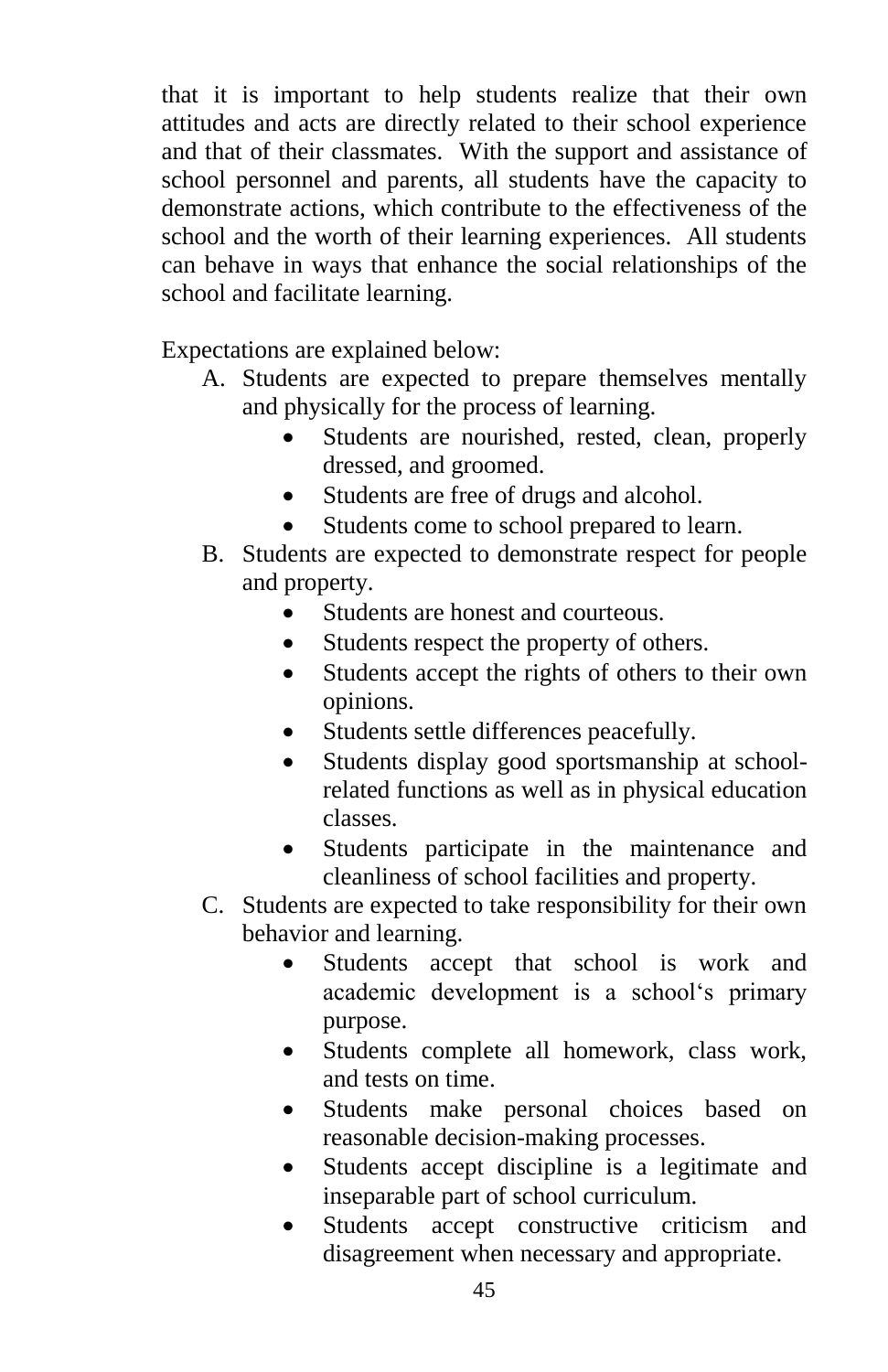that it is important to help students realize that their own attitudes and acts are directly related to their school experience and that of their classmates. With the support and assistance of school personnel and parents, all students have the capacity to demonstrate actions, which contribute to the effectiveness of the school and the worth of their learning experiences. All students can behave in ways that enhance the social relationships of the school and facilitate learning.

Expectations are explained below:

A. Students are expected to prepare themselves mentally and physically for the process of learning.
    - Students are nourished, rested, clean, properly dressed, and groomed.
    - Students are free of drugs and alcohol.
    - Students come to school prepared to learn.
B. Students are expected to demonstrate respect for people and property.
    - Students are honest and courteous.
    - Students respect the property of others.
    - Students accept the rights of others to their own opinions.
    - Students settle differences peacefully.
    - Students display good sportsmanship at school-related functions as well as in physical education classes.
    - Students participate in the maintenance and cleanliness of school facilities and property.
C. Students are expected to take responsibility for their own behavior and learning.
    - Students accept that school is work and academic development is a school's primary purpose.
    - Students complete all homework, class work, and tests on time.
    - Students make personal choices based on reasonable decision-making processes.
    - Students accept discipline is a legitimate and inseparable part of school curriculum.
    - Students accept constructive criticism and disagreement when necessary and appropriate.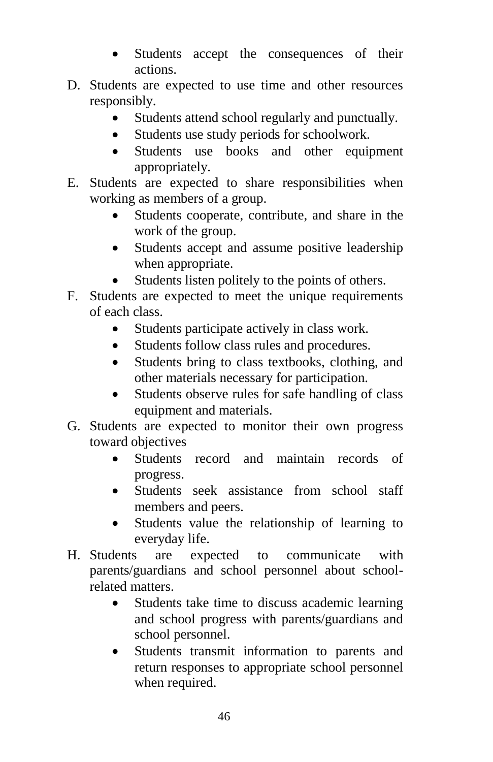- Students accept the consequences of their actions.

D. Students are expected to use time and other resources responsibly.
    - Students attend school regularly and punctually.
    - Students use study periods for schoolwork.
    - Students use books and other equipment appropriately.

E. Students are expected to share responsibilities when working as members of a group.
    - Students cooperate, contribute, and share in the work of the group.
    - Students accept and assume positive leadership when appropriate.
    - Students listen politely to the points of others.

F. Students are expected to meet the unique requirements of each class.
    - Students participate actively in class work.
    - Students follow class rules and procedures.
    - Students bring to class textbooks, clothing, and other materials necessary for participation.
    - Students observe rules for safe handling of class equipment and materials.

G. Students are expected to monitor their own progress toward objectives
    - Students record and maintain records of progress.
    - Students seek assistance from school staff members and peers.
    - Students value the relationship of learning to everyday life.

H. Students are expected to communicate with parents/guardians and school personnel about school-related matters.
    - Students take time to discuss academic learning and school progress with parents/guardians and school personnel.
    - Students transmit information to parents and return responses to appropriate school personnel when required.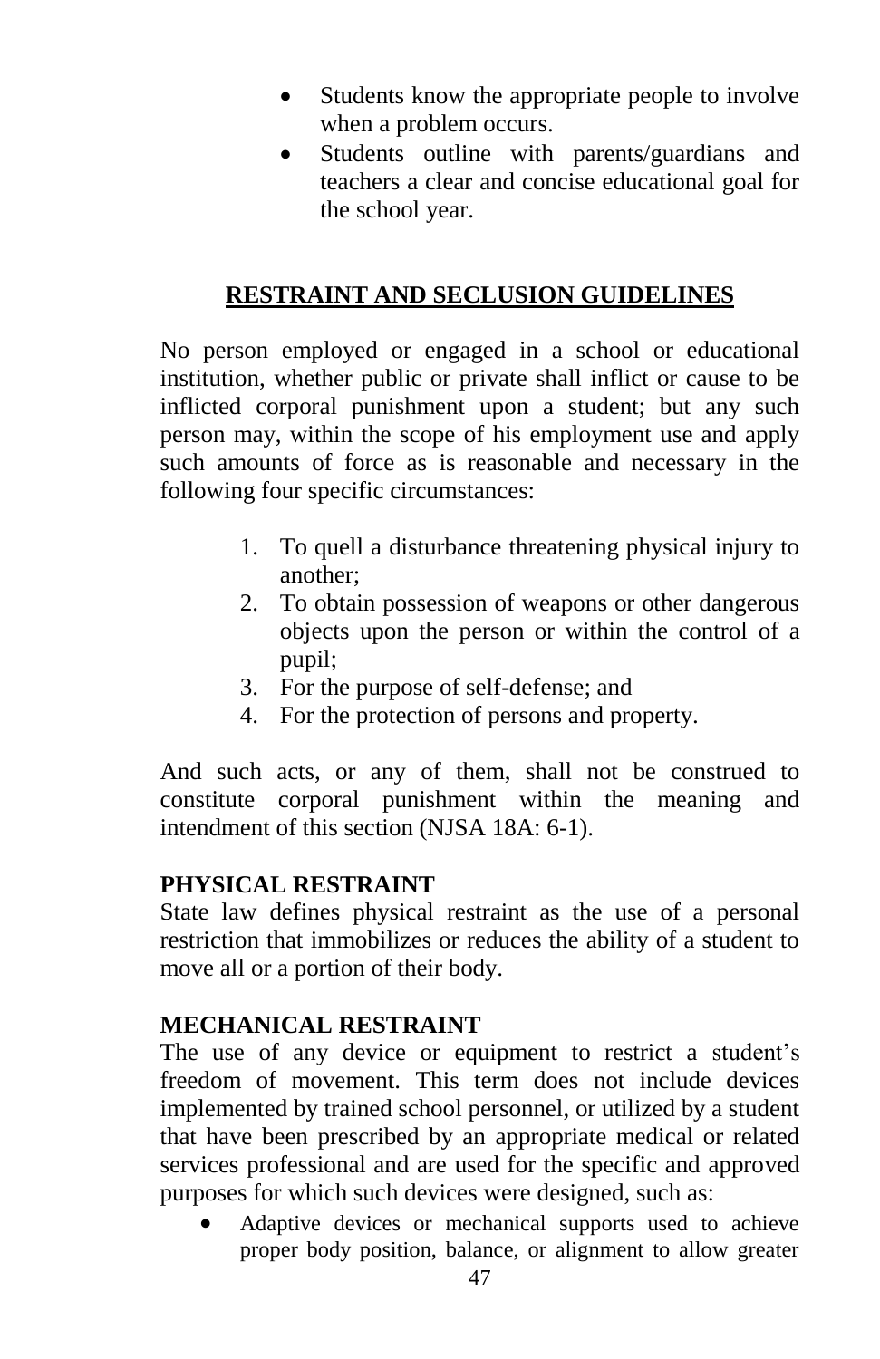- Students know the appropriate people to involve when a problem occurs.
- Students outline with parents/guardians and teachers a clear and concise educational goal for the school year.

## RESTRAINT AND SECLUSION GUIDELINES

No person employed or engaged in a school or educational institution, whether public or private shall inflict or cause to be inflicted corporal punishment upon a student; but any such person may, within the scope of his employment use and apply such amounts of force as is reasonable and necessary in the following four specific circumstances:

1. To quell a disturbance threatening physical injury to another;
2. To obtain possession of weapons or other dangerous objects upon the person or within the control of a pupil;
3. For the purpose of self-defense; and
4. For the protection of persons and property.

And such acts, or any of them, shall not be construed to constitute corporal punishment within the meaning and intendment of this section (NJSA 18A: 6-1).

**PHYSICAL RESTRAINT**
State law defines physical restraint as the use of a personal restriction that immobilizes or reduces the ability of a student to move all or a portion of their body.

**MECHANICAL RESTRAINT**
The use of any device or equipment to restrict a student's freedom of movement. This term does not include devices implemented by trained school personnel, or utilized by a student that have been prescribed by an appropriate medical or related services professional and are used for the specific and approved purposes for which such devices were designed, such as:

- Adaptive devices or mechanical supports used to achieve proper body position, balance, or alignment to allow greater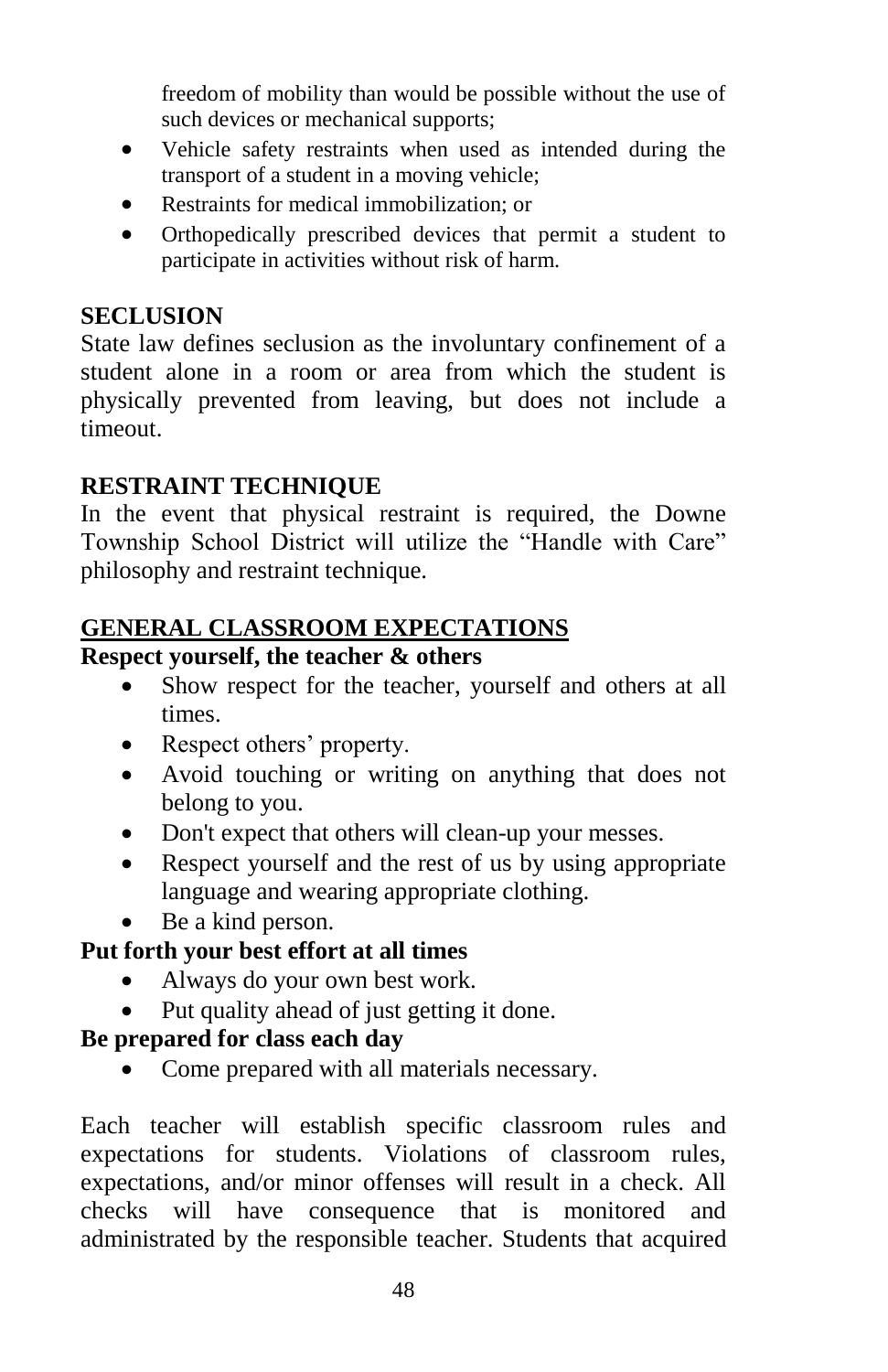freedom of mobility than would be possible without the use of such devices or mechanical supports;

- Vehicle safety restraints when used as intended during the transport of a student in a moving vehicle;
- Restraints for medical immobilization; or
- Orthopedically prescribed devices that permit a student to participate in activities without risk of harm.

**SECLUSION**

State law defines seclusion as the involuntary confinement of a student alone in a room or area from which the student is physically prevented from leaving, but does not include a timeout.

**RESTRAINT TECHNIQUE**

In the event that physical restraint is required, the Downe Township School District will utilize the "Handle with Care" philosophy and restraint technique.

**GENERAL CLASSROOM EXPECTATIONS**

**Respect yourself, the teacher & others**

- Show respect for the teacher, yourself and others at all times.
- Respect others' property.
- Avoid touching or writing on anything that does not belong to you.
- Don't expect that others will clean-up your messes.
- Respect yourself and the rest of us by using appropriate language and wearing appropriate clothing.
- Be a kind person.

**Put forth your best effort at all times**

- Always do your own best work.
- Put quality ahead of just getting it done.

**Be prepared for class each day**

- Come prepared with all materials necessary.

Each teacher will establish specific classroom rules and expectations for students. Violations of classroom rules, expectations, and/or minor offenses will result in a check. All checks will have consequence that is monitored and administrated by the responsible teacher. Students that acquired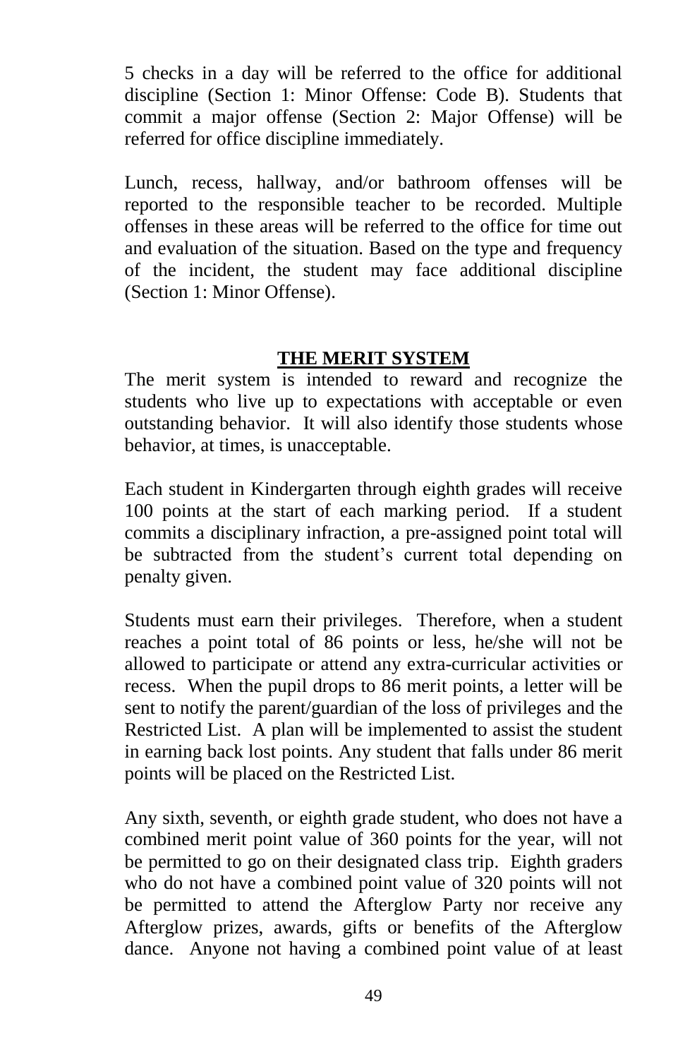5 checks in a day will be referred to the office for additional discipline (Section 1: Minor Offense: Code B). Students that commit a major offense (Section 2: Major Offense) will be referred for office discipline immediately.

Lunch, recess, hallway, and/or bathroom offenses will be reported to the responsible teacher to be recorded. Multiple offenses in these areas will be referred to the office for time out and evaluation of the situation. Based on the type and frequency of the incident, the student may face additional discipline (Section 1: Minor Offense).

## THE MERIT SYSTEM

The merit system is intended to reward and recognize the students who live up to expectations with acceptable or even outstanding behavior. It will also identify those students whose behavior, at times, is unacceptable.

Each student in Kindergarten through eighth grades will receive 100 points at the start of each marking period. If a student commits a disciplinary infraction, a pre-assigned point total will be subtracted from the student's current total depending on penalty given.

Students must earn their privileges. Therefore, when a student reaches a point total of 86 points or less, he/she will not be allowed to participate or attend any extra-curricular activities or recess. When the pupil drops to 86 merit points, a letter will be sent to notify the parent/guardian of the loss of privileges and the Restricted List. A plan will be implemented to assist the student in earning back lost points. Any student that falls under 86 merit points will be placed on the Restricted List.

Any sixth, seventh, or eighth grade student, who does not have a combined merit point value of 360 points for the year, will not be permitted to go on their designated class trip. Eighth graders who do not have a combined point value of 320 points will not be permitted to attend the Afterglow Party nor receive any Afterglow prizes, awards, gifts or benefits of the Afterglow dance. Anyone not having a combined point value of at least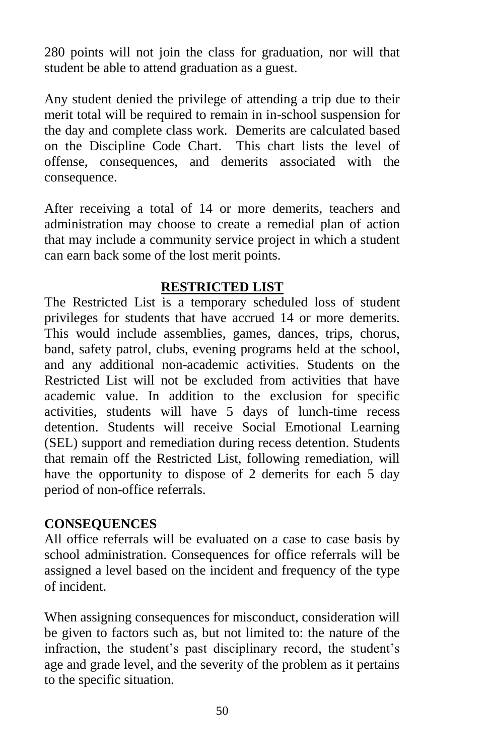280 points will not join the class for graduation, nor will that student be able to attend graduation as a guest.

Any student denied the privilege of attending a trip due to their merit total will be required to remain in in-school suspension for the day and complete class work. Demerits are calculated based on the Discipline Code Chart. This chart lists the level of offense, consequences, and demerits associated with the consequence.

After receiving a total of 14 or more demerits, teachers and administration may choose to create a remedial plan of action that may include a community service project in which a student can earn back some of the lost merit points.

## RESTRICTED LIST

The Restricted List is a temporary scheduled loss of student privileges for students that have accrued 14 or more demerits. This would include assemblies, games, dances, trips, chorus, band, safety patrol, clubs, evening programs held at the school, and any additional non-academic activities. Students on the Restricted List will not be excluded from activities that have academic value. In addition to the exclusion for specific activities, students will have 5 days of lunch-time recess detention. Students will receive Social Emotional Learning (SEL) support and remediation during recess detention. Students that remain off the Restricted List, following remediation, will have the opportunity to dispose of 2 demerits for each 5 day period of non-office referrals.

**CONSEQUENCES**

All office referrals will be evaluated on a case to case basis by school administration. Consequences for office referrals will be assigned a level based on the incident and frequency of the type of incident.

When assigning consequences for misconduct, consideration will be given to factors such as, but not limited to: the nature of the infraction, the student's past disciplinary record, the student's age and grade level, and the severity of the problem as it pertains to the specific situation.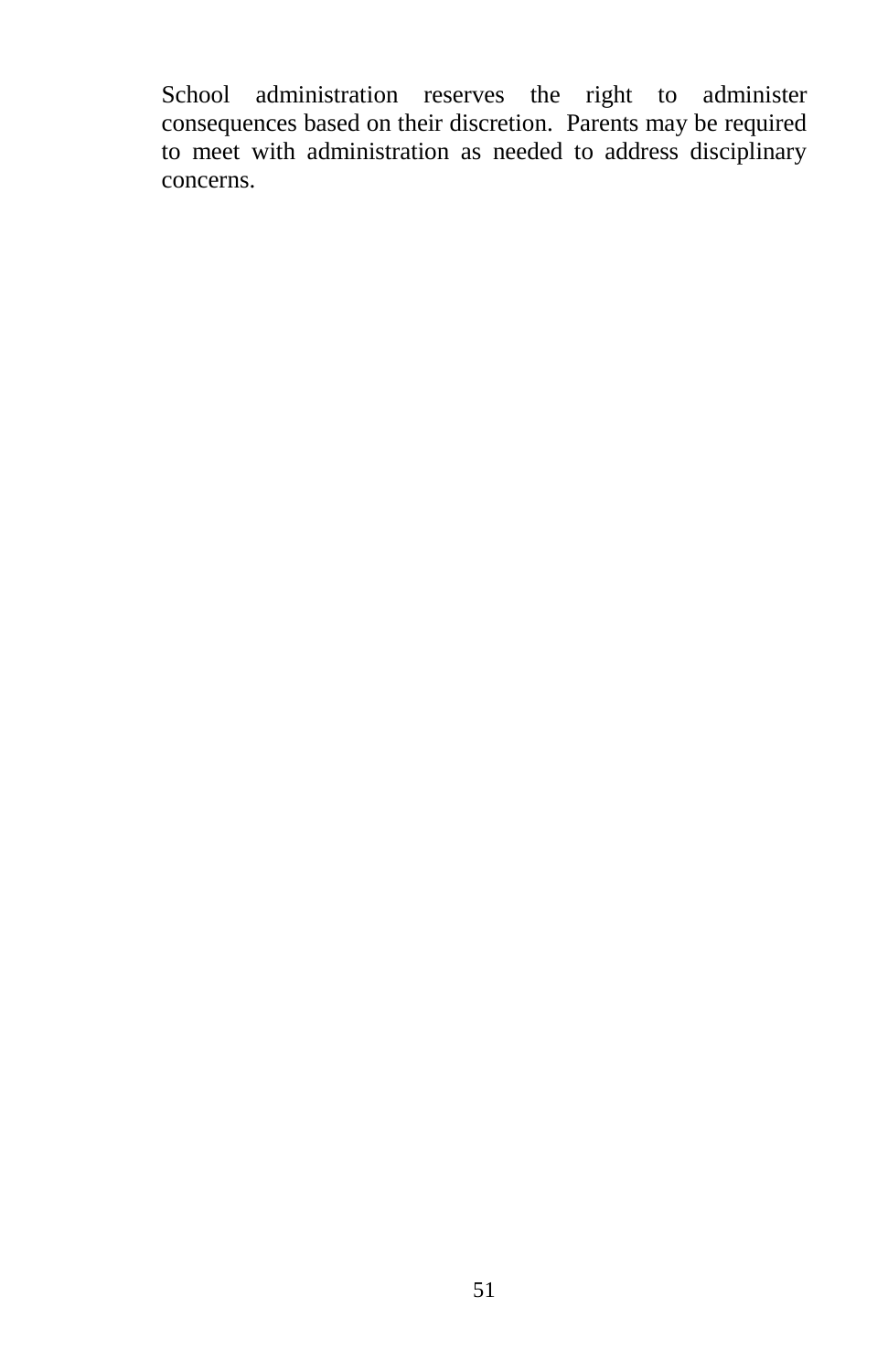School administration reserves the right to administer consequences based on their discretion.  Parents may be required to meet with administration as needed to address disciplinary concerns.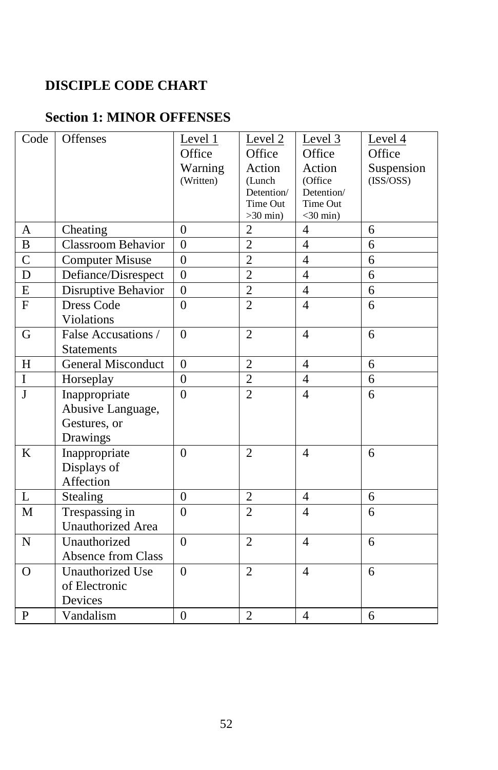# DISCIPLE CODE CHART

## Section 1: MINOR OFFENSES

| Code | Offenses | Level 1 Office Warning (Written) | Level 2 Office Action (Lunch Detention/ Time Out >30 min) | Level 3 Office Action (Office Detention/ Time Out <30 min) | Level 4 Office Suspension (ISS/OSS) |
|---|---|---|---|---|---|
| A | Cheating | 0 | 2 | 4 | 6 |
| B | Classroom Behavior | 0 | 2 | 4 | 6 |
| C | Computer Misuse | 0 | 2 | 4 | 6 |
| D | Defiance/Disrespect | 0 | 2 | 4 | 6 |
| E | Disruptive Behavior | 0 | 2 | 4 | 6 |
| F | Dress Code Violations | 0 | 2 | 4 | 6 |
| G | False Accusations / Statements | 0 | 2 | 4 | 6 |
| H | General Misconduct | 0 | 2 | 4 | 6 |
| I | Horseplay | 0 | 2 | 4 | 6 |
| J | Inappropriate Abusive Language, Gestures, or Drawings | 0 | 2 | 4 | 6 |
| K | Inappropriate Displays of Affection | 0 | 2 | 4 | 6 |
| L | Stealing | 0 | 2 | 4 | 6 |
| M | Trespassing in Unauthorized Area | 0 | 2 | 4 | 6 |
| N | Unauthorized Absence from Class | 0 | 2 | 4 | 6 |
| O | Unauthorized Use of Electronic Devices | 0 | 2 | 4 | 6 |
| P | Vandalism | 0 | 2 | 4 | 6 |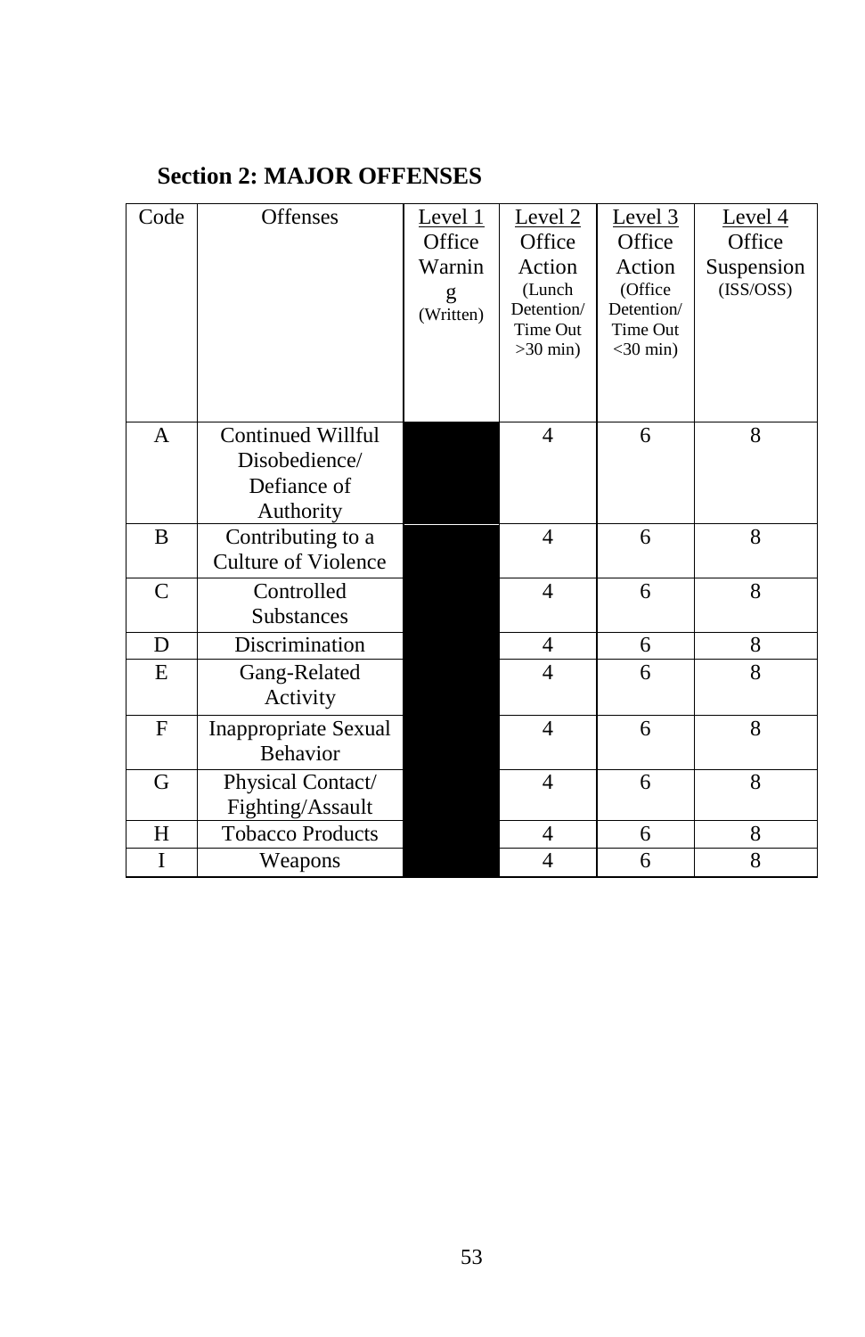**Section 2: MAJOR OFFENSES**

| Code | Offenses | Level 1 Office Warning (Written) | Level 2 Office Action (Lunch Detention/ Time Out >30 min) | Level 3 Office Action (Office Detention/ Time Out <30 min) | Level 4 Office Suspension (ISS/OSS) |
|---|---|---|---|---|---|
| A | Continued Willful Disobedience/ Defiance of Authority | | 4 | 6 | 8 |
| B | Contributing to a Culture of Violence | | 4 | 6 | 8 |
| C | Controlled Substances | | 4 | 6 | 8 |
| D | Discrimination | | 4 | 6 | 8 |
| E | Gang-Related Activity | | 4 | 6 | 8 |
| F | Inappropriate Sexual Behavior | | 4 | 6 | 8 |
| G | Physical Contact/ Fighting/Assault | | 4 | 6 | 8 |
| H | Tobacco Products | | 4 | 6 | 8 |
| I | Weapons | | 4 | 6 | 8 |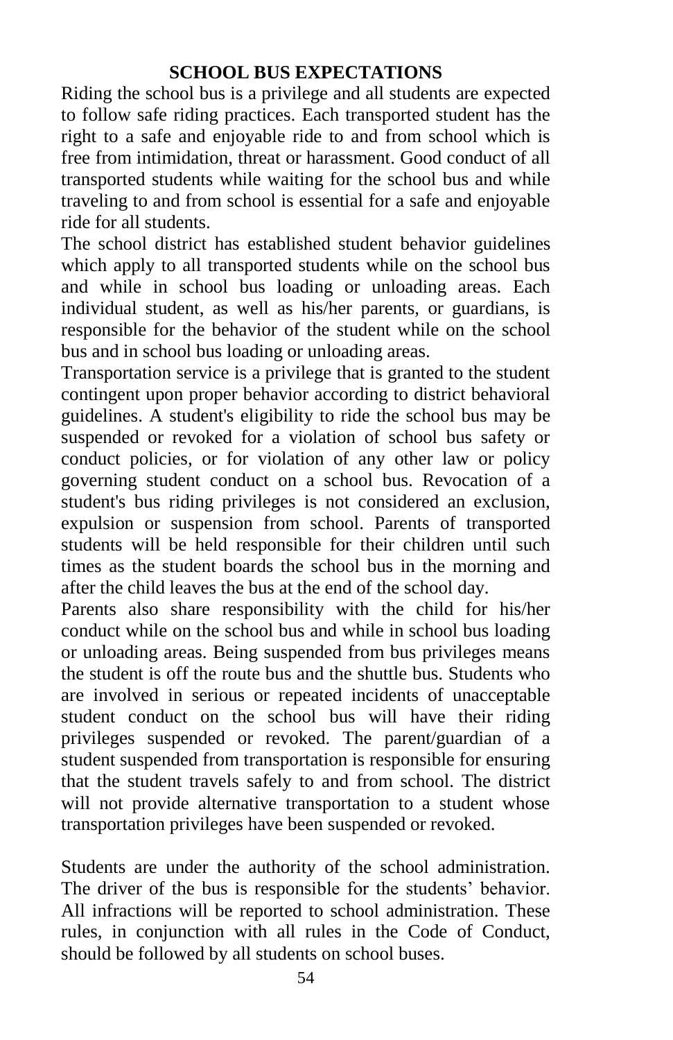## SCHOOL BUS EXPECTATIONS

Riding the school bus is a privilege and all students are expected to follow safe riding practices. Each transported student has the right to a safe and enjoyable ride to and from school which is free from intimidation, threat or harassment. Good conduct of all transported students while waiting for the school bus and while traveling to and from school is essential for a safe and enjoyable ride for all students.

The school district has established student behavior guidelines which apply to all transported students while on the school bus and while in school bus loading or unloading areas. Each individual student, as well as his/her parents, or guardians, is responsible for the behavior of the student while on the school bus and in school bus loading or unloading areas.

Transportation service is a privilege that is granted to the student contingent upon proper behavior according to district behavioral guidelines. A student's eligibility to ride the school bus may be suspended or revoked for a violation of school bus safety or conduct policies, or for violation of any other law or policy governing student conduct on a school bus. Revocation of a student's bus riding privileges is not considered an exclusion, expulsion or suspension from school. Parents of transported students will be held responsible for their children until such times as the student boards the school bus in the morning and after the child leaves the bus at the end of the school day.

Parents also share responsibility with the child for his/her conduct while on the school bus and while in school bus loading or unloading areas. Being suspended from bus privileges means the student is off the route bus and the shuttle bus. Students who are involved in serious or repeated incidents of unacceptable student conduct on the school bus will have their riding privileges suspended or revoked. The parent/guardian of a student suspended from transportation is responsible for ensuring that the student travels safely to and from school. The district will not provide alternative transportation to a student whose transportation privileges have been suspended or revoked.

Students are under the authority of the school administration. The driver of the bus is responsible for the students' behavior. All infractions will be reported to school administration. These rules, in conjunction with all rules in the Code of Conduct, should be followed by all students on school buses.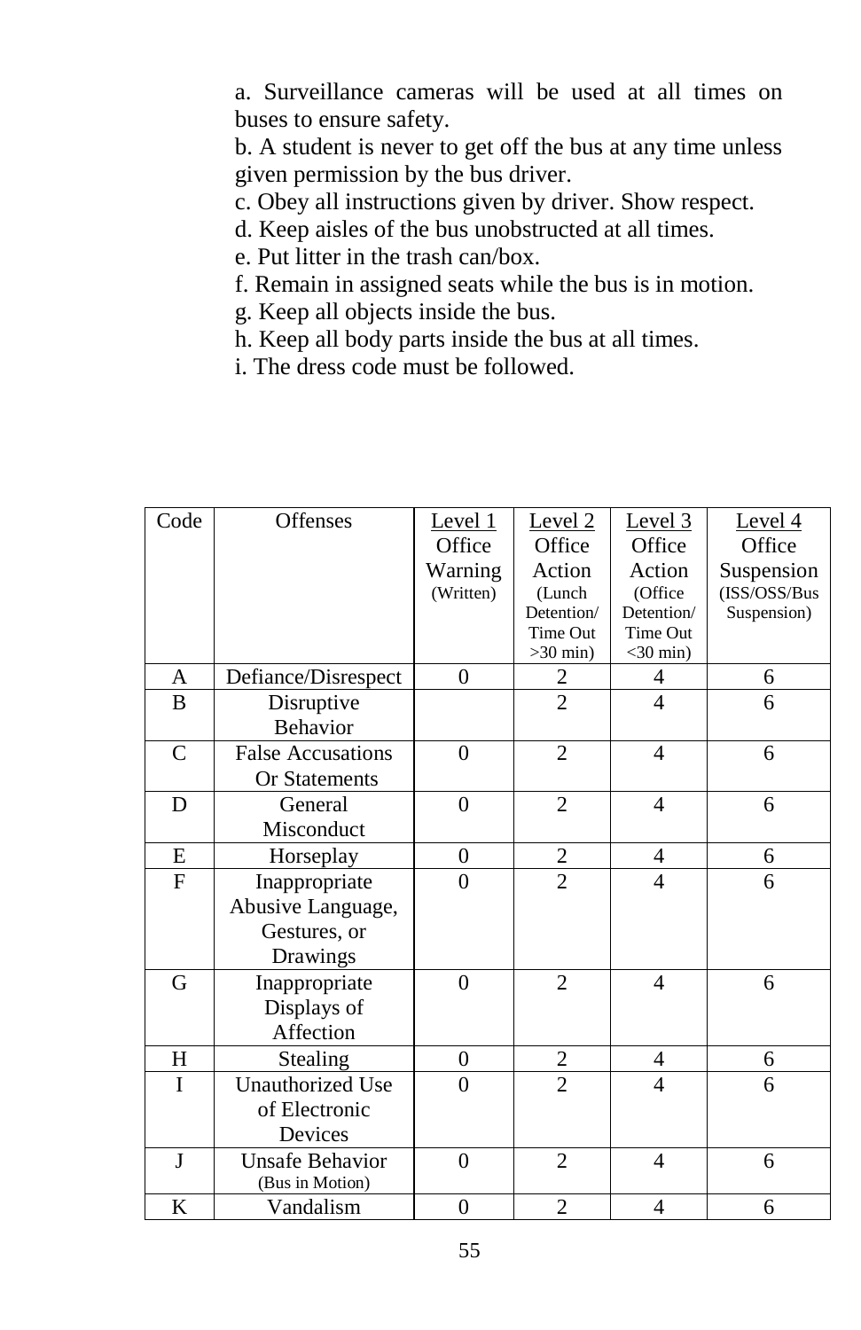a. Surveillance cameras will be used at all times on buses to ensure safety.
b. A student is never to get off the bus at any time unless given permission by the bus driver.
c. Obey all instructions given by driver. Show respect.
d. Keep aisles of the bus unobstructed at all times.
e. Put litter in the trash can/box.
f. Remain in assigned seats while the bus is in motion.
g. Keep all objects inside the bus.
h. Keep all body parts inside the bus at all times.
i. The dress code must be followed.

| Code | Offenses | Level 1 Office Warning (Written) | Level 2 Office Action (Lunch Detention/ Time Out >30 min) | Level 3 Office Action (Office Detention/ Time Out <30 min) | Level 4 Office Suspension (ISS/OSS/Bus Suspension) |
|---|---|---|---|---|---|
| A | Defiance/Disrespect | 0 | 2 | 4 | 6 |
| B | Disruptive Behavior | | 2 | 4 | 6 |
| C | False Accusations Or Statements | 0 | 2 | 4 | 6 |
| D | General Misconduct | 0 | 2 | 4 | 6 |
| E | Horseplay | 0 | 2 | 4 | 6 |
| F | Inappropriate Abusive Language, Gestures, or Drawings | 0 | 2 | 4 | 6 |
| G | Inappropriate Displays of Affection | 0 | 2 | 4 | 6 |
| H | Stealing | 0 | 2 | 4 | 6 |
| I | Unauthorized Use of Electronic Devices | 0 | 2 | 4 | 6 |
| J | Unsafe Behavior (Bus in Motion) | 0 | 2 | 4 | 6 |
| K | Vandalism | 0 | 2 | 4 | 6 |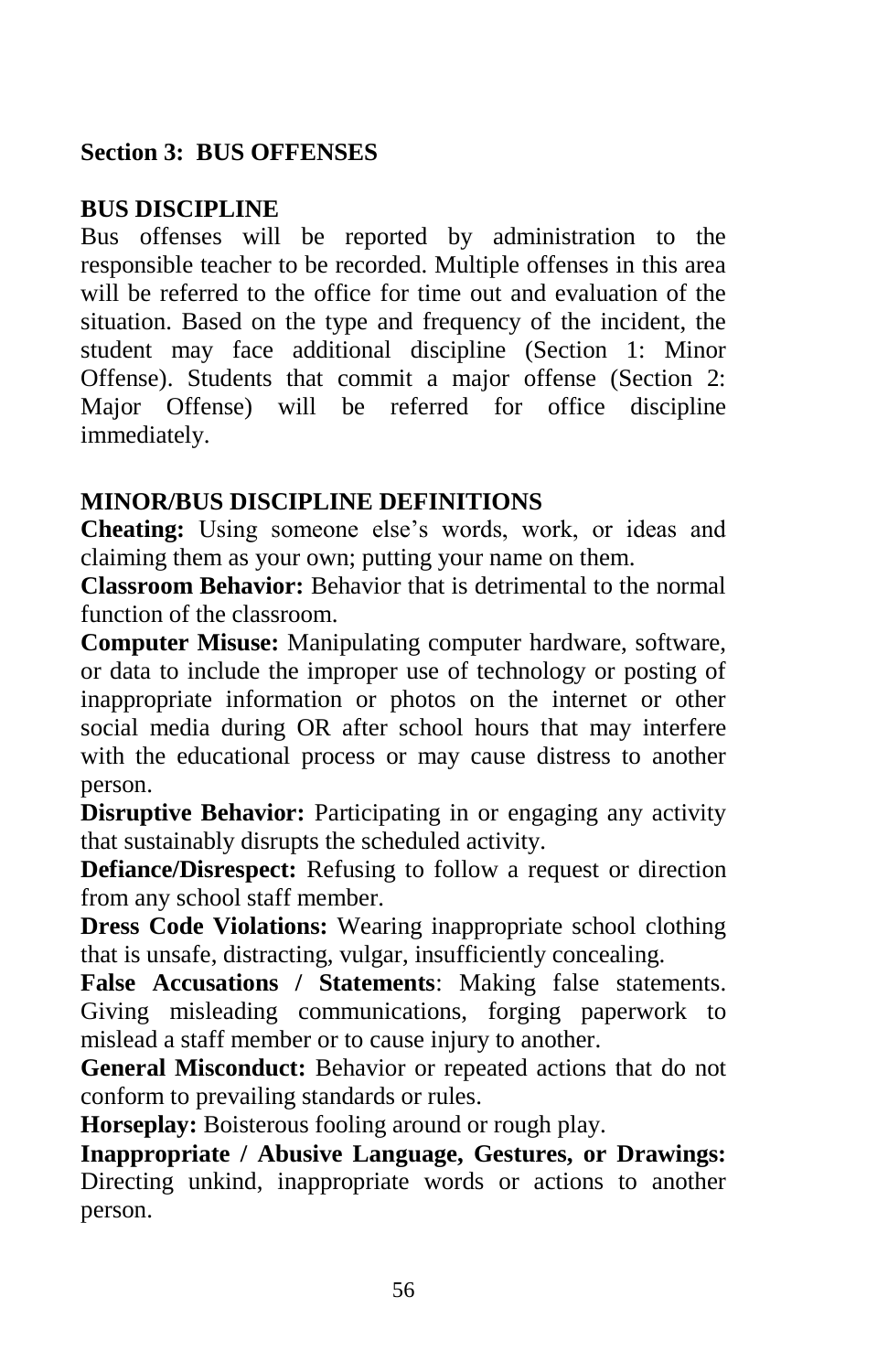## Section 3: BUS OFFENSES

### BUS DISCIPLINE

Bus offenses will be reported by administration to the responsible teacher to be recorded. Multiple offenses in this area will be referred to the office for time out and evaluation of the situation. Based on the type and frequency of the incident, the student may face additional discipline (Section 1: Minor Offense). Students that commit a major offense (Section 2: Major Offense) will be referred for office discipline immediately.

### MINOR/BUS DISCIPLINE DEFINITIONS

**Cheating:** Using someone else's words, work, or ideas and claiming them as your own; putting your name on them.

**Classroom Behavior:** Behavior that is detrimental to the normal function of the classroom.

**Computer Misuse:** Manipulating computer hardware, software, or data to include the improper use of technology or posting of inappropriate information or photos on the internet or other social media during OR after school hours that may interfere with the educational process or may cause distress to another person.

**Disruptive Behavior:** Participating in or engaging any activity that sustainably disrupts the scheduled activity.

**Defiance/Disrespect:** Refusing to follow a request or direction from any school staff member.

**Dress Code Violations:** Wearing inappropriate school clothing that is unsafe, distracting, vulgar, insufficiently concealing.

**False Accusations / Statements**: Making false statements. Giving misleading communications, forging paperwork to mislead a staff member or to cause injury to another.

**General Misconduct:** Behavior or repeated actions that do not conform to prevailing standards or rules.

**Horseplay:** Boisterous fooling around or rough play.

**Inappropriate / Abusive Language, Gestures, or Drawings:** Directing unkind, inappropriate words or actions to another person.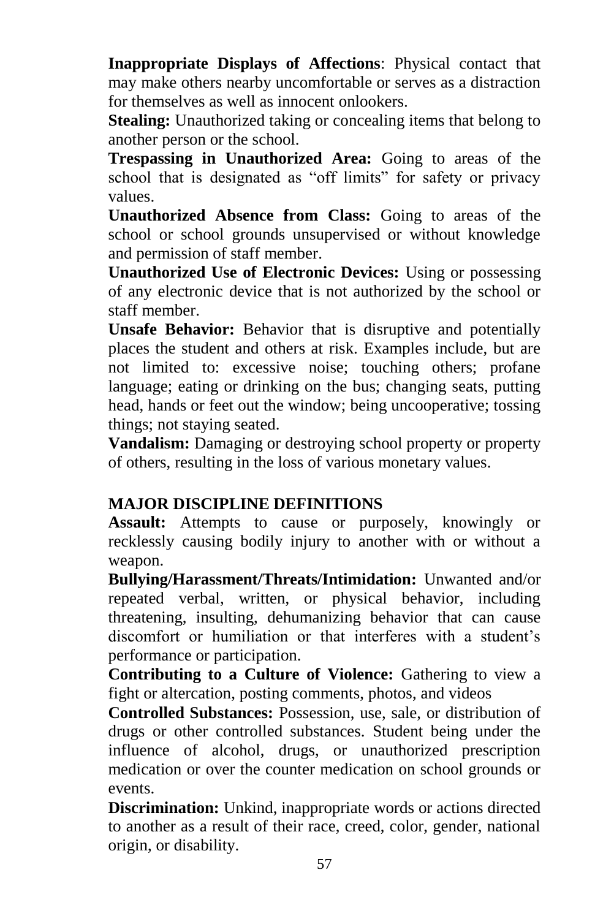**Inappropriate Displays of Affections**: Physical contact that may make others nearby uncomfortable or serves as a distraction for themselves as well as innocent onlookers.

**Stealing:** Unauthorized taking or concealing items that belong to another person or the school.

**Trespassing in Unauthorized Area:** Going to areas of the school that is designated as "off limits" for safety or privacy values.

**Unauthorized Absence from Class:** Going to areas of the school or school grounds unsupervised or without knowledge and permission of staff member.

**Unauthorized Use of Electronic Devices:** Using or possessing of any electronic device that is not authorized by the school or staff member.

**Unsafe Behavior:** Behavior that is disruptive and potentially places the student and others at risk. Examples include, but are not limited to: excessive noise; touching others; profane language; eating or drinking on the bus; changing seats, putting head, hands or feet out the window; being uncooperative; tossing things; not staying seated.

**Vandalism:** Damaging or destroying school property or property of others, resulting in the loss of various monetary values.

## MAJOR DISCIPLINE DEFINITIONS

**Assault:** Attempts to cause or purposely, knowingly or recklessly causing bodily injury to another with or without a weapon.

**Bullying/Harassment/Threats/Intimidation:** Unwanted and/or repeated verbal, written, or physical behavior, including threatening, insulting, dehumanizing behavior that can cause discomfort or humiliation or that interferes with a student's performance or participation.

**Contributing to a Culture of Violence:** Gathering to view a fight or altercation, posting comments, photos, and videos

**Controlled Substances:** Possession, use, sale, or distribution of drugs or other controlled substances. Student being under the influence of alcohol, drugs, or unauthorized prescription medication or over the counter medication on school grounds or events.

**Discrimination:** Unkind, inappropriate words or actions directed to another as a result of their race, creed, color, gender, national origin, or disability.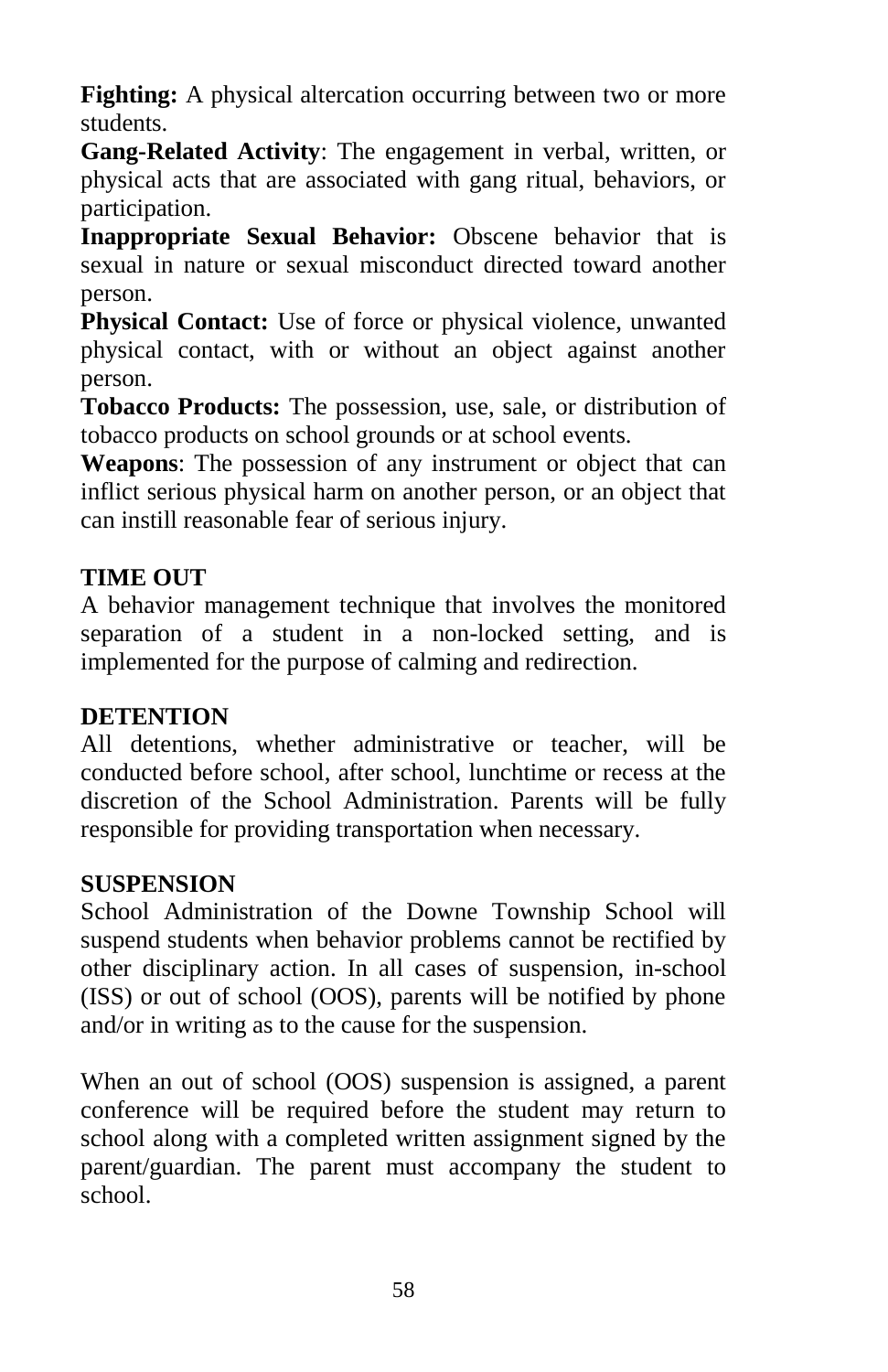**Fighting:** A physical altercation occurring between two or more students.

**Gang-Related Activity**: The engagement in verbal, written, or physical acts that are associated with gang ritual, behaviors, or participation.

**Inappropriate Sexual Behavior:** Obscene behavior that is sexual in nature or sexual misconduct directed toward another person.

**Physical Contact:** Use of force or physical violence, unwanted physical contact, with or without an object against another person.

**Tobacco Products:** The possession, use, sale, or distribution of tobacco products on school grounds or at school events.

**Weapons**: The possession of any instrument or object that can inflict serious physical harm on another person, or an object that can instill reasonable fear of serious injury.

## TIME OUT

A behavior management technique that involves the monitored separation of a student in a non-locked setting, and is implemented for the purpose of calming and redirection.

## DETENTION

All detentions, whether administrative or teacher, will be conducted before school, after school, lunchtime or recess at the discretion of the School Administration. Parents will be fully responsible for providing transportation when necessary.

## SUSPENSION

School Administration of the Downe Township School will suspend students when behavior problems cannot be rectified by other disciplinary action. In all cases of suspension, in-school (ISS) or out of school (OOS), parents will be notified by phone and/or in writing as to the cause for the suspension.

When an out of school (OOS) suspension is assigned, a parent conference will be required before the student may return to school along with a completed written assignment signed by the parent/guardian. The parent must accompany the student to school.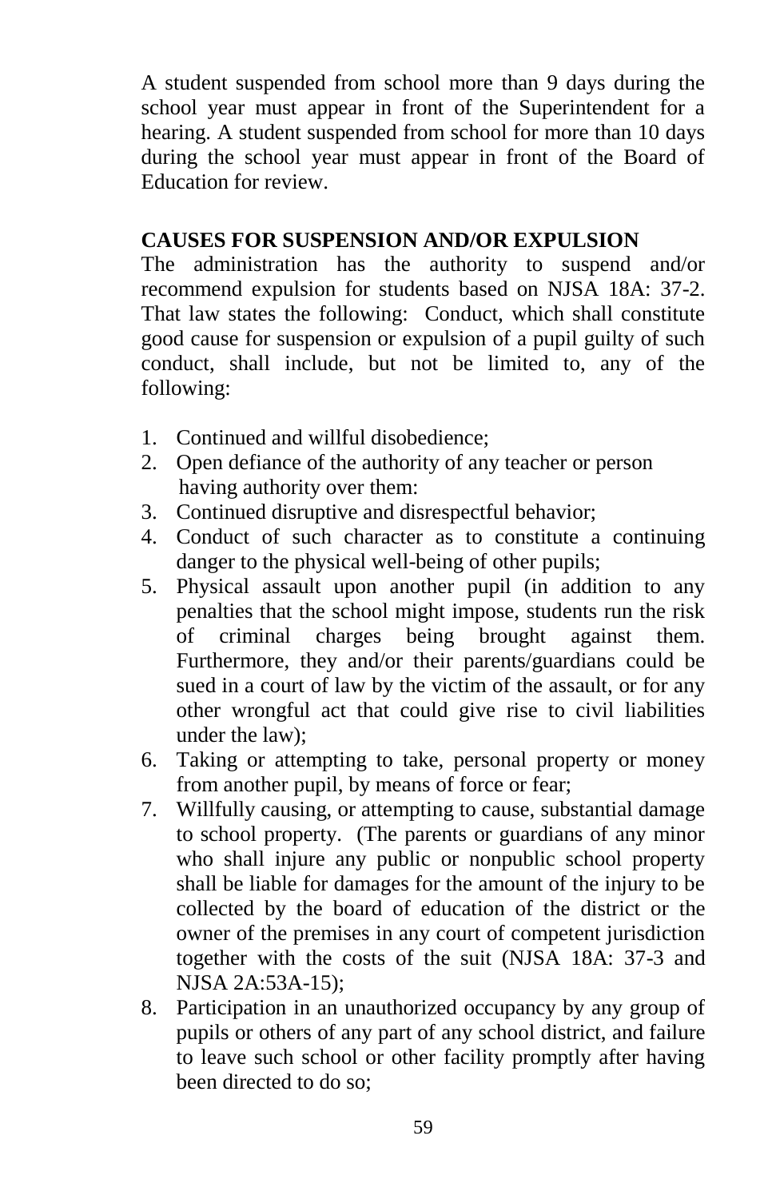A student suspended from school more than 9 days during the school year must appear in front of the Superintendent for a hearing. A student suspended from school for more than 10 days during the school year must appear in front of the Board of Education for review.

**CAUSES FOR SUSPENSION AND/OR EXPULSION**

The administration has the authority to suspend and/or recommend expulsion for students based on NJSA 18A: 37-2. That law states the following: Conduct, which shall constitute good cause for suspension or expulsion of a pupil guilty of such conduct, shall include, but not be limited to, any of the following:

1. Continued and willful disobedience;
2. Open defiance of the authority of any teacher or person having authority over them:
3. Continued disruptive and disrespectful behavior;
4. Conduct of such character as to constitute a continuing danger to the physical well-being of other pupils;
5. Physical assault upon another pupil (in addition to any penalties that the school might impose, students run the risk of criminal charges being brought against them. Furthermore, they and/or their parents/guardians could be sued in a court of law by the victim of the assault, or for any other wrongful act that could give rise to civil liabilities under the law);
6. Taking or attempting to take, personal property or money from another pupil, by means of force or fear;
7. Willfully causing, or attempting to cause, substantial damage to school property. (The parents or guardians of any minor who shall injure any public or nonpublic school property shall be liable for damages for the amount of the injury to be collected by the board of education of the district or the owner of the premises in any court of competent jurisdiction together with the costs of the suit (NJSA 18A: 37-3 and NJSA 2A:53A-15);
8. Participation in an unauthorized occupancy by any group of pupils or others of any part of any school district, and failure to leave such school or other facility promptly after having been directed to do so;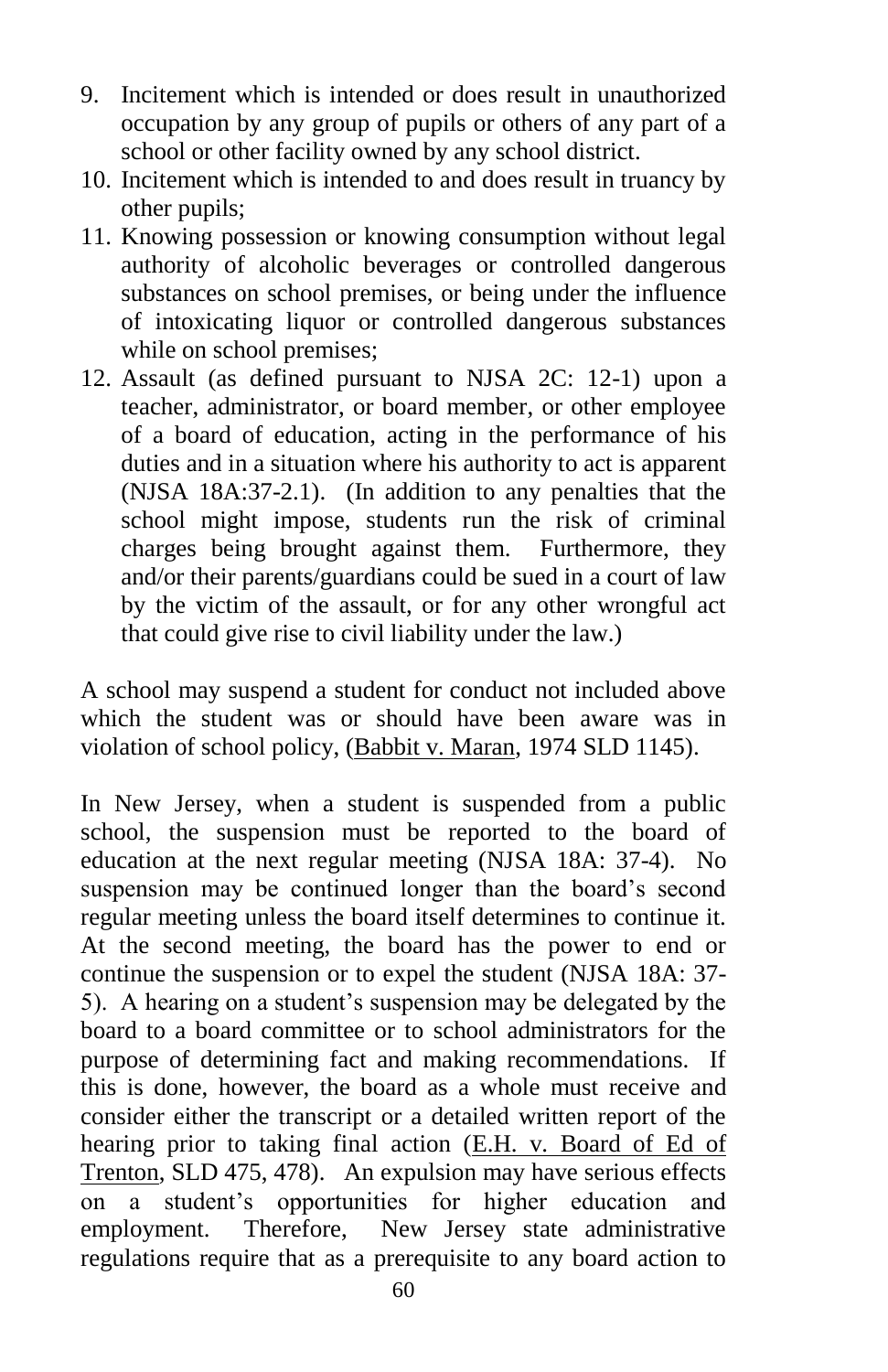9. Incitement which is intended or does result in unauthorized occupation by any group of pupils or others of any part of a school or other facility owned by any school district.
10. Incitement which is intended to and does result in truancy by other pupils;
11. Knowing possession or knowing consumption without legal authority of alcoholic beverages or controlled dangerous substances on school premises, or being under the influence of intoxicating liquor or controlled dangerous substances while on school premises;
12. Assault (as defined pursuant to NJSA 2C: 12-1) upon a teacher, administrator, or board member, or other employee of a board of education, acting in the performance of his duties and in a situation where his authority to act is apparent (NJSA 18A:37-2.1). (In addition to any penalties that the school might impose, students run the risk of criminal charges being brought against them. Furthermore, they and/or their parents/guardians could be sued in a court of law by the victim of the assault, or for any other wrongful act that could give rise to civil liability under the law.)

A school may suspend a student for conduct not included above which the student was or should have been aware was in violation of school policy, (Babbit v. Maran, 1974 SLD 1145).

In New Jersey, when a student is suspended from a public school, the suspension must be reported to the board of education at the next regular meeting (NJSA 18A: 37-4). No suspension may be continued longer than the board's second regular meeting unless the board itself determines to continue it. At the second meeting, the board has the power to end or continue the suspension or to expel the student (NJSA 18A: 37-5). A hearing on a student's suspension may be delegated by the board to a board committee or to school administrators for the purpose of determining fact and making recommendations. If this is done, however, the board as a whole must receive and consider either the transcript or a detailed written report of the hearing prior to taking final action (E.H. v. Board of Ed of Trenton, SLD 475, 478). An expulsion may have serious effects on a student's opportunities for higher education and employment. Therefore, New Jersey state administrative regulations require that as a prerequisite to any board action to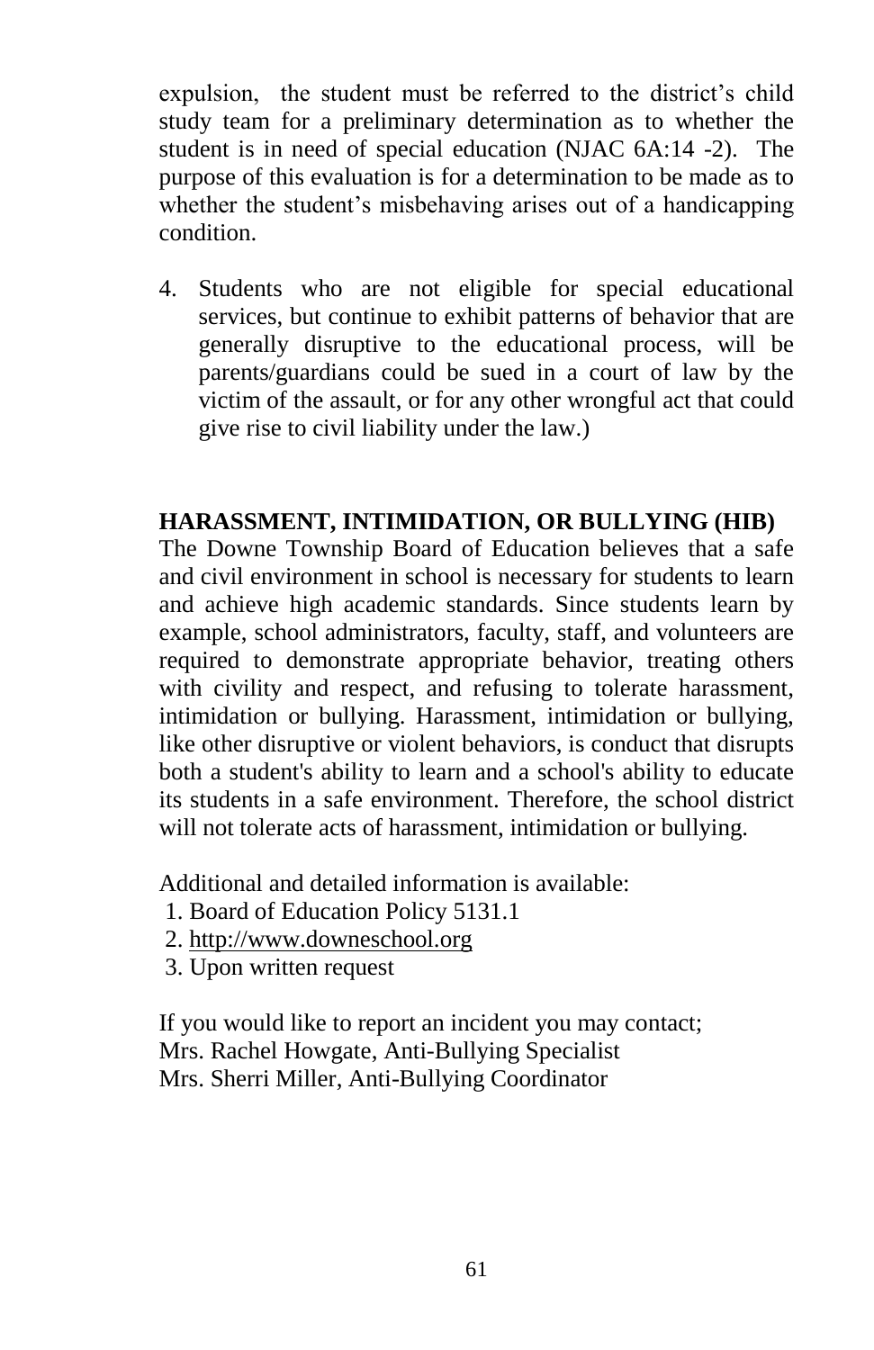expulsion, the student must be referred to the district's child study team for a preliminary determination as to whether the student is in need of special education (NJAC 6A:14 -2). The purpose of this evaluation is for a determination to be made as to whether the student's misbehaving arises out of a handicapping condition.

4. Students who are not eligible for special educational services, but continue to exhibit patterns of behavior that are generally disruptive to the educational process, will be parents/guardians could be sued in a court of law by the victim of the assault, or for any other wrongful act that could give rise to civil liability under the law.)

## HARASSMENT, INTIMIDATION, OR BULLYING (HIB)

The Downe Township Board of Education believes that a safe and civil environment in school is necessary for students to learn and achieve high academic standards. Since students learn by example, school administrators, faculty, staff, and volunteers are required to demonstrate appropriate behavior, treating others with civility and respect, and refusing to tolerate harassment, intimidation or bullying. Harassment, intimidation or bullying, like other disruptive or violent behaviors, is conduct that disrupts both a student's ability to learn and a school's ability to educate its students in a safe environment. Therefore, the school district will not tolerate acts of harassment, intimidation or bullying.

Additional and detailed information is available:

1. Board of Education Policy 5131.1
2. http://www.downeschool.org
3. Upon written request

If you would like to report an incident you may contact;
Mrs. Rachel Howgate, Anti-Bullying Specialist
Mrs. Sherri Miller, Anti-Bullying Coordinator